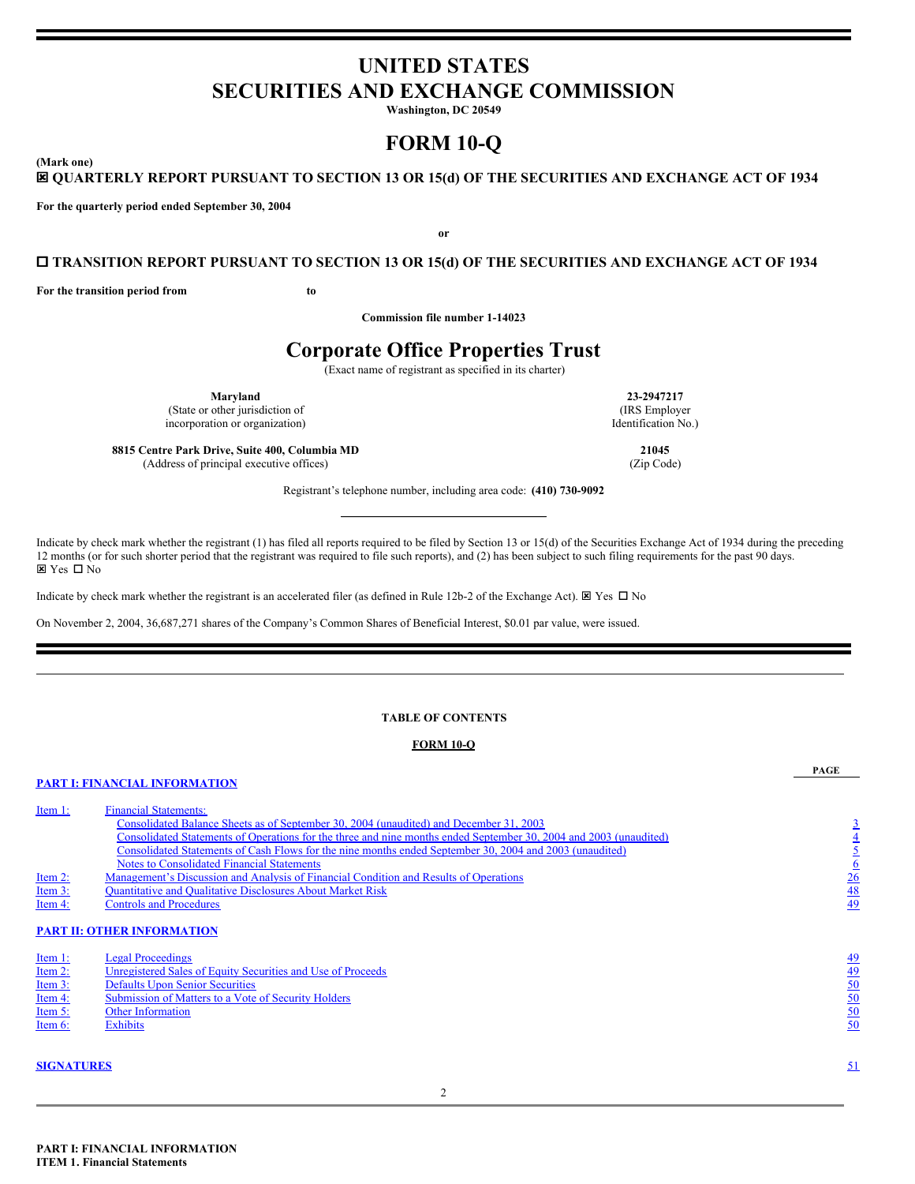# UNITED STATES
# SECURITIES AND EXCHANGE COMMISSION

**Washington, DC 20549**

# FORM 10-Q

**(Mark one)**

**☒ QUARTERLY REPORT PURSUANT TO SECTION 13 OR 15(d) OF THE SECURITIES AND EXCHANGE ACT OF 1934**

**For the quarterly period ended September 30, 2004**

**or**

**☐ TRANSITION REPORT PURSUANT TO SECTION 13 OR 15(d) OF THE SECURITIES AND EXCHANGE ACT OF 1934**

**For the transition period from to**

**Commission file number 1-14023**

# Corporate Office Properties Trust

(Exact name of registrant as specified in its charter)

| **Maryland** | **23-2947217** |
|---|---|
| (State or other jurisdiction of incorporation or organization) | (IRS Employer Identification No.) |
| **8815 Centre Park Drive, Suite 400, Columbia MD** | **21045** |
| (Address of principal executive offices) | (Zip Code) |

Registrant's telephone number, including area code: **(410) 730-9092**

Indicate by check mark whether the registrant (1) has filed all reports required to be filed by Section 13 or 15(d) of the Securities Exchange Act of 1934 during the preceding 12 months (or for such shorter period that the registrant was required to file such reports), and (2) has been subject to such filing requirements for the past 90 days. ☒ Yes ☐ No

Indicate by check mark whether the registrant is an accelerated filer (as defined in Rule 12b-2 of the Exchange Act). ☒ Yes ☐ No

On November 2, 2004, 36,687,271 shares of the Company's Common Shares of Beneficial Interest, $0.01 par value, were issued.

---

**TABLE OF CONTENTS**

**FORM 10-Q**

| | | **PAGE** |
|---|---|---|
| **PART I: FINANCIAL INFORMATION** | | |
| Item 1: | Financial Statements: | |
| | Consolidated Balance Sheets as of September 30, 2004 (unaudited) and December 31, 2003 | 3 |
| | Consolidated Statements of Operations for the three and nine months ended September 30, 2004 and 2003 (unaudited) | 4 |
| | Consolidated Statements of Cash Flows for the nine months ended September 30, 2004 and 2003 (unaudited) | 5 |
| | Notes to Consolidated Financial Statements | 6 |
| Item 2: | Management's Discussion and Analysis of Financial Condition and Results of Operations | 26 |
| Item 3: | Quantitative and Qualitative Disclosures About Market Risk | 48 |
| Item 4: | Controls and Procedures | 49 |
| **PART II: OTHER INFORMATION** | | |
| Item 1: | Legal Proceedings | 49 |
| Item 2: | Unregistered Sales of Equity Securities and Use of Proceeds | 49 |
| Item 3: | Defaults Upon Senior Securities | 50 |
| Item 4: | Submission of Matters to a Vote of Security Holders | 50 |
| Item 5: | Other Information | 50 |
| Item 6: | Exhibits | 50 |
| **SIGNATURES** | | 51 |

---

**PART I: FINANCIAL INFORMATION**

**ITEM 1. Financial Statements**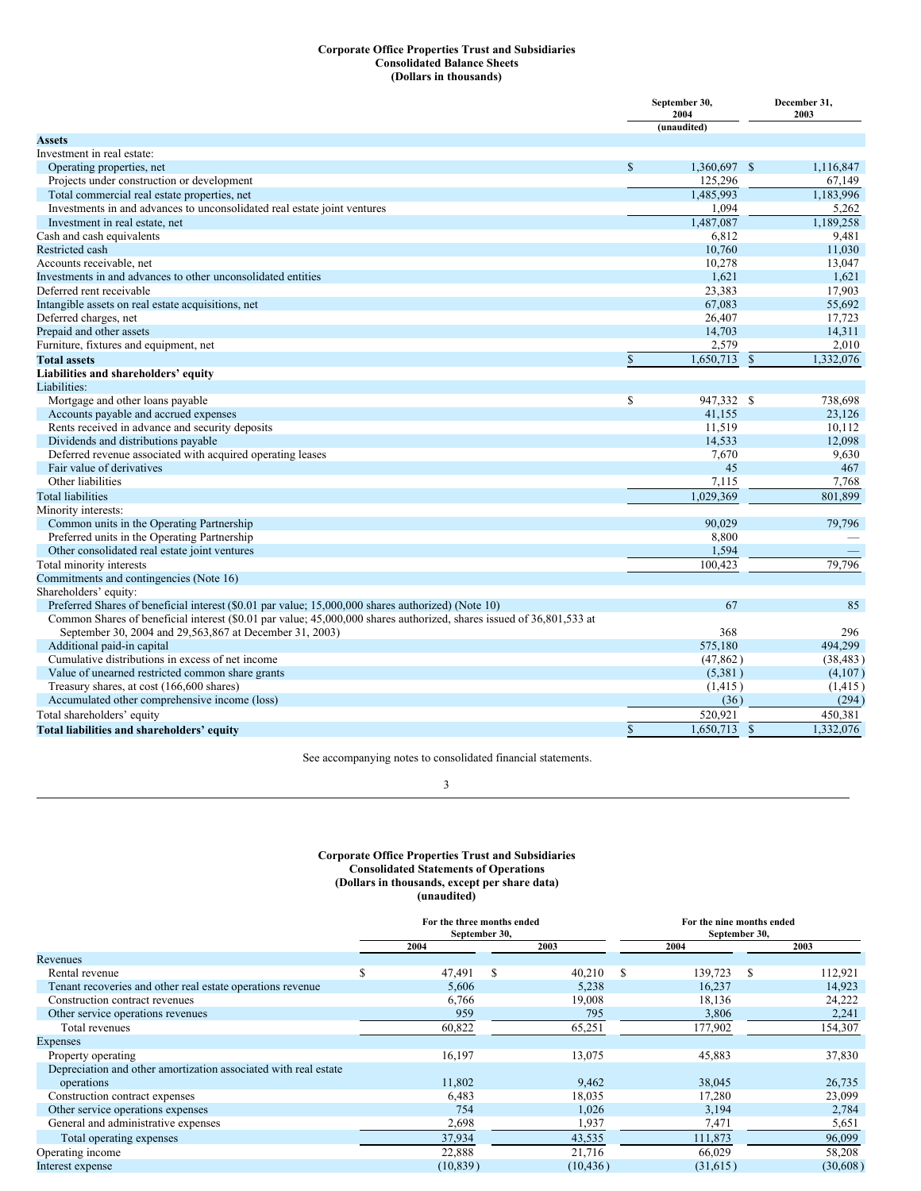**Corporate Office Properties Trust and Subsidiaries**
**Consolidated Balance Sheets**
**(Dollars in thousands)**

| | September 30, 2004 (unaudited) | December 31, 2003 |
|---|---|---|
| **Assets** | | |
| Investment in real estate: | | |
| Operating properties, net | $ 1,360,697 | $ 1,116,847 |
| Projects under construction or development | 125,296 | 67,149 |
| Total commercial real estate properties, net | 1,485,993 | 1,183,996 |
| Investments in and advances to unconsolidated real estate joint ventures | 1,094 | 5,262 |
| Investment in real estate, net | 1,487,087 | 1,189,258 |
| Cash and cash equivalents | 6,812 | 9,481 |
| Restricted cash | 10,760 | 11,030 |
| Accounts receivable, net | 10,278 | 13,047 |
| Investments in and advances to other unconsolidated entities | 1,621 | 1,621 |
| Deferred rent receivable | 23,383 | 17,903 |
| Intangible assets on real estate acquisitions, net | 67,083 | 55,692 |
| Deferred charges, net | 26,407 | 17,723 |
| Prepaid and other assets | 14,703 | 14,311 |
| Furniture, fixtures and equipment, net | 2,579 | 2,010 |
| **Total assets** | $ 1,650,713 | $ 1,332,076 |
| **Liabilities and shareholders' equity** | | |
| Liabilities: | | |
| Mortgage and other loans payable | $ 947,332 | $ 738,698 |
| Accounts payable and accrued expenses | 41,155 | 23,126 |
| Rents received in advance and security deposits | 11,519 | 10,112 |
| Dividends and distributions payable | 14,533 | 12,098 |
| Deferred revenue associated with acquired operating leases | 7,670 | 9,630 |
| Fair value of derivatives | 45 | 467 |
| Other liabilities | 7,115 | 7,768 |
| Total liabilities | 1,029,369 | 801,899 |
| Minority interests: | | |
| Common units in the Operating Partnership | 90,029 | 79,796 |
| Preferred units in the Operating Partnership | 8,800 | — |
| Other consolidated real estate joint ventures | 1,594 | — |
| Total minority interests | 100,423 | 79,796 |
| Commitments and contingencies (Note 16) | | |
| Shareholders' equity: | | |
| Preferred Shares of beneficial interest ($0.01 par value; 15,000,000 shares authorized) (Note 10) | 67 | 85 |
| Common Shares of beneficial interest ($0.01 par value; 45,000,000 shares authorized, shares issued of 36,801,533 at September 30, 2004 and 29,563,867 at December 31, 2003) | 368 | 296 |
| Additional paid-in capital | 575,180 | 494,299 |
| Cumulative distributions in excess of net income | (47,862) | (38,483) |
| Value of unearned restricted common share grants | (5,381) | (4,107) |
| Treasury shares, at cost (166,600 shares) | (1,415) | (1,415) |
| Accumulated other comprehensive income (loss) | (36) | (294) |
| Total shareholders' equity | 520,921 | 450,381 |
| **Total liabilities and shareholders' equity** | $ 1,650,713 | $ 1,332,076 |

See accompanying notes to consolidated financial statements.

**Corporate Office Properties Trust and Subsidiaries**
**Consolidated Statements of Operations**
**(Dollars in thousands, except per share data)**
**(unaudited)**

| | For the three months ended September 30, | | For the nine months ended September 30, | |
|---|---|---|---|---|
| | 2004 | 2003 | 2004 | 2003 |
| Revenues | | | | |
| Rental revenue | $ 47,491 | $ 40,210 | $ 139,723 | $ 112,921 |
| Tenant recoveries and other real estate operations revenue | 5,606 | 5,238 | 16,237 | 14,923 |
| Construction contract revenues | 6,766 | 19,008 | 18,136 | 24,222 |
| Other service operations revenues | 959 | 795 | 3,806 | 2,241 |
| Total revenues | 60,822 | 65,251 | 177,902 | 154,307 |
| Expenses | | | | |
| Property operating | 16,197 | 13,075 | 45,883 | 37,830 |
| Depreciation and other amortization associated with real estate operations | 11,802 | 9,462 | 38,045 | 26,735 |
| Construction contract expenses | 6,483 | 18,035 | 17,280 | 23,099 |
| Other service operations expenses | 754 | 1,026 | 3,194 | 2,784 |
| General and administrative expenses | 2,698 | 1,937 | 7,471 | 5,651 |
| Total operating expenses | 37,934 | 43,535 | 111,873 | 96,099 |
| Operating income | 22,888 | 21,716 | 66,029 | 58,208 |
| Interest expense | (10,839) | (10,436) | (31,615) | (30,608) |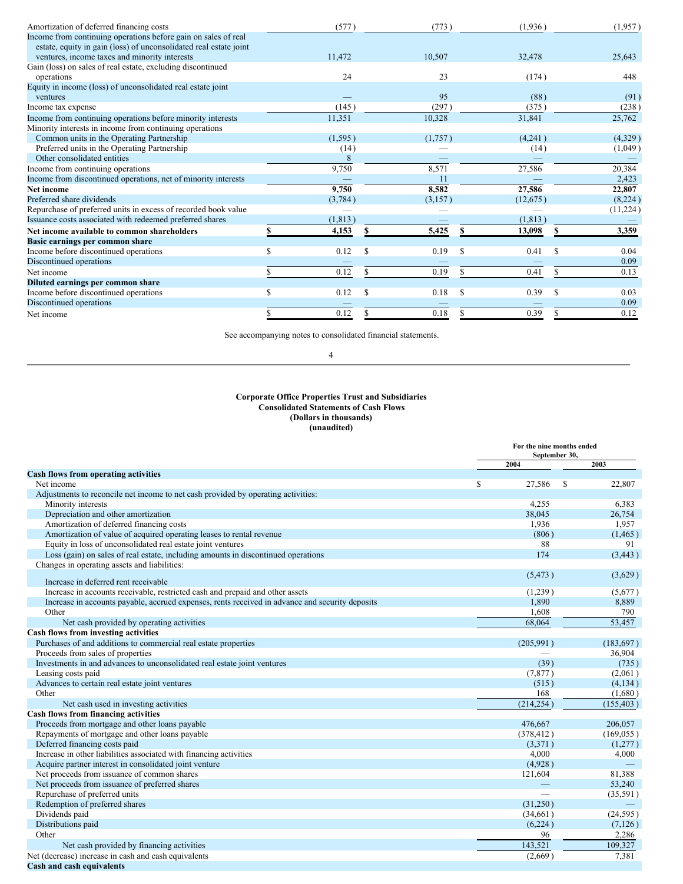| | | | | |
|---|---|---|---|---|
| Amortization of deferred financing costs | (577) | (773) | (1,936) | (1,957) |
| Income from continuing operations before gain on sales of real estate, equity in gain (loss) of unconsolidated real estate joint ventures, income taxes and minority interests | 11,472 | 10,507 | 32,478 | 25,643 |
| Gain (loss) on sales of real estate, excluding discontinued operations | 24 | 23 | (174) | 448 |
| Equity in income (loss) of unconsolidated real estate joint ventures | — | 95 | (88) | (91) |
| Income tax expense | (145) | (297) | (375) | (238) |
| Income from continuing operations before minority interests | 11,351 | 10,328 | 31,841 | 25,762 |
| Minority interests in income from continuing operations | | | | |
| Common units in the Operating Partnership | (1,595) | (1,757) | (4,241) | (4,329) |
| Preferred units in the Operating Partnership | (14) | — | (14) | (1,049) |
| Other consolidated entities | 8 | — | — | — |
| Income from continuing operations | 9,750 | 8,571 | 27,586 | 20,384 |
| Income from discontinued operations, net of minority interests | — | 11 | — | 2,423 |
| **Net income** | **9,750** | **8,582** | **27,586** | **22,807** |
| Preferred share dividends | (3,784) | (3,157) | (12,675) | (8,224) |
| Repurchase of preferred units in excess of recorded book value | — | — | — | (11,224) |
| Issuance costs associated with redeemed preferred shares | (1,813) | — | (1,813) | — |
| **Net income available to common shareholders** | **$ 4,153** | **$ 5,425** | **$ 13,098** | **$ 3,359** |
| **Basic earnings per common share** | | | | |
| Income before discontinued operations | $ 0.12 | $ 0.19 | $ 0.41 | $ 0.04 |
| Discontinued operations | — | — | — | 0.09 |
| Net income | $ 0.12 | $ 0.19 | $ 0.41 | $ 0.13 |
| **Diluted earnings per common share** | | | | |
| Income before discontinued operations | $ 0.12 | $ 0.18 | $ 0.39 | $ 0.03 |
| Discontinued operations | — | — | — | 0.09 |
| Net income | $ 0.12 | $ 0.18 | $ 0.39 | $ 0.12 |

See accompanying notes to consolidated financial statements.

**Corporate Office Properties Trust and Subsidiaries**
**Consolidated Statements of Cash Flows**
**(Dollars in thousands)**
**(unaudited)**

| | For the nine months ended September 30, | |
|---|---|---|
| | 2004 | 2003 |
| **Cash flows from operating activities** | | |
| Net income | $ 27,586 | $ 22,807 |
| Adjustments to reconcile net income to net cash provided by operating activities: | | |
| Minority interests | 4,255 | 6,383 |
| Depreciation and other amortization | 38,045 | 26,754 |
| Amortization of deferred financing costs | 1,936 | 1,957 |
| Amortization of value of acquired operating leases to rental revenue | (806) | (1,465) |
| Equity in loss of unconsolidated real estate joint ventures | 88 | 91 |
| Loss (gain) on sales of real estate, including amounts in discontinued operations | 174 | (3,443) |
| Changes in operating assets and liabilities: | | |
| Increase in deferred rent receivable | (5,473) | (3,629) |
| Increase in accounts receivable, restricted cash and prepaid and other assets | (1,239) | (5,677) |
| Increase in accounts payable, accrued expenses, rents received in advance and security deposits | 1,890 | 8,889 |
| Other | 1,608 | 790 |
| Net cash provided by operating activities | 68,064 | 53,457 |
| **Cash flows from investing activities** | | |
| Purchases of and additions to commercial real estate properties | (205,991) | (183,697) |
| Proceeds from sales of properties | — | 36,904 |
| Investments in and advances to unconsolidated real estate joint ventures | (39) | (735) |
| Leasing costs paid | (7,877) | (2,061) |
| Advances to certain real estate joint ventures | (515) | (4,134) |
| Other | 168 | (1,680) |
| Net cash used in investing activities | (214,254) | (155,403) |
| **Cash flows from financing activities** | | |
| Proceeds from mortgage and other loans payable | 476,667 | 206,057 |
| Repayments of mortgage and other loans payable | (378,412) | (169,055) |
| Deferred financing costs paid | (3,371) | (1,277) |
| Increase in other liabilities associated with financing activities | 4,000 | 4,000 |
| Acquire partner interest in consolidated joint venture | (4,928) | — |
| Net proceeds from issuance of common shares | 121,604 | 81,388 |
| Net proceeds from issuance of preferred shares | — | 53,240 |
| Repurchase of preferred units | — | (35,591) |
| Redemption of preferred shares | (31,250) | — |
| Dividends paid | (34,661) | (24,595) |
| Distributions paid | (6,224) | (7,126) |
| Other | 96 | 2,286 |
| Net cash provided by financing activities | 143,521 | 109,327 |
| Net (decrease) increase in cash and cash equivalents | (2,669) | 7,381 |
| **Cash and cash equivalents** | | |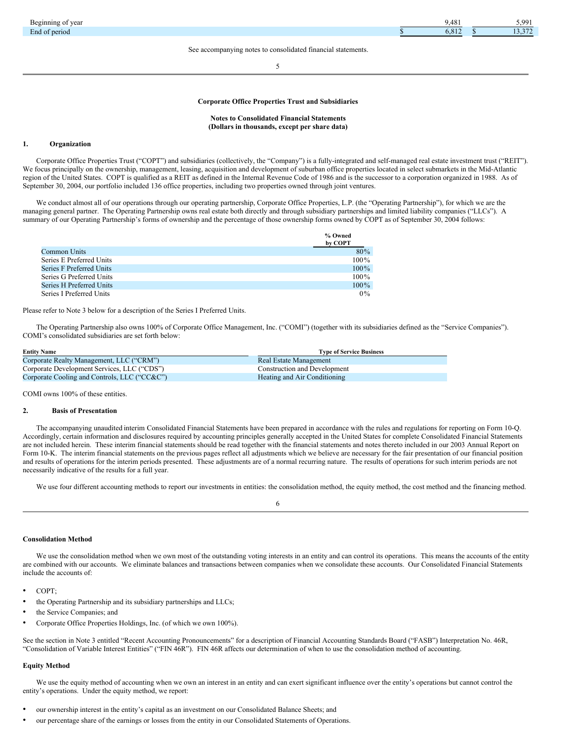| | | |
|---|---|---|
| Beginning of year | 9,481 | 5,991 |
| End of period | $ 6,812 | $ 13,372 |

See accompanying notes to consolidated financial statements.

**Corporate Office Properties Trust and Subsidiaries**

**Notes to Consolidated Financial Statements**
**(Dollars in thousands, except per share data)**

## 1. Organization

Corporate Office Properties Trust ("COPT") and subsidiaries (collectively, the "Company") is a fully-integrated and self-managed real estate investment trust ("REIT"). We focus principally on the ownership, management, leasing, acquisition and development of suburban office properties located in select submarkets in the Mid-Atlantic region of the United States. COPT is qualified as a REIT as defined in the Internal Revenue Code of 1986 and is the successor to a corporation organized in 1988. As of September 30, 2004, our portfolio included 136 office properties, including two properties owned through joint ventures.

We conduct almost all of our operations through our operating partnership, Corporate Office Properties, L.P. (the "Operating Partnership"), for which we are the managing general partner. The Operating Partnership owns real estate both directly and through subsidiary partnerships and limited liability companies ("LLCs"). A summary of our Operating Partnership's forms of ownership and the percentage of those ownership forms owned by COPT as of September 30, 2004 follows:

| | % Owned by COPT |
|---|---|
| Common Units | 80% |
| Series E Preferred Units | 100% |
| Series F Preferred Units | 100% |
| Series G Preferred Units | 100% |
| Series H Preferred Units | 100% |
| Series I Preferred Units | 0% |

Please refer to Note 3 below for a description of the Series I Preferred Units.

The Operating Partnership also owns 100% of Corporate Office Management, Inc. ("COMI") (together with its subsidiaries defined as the "Service Companies"). COMI's consolidated subsidiaries are set forth below:

| Entity Name | Type of Service Business |
|---|---|
| Corporate Realty Management, LLC ("CRM") | Real Estate Management |
| Corporate Development Services, LLC ("CDS") | Construction and Development |
| Corporate Cooling and Controls, LLC ("CC&C") | Heating and Air Conditioning |

COMI owns 100% of these entities.

## 2. Basis of Presentation

The accompanying unaudited interim Consolidated Financial Statements have been prepared in accordance with the rules and regulations for reporting on Form 10-Q. Accordingly, certain information and disclosures required by accounting principles generally accepted in the United States for complete Consolidated Financial Statements are not included herein. These interim financial statements should be read together with the financial statements and notes thereto included in our 2003 Annual Report on Form 10-K. The interim financial statements on the previous pages reflect all adjustments which we believe are necessary for the fair presentation of our financial position and results of operations for the interim periods presented. These adjustments are of a normal recurring nature. The results of operations for such interim periods are not necessarily indicative of the results for a full year.

We use four different accounting methods to report our investments in entities: the consolidation method, the equity method, the cost method and the financing method.

### Consolidation Method

We use the consolidation method when we own most of the outstanding voting interests in an entity and can control its operations. This means the accounts of the entity are combined with our accounts. We eliminate balances and transactions between companies when we consolidate these accounts. Our Consolidated Financial Statements include the accounts of:

- COPT;
- the Operating Partnership and its subsidiary partnerships and LLCs;
- the Service Companies; and
- Corporate Office Properties Holdings, Inc. (of which we own 100%).

See the section in Note 3 entitled "Recent Accounting Pronouncements" for a description of Financial Accounting Standards Board ("FASB") Interpretation No. 46R, "Consolidation of Variable Interest Entities" ("FIN 46R"). FIN 46R affects our determination of when to use the consolidation method of accounting.

### Equity Method

We use the equity method of accounting when we own an interest in an entity and can exert significant influence over the entity's operations but cannot control the entity's operations. Under the equity method, we report:

- our ownership interest in the entity's capital as an investment on our Consolidated Balance Sheets; and
- our percentage share of the earnings or losses from the entity in our Consolidated Statements of Operations.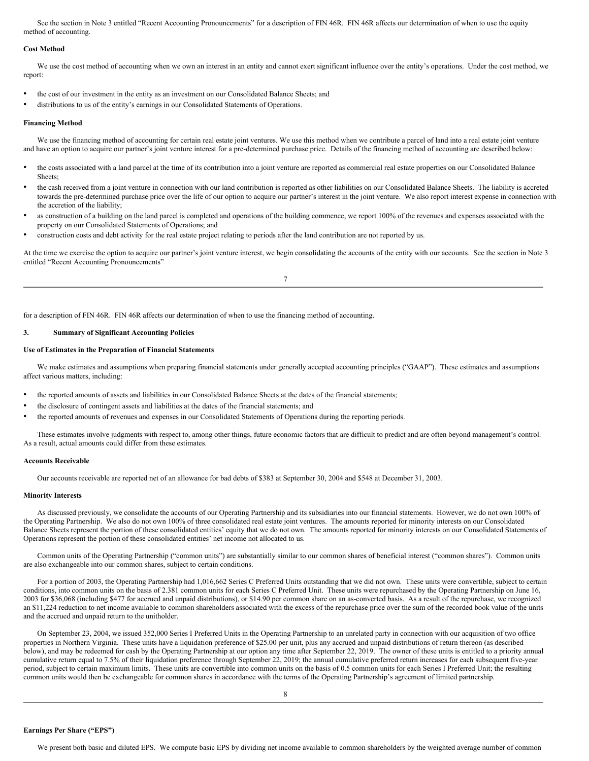See the section in Note 3 entitled "Recent Accounting Pronouncements" for a description of FIN 46R. FIN 46R affects our determination of when to use the equity method of accounting.

**Cost Method**

We use the cost method of accounting when we own an interest in an entity and cannot exert significant influence over the entity's operations. Under the cost method, we report:

- the cost of our investment in the entity as an investment on our Consolidated Balance Sheets; and
- distributions to us of the entity's earnings in our Consolidated Statements of Operations.

**Financing Method**

We use the financing method of accounting for certain real estate joint ventures. We use this method when we contribute a parcel of land into a real estate joint venture and have an option to acquire our partner's joint venture interest for a pre-determined purchase price. Details of the financing method of accounting are described below:

- the costs associated with a land parcel at the time of its contribution into a joint venture are reported as commercial real estate properties on our Consolidated Balance Sheets;
- the cash received from a joint venture in connection with our land contribution is reported as other liabilities on our Consolidated Balance Sheets. The liability is accreted towards the pre-determined purchase price over the life of our option to acquire our partner's interest in the joint venture. We also report interest expense in connection with the accretion of the liability;
- as construction of a building on the land parcel is completed and operations of the building commence, we report 100% of the revenues and expenses associated with the property on our Consolidated Statements of Operations; and
- construction costs and debt activity for the real estate project relating to periods after the land contribution are not reported by us.

At the time we exercise the option to acquire our partner's joint venture interest, we begin consolidating the accounts of the entity with our accounts. See the section in Note 3 entitled "Recent Accounting Pronouncements" for a description of FIN 46R. FIN 46R affects our determination of when to use the financing method of accounting.

## 3. Summary of Significant Accounting Policies

**Use of Estimates in the Preparation of Financial Statements**

We make estimates and assumptions when preparing financial statements under generally accepted accounting principles ("GAAP"). These estimates and assumptions affect various matters, including:

- the reported amounts of assets and liabilities in our Consolidated Balance Sheets at the dates of the financial statements;
- the disclosure of contingent assets and liabilities at the dates of the financial statements; and
- the reported amounts of revenues and expenses in our Consolidated Statements of Operations during the reporting periods.

These estimates involve judgments with respect to, among other things, future economic factors that are difficult to predict and are often beyond management's control. As a result, actual amounts could differ from these estimates.

**Accounts Receivable**

Our accounts receivable are reported net of an allowance for bad debts of $383 at September 30, 2004 and $548 at December 31, 2003.

**Minority Interests**

As discussed previously, we consolidate the accounts of our Operating Partnership and its subsidiaries into our financial statements. However, we do not own 100% of the Operating Partnership. We also do not own 100% of three consolidated real estate joint ventures. The amounts reported for minority interests on our Consolidated Balance Sheets represent the portion of these consolidated entities' equity that we do not own. The amounts reported for minority interests on our Consolidated Statements of Operations represent the portion of these consolidated entities' net income not allocated to us.

Common units of the Operating Partnership ("common units") are substantially similar to our common shares of beneficial interest ("common shares"). Common units are also exchangeable into our common shares, subject to certain conditions.

For a portion of 2003, the Operating Partnership had 1,016,662 Series C Preferred Units outstanding that we did not own. These units were convertible, subject to certain conditions, into common units on the basis of 2.381 common units for each Series C Preferred Unit. These units were repurchased by the Operating Partnership on June 16, 2003 for $36,068 (including $477 for accrued and unpaid distributions), or $14.90 per common share on an as-converted basis. As a result of the repurchase, we recognized an $11,224 reduction to net income available to common shareholders associated with the excess of the repurchase price over the sum of the recorded book value of the units and the accrued and unpaid return to the unitholder.

On September 23, 2004, we issued 352,000 Series I Preferred Units in the Operating Partnership to an unrelated party in connection with our acquisition of two office properties in Northern Virginia. These units have a liquidation preference of $25.00 per unit, plus any accrued and unpaid distributions of return thereon (as described below), and may be redeemed for cash by the Operating Partnership at our option any time after September 22, 2019. The owner of these units is entitled to a priority annual cumulative return equal to 7.5% of their liquidation preference through September 22, 2019; the annual cumulative preferred return increases for each subsequent five-year period, subject to certain maximum limits. These units are convertible into common units on the basis of 0.5 common units for each Series I Preferred Unit; the resulting common units would then be exchangeable for common shares in accordance with the terms of the Operating Partnership's agreement of limited partnership.

**Earnings Per Share ("EPS")**

We present both basic and diluted EPS. We compute basic EPS by dividing net income available to common shareholders by the weighted average number of common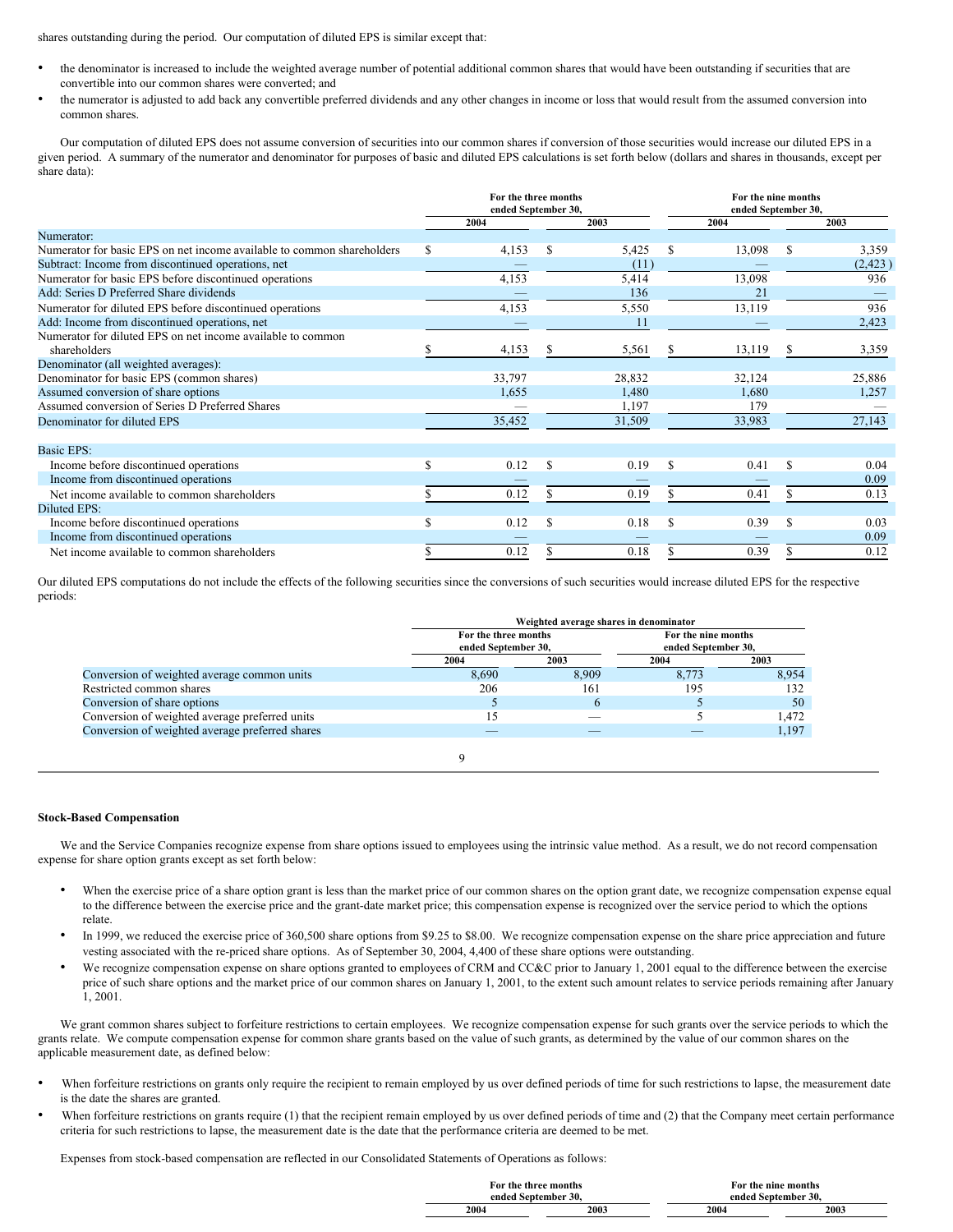shares outstanding during the period. Our computation of diluted EPS is similar except that:

- the denominator is increased to include the weighted average number of potential additional common shares that would have been outstanding if securities that are convertible into our common shares were converted; and
- the numerator is adjusted to add back any convertible preferred dividends and any other changes in income or loss that would result from the assumed conversion into common shares.

Our computation of diluted EPS does not assume conversion of securities into our common shares if conversion of those securities would increase our diluted EPS in a given period. A summary of the numerator and denominator for purposes of basic and diluted EPS calculations is set forth below (dollars and shares in thousands, except per share data):

| | For the three months ended September 30, | | For the nine months ended September 30, | |
|---|---|---|---|---|
| | 2004 | 2003 | 2004 | 2003 |
| Numerator: | | | | |
| Numerator for basic EPS on net income available to common shareholders | $ 4,153 | $ 5,425 | $ 13,098 | $ 3,359 |
| Subtract: Income from discontinued operations, net | — | (11) | — | (2,423) |
| Numerator for basic EPS before discontinued operations | 4,153 | 5,414 | 13,098 | 936 |
| Add: Series D Preferred Share dividends | — | 136 | 21 | — |
| Numerator for diluted EPS before discontinued operations | 4,153 | 5,550 | 13,119 | 936 |
| Add: Income from discontinued operations, net | — | 11 | — | 2,423 |
| Numerator for diluted EPS on net income available to common shareholders | $ 4,153 | $ 5,561 | $ 13,119 | $ 3,359 |
| Denominator (all weighted averages): | | | | |
| Denominator for basic EPS (common shares) | 33,797 | 28,832 | 32,124 | 25,886 |
| Assumed conversion of share options | 1,655 | 1,480 | 1,680 | 1,257 |
| Assumed conversion of Series D Preferred Shares | — | 1,197 | 179 | — |
| Denominator for diluted EPS | 35,452 | 31,509 | 33,983 | 27,143 |
| | | | | |
| Basic EPS: | | | | |
| Income before discontinued operations | $ 0.12 | $ 0.19 | $ 0.41 | $ 0.04 |
| Income from discontinued operations | — | — | — | 0.09 |
| Net income available to common shareholders | $ 0.12 | $ 0.19 | $ 0.41 | $ 0.13 |
| Diluted EPS: | | | | |
| Income before discontinued operations | $ 0.12 | $ 0.18 | $ 0.39 | $ 0.03 |
| Income from discontinued operations | — | — | — | 0.09 |
| Net income available to common shareholders | $ 0.12 | $ 0.18 | $ 0.39 | $ 0.12 |

Our diluted EPS computations do not include the effects of the following securities since the conversions of such securities would increase diluted EPS for the respective periods:

| | Weighted average shares in denominator | | | |
|---|---|---|---|---|
| | For the three months ended September 30, | | For the nine months ended September 30, | |
| | 2004 | 2003 | 2004 | 2003 |
| Conversion of weighted average common units | 8,690 | 8,909 | 8,773 | 8,954 |
| Restricted common shares | 206 | 161 | 195 | 132 |
| Conversion of share options | 5 | 6 | 5 | 50 |
| Conversion of weighted average preferred units | 15 | — | 5 | 1,472 |
| Conversion of weighted average preferred shares | — | — | — | 1,197 |

### Stock-Based Compensation

We and the Service Companies recognize expense from share options issued to employees using the intrinsic value method. As a result, we do not record compensation expense for share option grants except as set forth below:

- When the exercise price of a share option grant is less than the market price of our common shares on the option grant date, we recognize compensation expense equal to the difference between the exercise price and the grant-date market price; this compensation expense is recognized over the service period to which the options relate.
- In 1999, we reduced the exercise price of 360,500 share options from $9.25 to $8.00. We recognize compensation expense on the share price appreciation and future vesting associated with the re-priced share options. As of September 30, 2004, 4,400 of these share options were outstanding.
- We recognize compensation expense on share options granted to employees of CRM and CC&C prior to January 1, 2001 equal to the difference between the exercise price of such share options and the market price of our common shares on January 1, 2001, to the extent such amount relates to service periods remaining after January 1, 2001.

We grant common shares subject to forfeiture restrictions to certain employees. We recognize compensation expense for such grants over the service periods to which the grants relate. We compute compensation expense for common share grants based on the value of such grants, as determined by the value of our common shares on the applicable measurement date, as defined below:

- When forfeiture restrictions on grants only require the recipient to remain employed by us over defined periods of time for such restrictions to lapse, the measurement date is the date the shares are granted.
- When forfeiture restrictions on grants require (1) that the recipient remain employed by us over defined periods of time and (2) that the Company meet certain performance criteria for such restrictions to lapse, the measurement date is the date that the performance criteria are deemed to be met.

Expenses from stock-based compensation are reflected in our Consolidated Statements of Operations as follows:

| | For the three months ended September 30, | | For the nine months ended September 30, | |
|---|---|---|---|---|
| | 2004 | 2003 | 2004 | 2003 |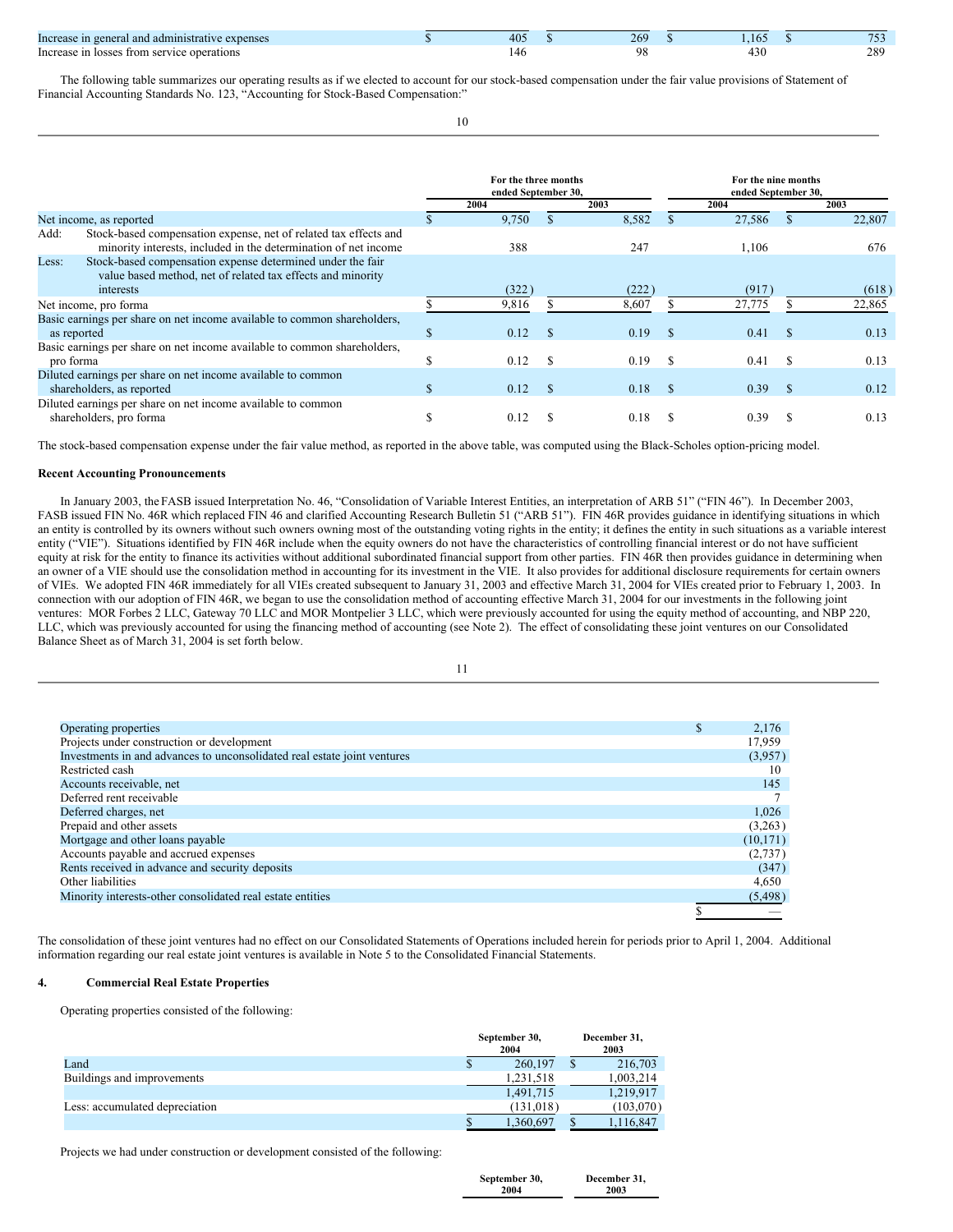| | | | | |
|---|---|---|---|---|
| Increase in general and administrative expenses | $ 405 | $ 269 | $ 1,165 | $ 753 |
| Increase in losses from service operations | 146 | 98 | 430 | 289 |

The following table summarizes our operating results as if we elected to account for our stock-based compensation under the fair value provisions of Statement of Financial Accounting Standards No. 123, "Accounting for Stock-Based Compensation:"

| | For the three months ended September 30, | | For the nine months ended September 30, | |
|---|---|---|---|---|
| | 2004 | 2003 | 2004 | 2003 |
| Net income, as reported | $ 9,750 | $ 8,582 | $ 27,586 | $ 22,807 |
| Add: Stock-based compensation expense, net of related tax effects and minority interests, included in the determination of net income | 388 | 247 | 1,106 | 676 |
| Less: Stock-based compensation expense determined under the fair value based method, net of related tax effects and minority interests | (322) | (222) | (917) | (618) |
| Net income, pro forma | $ 9,816 | $ 8,607 | $ 27,775 | $ 22,865 |
| Basic earnings per share on net income available to common shareholders, as reported | $ 0.12 | $ 0.19 | $ 0.41 | $ 0.13 |
| Basic earnings per share on net income available to common shareholders, pro forma | $ 0.12 | $ 0.19 | $ 0.41 | $ 0.13 |
| Diluted earnings per share on net income available to common shareholders, as reported | $ 0.12 | $ 0.18 | $ 0.39 | $ 0.12 |
| Diluted earnings per share on net income available to common shareholders, pro forma | $ 0.12 | $ 0.18 | $ 0.39 | $ 0.13 |

The stock-based compensation expense under the fair value method, as reported in the above table, was computed using the Black-Scholes option-pricing model.

**Recent Accounting Pronouncements**

In January 2003, the FASB issued Interpretation No. 46, "Consolidation of Variable Interest Entities, an interpretation of ARB 51" ("FIN 46"). In December 2003, FASB issued FIN No. 46R which replaced FIN 46 and clarified Accounting Research Bulletin 51 ("ARB 51"). FIN 46R provides guidance in identifying situations in which an entity is controlled by its owners without such owners owning most of the outstanding voting rights in the entity; it defines the entity in such situations as a variable interest entity ("VIE"). Situations identified by FIN 46R include when the equity owners do not have the characteristics of controlling financial interest or do not have sufficient equity at risk for the entity to finance its activities without additional subordinated financial support from other parties. FIN 46R then provides guidance in determining when an owner of a VIE should use the consolidation method in accounting for its investment in the VIE. It also provides for additional disclosure requirements for certain owners of VIEs. We adopted FIN 46R immediately for all VIEs created subsequent to January 31, 2003 and effective March 31, 2004 for VIEs created prior to February 1, 2003. In connection with our adoption of FIN 46R, we began to use the consolidation method of accounting effective March 31, 2004 for our investments in the following joint ventures: MOR Forbes 2 LLC, Gateway 70 LLC and MOR Montpelier 3 LLC, which were previously accounted for using the equity method of accounting, and NBP 220, LLC, which was previously accounted for using the financing method of accounting (see Note 2). The effect of consolidating these joint ventures on our Consolidated Balance Sheet as of March 31, 2004 is set forth below.

| | |
|---|---|
| Operating properties | $ 2,176 |
| Projects under construction or development | 17,959 |
| Investments in and advances to unconsolidated real estate joint ventures | (3,957) |
| Restricted cash | 10 |
| Accounts receivable, net | 145 |
| Deferred rent receivable | 7 |
| Deferred charges, net | 1,026 |
| Prepaid and other assets | (3,263) |
| Mortgage and other loans payable | (10,171) |
| Accounts payable and accrued expenses | (2,737) |
| Rents received in advance and security deposits | (347) |
| Other liabilities | 4,650 |
| Minority interests-other consolidated real estate entities | (5,498) |
| | $ — |

The consolidation of these joint ventures had no effect on our Consolidated Statements of Operations included herein for periods prior to April 1, 2004. Additional information regarding our real estate joint ventures is available in Note 5 to the Consolidated Financial Statements.

## 4. Commercial Real Estate Properties

Operating properties consisted of the following:

| | September 30, 2004 | December 31, 2003 |
|---|---|---|
| Land | $ 260,197 | $ 216,703 |
| Buildings and improvements | 1,231,518 | 1,003,214 |
| | 1,491,715 | 1,219,917 |
| Less: accumulated depreciation | (131,018) | (103,070) |
| | $ 1,360,697 | $ 1,116,847 |

Projects we had under construction or development consisted of the following:

| | September 30, 2004 | December 31, 2003 |
|---|---|---|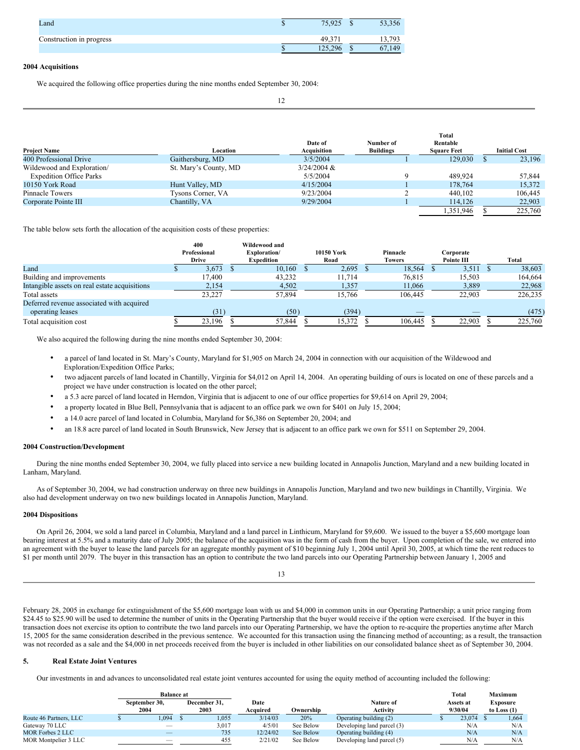| | | |
|---|---|---|
| Land | $ 75,925 | $ 53,356 |
| Construction in progress | 49,371 | 13,793 |
| | $ 125,296 | $ 67,149 |

**2004 Acquisitions**

We acquired the following office properties during the nine months ended September 30, 2004:

| Project Name | Location | Date of Acquisition | Number of Buildings | Total Rentable Square Feet | Initial Cost |
|---|---|---|---|---|---|
| 400 Professional Drive | Gaithersburg, MD | 3/5/2004 | 1 | 129,030 | $ 23,196 |
| Wildewood and Exploration/ Expedition Office Parks | St. Mary's County, MD | 3/24/2004 & 5/5/2004 | 9 | 489,924 | 57,844 |
| 10150 York Road | Hunt Valley, MD | 4/15/2004 | 1 | 178,764 | 15,372 |
| Pinnacle Towers | Tysons Corner, VA | 9/23/2004 | 2 | 440,102 | 106,445 |
| Corporate Pointe III | Chantilly, VA | 9/29/2004 | 1 | 114,126 | 22,903 |
| | | | | 1,351,946 | $ 225,760 |

The table below sets forth the allocation of the acquisition costs of these properties:

| | 400 Professional Drive | Wildewood and Exploration/ Expedition | 10150 York Road | Pinnacle Towers | Corporate Pointe III | Total |
|---|---|---|---|---|---|---|
| Land | $ 3,673 | $ 10,160 | $ 2,695 | $ 18,564 | $ 3,511 | $ 38,603 |
| Building and improvements | 17,400 | 43,232 | 11,714 | 76,815 | 15,503 | 164,664 |
| Intangible assets on real estate acquisitions | 2,154 | 4,502 | 1,357 | 11,066 | 3,889 | 22,968 |
| Total assets | 23,227 | 57,894 | 15,766 | 106,445 | 22,903 | 226,235 |
| Deferred revenue associated with acquired operating leases | (31) | (50) | (394) | — | — | (475) |
| Total acquisition cost | $ 23,196 | $ 57,844 | $ 15,372 | $ 106,445 | $ 22,903 | $ 225,760 |

We also acquired the following during the nine months ended September 30, 2004:

- a parcel of land located in St. Mary's County, Maryland for $1,905 on March 24, 2004 in connection with our acquisition of the Wildewood and Exploration/Expedition Office Parks;
- two adjacent parcels of land located in Chantilly, Virginia for $4,012 on April 14, 2004. An operating building of ours is located on one of these parcels and a project we have under construction is located on the other parcel;
- a 5.3 acre parcel of land located in Herndon, Virginia that is adjacent to one of our office properties for $9,614 on April 29, 2004;
- a property located in Blue Bell, Pennsylvania that is adjacent to an office park we own for $401 on July 15, 2004;
- a 14.0 acre parcel of land located in Columbia, Maryland for $6,386 on September 20, 2004; and
- an 18.8 acre parcel of land located in South Brunswick, New Jersey that is adjacent to an office park we own for $511 on September 29, 2004.

**2004 Construction/Development**

During the nine months ended September 30, 2004, we fully placed into service a new building located in Annapolis Junction, Maryland and a new building located in Lanham, Maryland.

As of September 30, 2004, we had construction underway on three new buildings in Annapolis Junction, Maryland and two new buildings in Chantilly, Virginia. We also had development underway on two new buildings located in Annapolis Junction, Maryland.

**2004 Dispositions**

On April 26, 2004, we sold a land parcel in Columbia, Maryland and a land parcel in Linthicum, Maryland for $9,600. We issued to the buyer a $5,600 mortgage loan bearing interest at 5.5% and a maturity date of July 2005; the balance of the acquisition was in the form of cash from the buyer. Upon completion of the sale, we entered into an agreement with the buyer to lease the land parcels for an aggregate monthly payment of $10 beginning July 1, 2004 until April 30, 2005, at which time the rent reduces to $1 per month until 2079. The buyer in this transaction has an option to contribute the two land parcels into our Operating Partnership between January 1, 2005 and February 28, 2005 in exchange for extinguishment of the $5,600 mortgage loan with us and $4,000 in common units in our Operating Partnership; a unit price ranging from $24.45 to $25.90 will be used to determine the number of units in the Operating Partnership that the buyer would receive if the option were exercised. If the buyer in this transaction does not exercise its option to contribute the two land parcels into our Operating Partnership, we have the option to re-acquire the properties anytime after March 15, 2005 for the same consideration described in the previous sentence. We accounted for this transaction using the financing method of accounting; as a result, the transaction was not recorded as a sale and the $4,000 in net proceeds received from the buyer is included in other liabilities on our consolidated balance sheet as of September 30, 2004.

## 5. Real Estate Joint Ventures

Our investments in and advances to unconsolidated real estate joint ventures accounted for using the equity method of accounting included the following:

| | Balance at | | | | | | |
|---|---|---|---|---|---|---|---|
| | September 30, 2004 | December 31, 2003 | Date Acquired | Ownership | Nature of Activity | Total Assets at 9/30/04 | Maximum Exposure to Loss (1) |
| Route 46 Partners, LLC | $ 1,094 | $ 1,055 | 3/14/03 | 20% | Operating building (2) | $ 23,074 | $ 1,664 |
| Gateway 70 LLC | — | 3,017 | 4/5/01 | See Below | Developing land parcel (3) | N/A | N/A |
| MOR Forbes 2 LLC | — | 735 | 12/24/02 | See Below | Operating building (4) | N/A | N/A |
| MOR Montpelier 3 LLC | — | 455 | 2/21/02 | See Below | Developing land parcel (5) | N/A | N/A |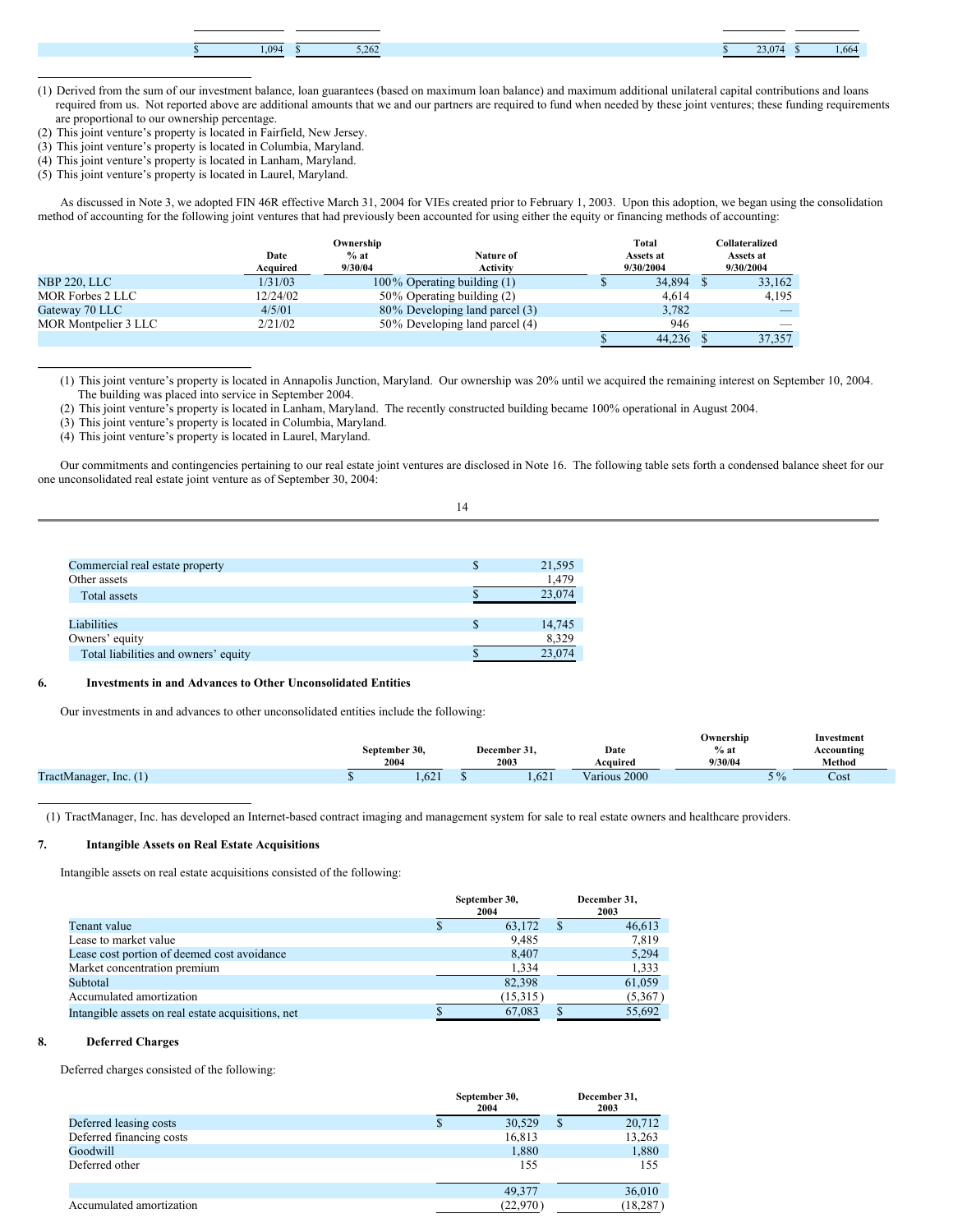| | | | | | |
|---|---|---|---|---|---|
| | $ 1,094 | $ 5,262 | | $ 23,074 | $ 1,664 |

(1) Derived from the sum of our investment balance, loan guarantees (based on maximum loan balance) and maximum additional unilateral capital contributions and loans required from us. Not reported above are additional amounts that we and our partners are required to fund when needed by these joint ventures; these funding requirements are proportional to our ownership percentage.
(2) This joint venture's property is located in Fairfield, New Jersey.
(3) This joint venture's property is located in Columbia, Maryland.
(4) This joint venture's property is located in Lanham, Maryland.
(5) This joint venture's property is located in Laurel, Maryland.

As discussed in Note 3, we adopted FIN 46R effective March 31, 2004 for VIEs created prior to February 1, 2003. Upon this adoption, we began using the consolidation method of accounting for the following joint ventures that had previously been accounted for using either the equity or financing methods of accounting:

| | Date Acquired | Ownership % at 9/30/04 | Nature of Activity | Total Assets at 9/30/2004 | Collateralized Assets at 9/30/2004 |
|---|---|---|---|---|---|
| NBP 220, LLC | 1/31/03 | 100% | Operating building (1) | $ 34,894 | $ 33,162 |
| MOR Forbes 2 LLC | 12/24/02 | 50% | Operating building (2) | 4,614 | 4,195 |
| Gateway 70 LLC | 4/5/01 | 80% | Developing land parcel (3) | 3,782 | — |
| MOR Montpelier 3 LLC | 2/21/02 | 50% | Developing land parcel (4) | 946 | — |
| | | | | $ 44,236 | $ 37,357 |

(1) This joint venture's property is located in Annapolis Junction, Maryland. Our ownership was 20% until we acquired the remaining interest on September 10, 2004. The building was placed into service in September 2004.
(2) This joint venture's property is located in Lanham, Maryland. The recently constructed building became 100% operational in August 2004.
(3) This joint venture's property is located in Columbia, Maryland.
(4) This joint venture's property is located in Laurel, Maryland.

Our commitments and contingencies pertaining to our real estate joint ventures are disclosed in Note 16. The following table sets forth a condensed balance sheet for our one unconsolidated real estate joint venture as of September 30, 2004:

| | |
|---|---|
| Commercial real estate property | $ 21,595 |
| Other assets | 1,479 |
| Total assets | $ 23,074 |
| | |
| Liabilities | $ 14,745 |
| Owners' equity | 8,329 |
| Total liabilities and owners' equity | $ 23,074 |

## 6. Investments in and Advances to Other Unconsolidated Entities

Our investments in and advances to other unconsolidated entities include the following:

| | September 30, 2004 | December 31, 2003 | Date Acquired | Ownership % at 9/30/04 | Investment Accounting Method |
|---|---|---|---|---|---|
| TractManager, Inc. (1) | $ 1,621 | $ 1,621 | Various 2000 | 5% | Cost |

(1) TractManager, Inc. has developed an Internet-based contract imaging and management system for sale to real estate owners and healthcare providers.

## 7. Intangible Assets on Real Estate Acquisitions

Intangible assets on real estate acquisitions consisted of the following:

| | September 30, 2004 | December 31, 2003 |
|---|---|---|
| Tenant value | $ 63,172 | $ 46,613 |
| Lease to market value | 9,485 | 7,819 |
| Lease cost portion of deemed cost avoidance | 8,407 | 5,294 |
| Market concentration premium | 1,334 | 1,333 |
| Subtotal | 82,398 | 61,059 |
| Accumulated amortization | (15,315) | (5,367) |
| Intangible assets on real estate acquisitions, net | $ 67,083 | $ 55,692 |

## 8. Deferred Charges

Deferred charges consisted of the following:

| | September 30, 2004 | December 31, 2003 |
|---|---|---|
| Deferred leasing costs | $ 30,529 | $ 20,712 |
| Deferred financing costs | 16,813 | 13,263 |
| Goodwill | 1,880 | 1,880 |
| Deferred other | 155 | 155 |
| | 49,377 | 36,010 |
| Accumulated amortization | (22,970) | (18,287) |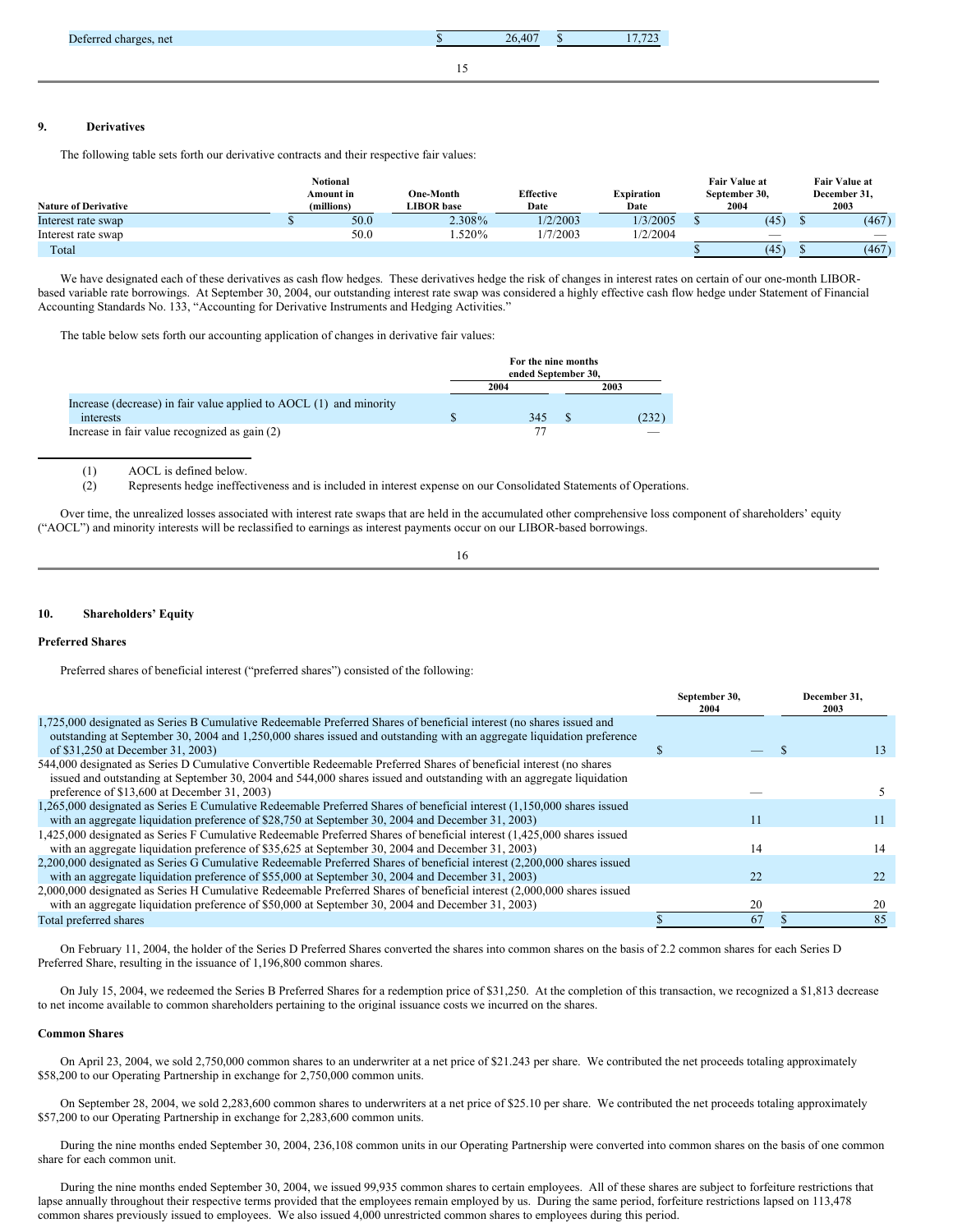| | | |
|---|---|---|
| Deferred charges, net | $ 26,407 | $ 17,723 |

## 9. Derivatives

The following table sets forth our derivative contracts and their respective fair values:

| Nature of Derivative | Notional Amount in (millions) | One-Month LIBOR base | Effective Date | Expiration Date | Fair Value at September 30, 2004 | Fair Value at December 31, 2003 |
|---|---|---|---|---|---|---|
| Interest rate swap | $ 50.0 | 2.308% | 1/2/2003 | 1/3/2005 | $ (45) | $ (467) |
| Interest rate swap | 50.0 | 1.520% | 1/7/2003 | 1/2/2004 | — | — |
| Total | | | | | $ (45) | $ (467) |

We have designated each of these derivatives as cash flow hedges. These derivatives hedge the risk of changes in interest rates on certain of our one-month LIBOR-based variable rate borrowings. At September 30, 2004, our outstanding interest rate swap was considered a highly effective cash flow hedge under Statement of Financial Accounting Standards No. 133, "Accounting for Derivative Instruments and Hedging Activities."

The table below sets forth our accounting application of changes in derivative fair values:

| | For the nine months ended September 30, | |
|---|---|---|
| | 2004 | 2003 |
| Increase (decrease) in fair value applied to AOCL (1) and minority interests | $ 345 | $ (232) |
| Increase in fair value recognized as gain (2) | 77 | — |

(1) AOCL is defined below.

(2) Represents hedge ineffectiveness and is included in interest expense on our Consolidated Statements of Operations.

Over time, the unrealized losses associated with interest rate swaps that are held in the accumulated other comprehensive loss component of shareholders' equity ("AOCL") and minority interests will be reclassified to earnings as interest payments occur on our LIBOR-based borrowings.

## 10. Shareholders' Equity

### Preferred Shares

Preferred shares of beneficial interest ("preferred shares") consisted of the following:

| | September 30, 2004 | December 31, 2003 |
|---|---|---|
| 1,725,000 designated as Series B Cumulative Redeemable Preferred Shares of beneficial interest (no shares issued and outstanding at September 30, 2004 and 1,250,000 shares issued and outstanding with an aggregate liquidation preference of $31,250 at December 31, 2003) | $ — | $ 13 |
| 544,000 designated as Series D Cumulative Convertible Redeemable Preferred Shares of beneficial interest (no shares issued and outstanding at September 30, 2004 and 544,000 shares issued and outstanding with an aggregate liquidation preference of $13,600 at December 31, 2003) | — | 5 |
| 1,265,000 designated as Series E Cumulative Redeemable Preferred Shares of beneficial interest (1,150,000 shares issued with an aggregate liquidation preference of $28,750 at September 30, 2004 and December 31, 2003) | 11 | 11 |
| 1,425,000 designated as Series F Cumulative Redeemable Preferred Shares of beneficial interest (1,425,000 shares issued with an aggregate liquidation preference of $35,625 at September 30, 2004 and December 31, 2003) | 14 | 14 |
| 2,200,000 designated as Series G Cumulative Redeemable Preferred Shares of beneficial interest (2,200,000 shares issued with an aggregate liquidation preference of $55,000 at September 30, 2004 and December 31, 2003) | 22 | 22 |
| 2,000,000 designated as Series H Cumulative Redeemable Preferred Shares of beneficial interest (2,000,000 shares issued with an aggregate liquidation preference of $50,000 at September 30, 2004 and December 31, 2003) | 20 | 20 |
| Total preferred shares | $ 67 | $ 85 |

On February 11, 2004, the holder of the Series D Preferred Shares converted the shares into common shares on the basis of 2.2 common shares for each Series D Preferred Share, resulting in the issuance of 1,196,800 common shares.

On July 15, 2004, we redeemed the Series B Preferred Shares for a redemption price of $31,250. At the completion of this transaction, we recognized a $1,813 decrease to net income available to common shareholders pertaining to the original issuance costs we incurred on the shares.

### Common Shares

On April 23, 2004, we sold 2,750,000 common shares to an underwriter at a net price of $21.243 per share. We contributed the net proceeds totaling approximately $58,200 to our Operating Partnership in exchange for 2,750,000 common units.

On September 28, 2004, we sold 2,283,600 common shares to underwriters at a net price of $25.10 per share. We contributed the net proceeds totaling approximately $57,200 to our Operating Partnership in exchange for 2,283,600 common units.

During the nine months ended September 30, 2004, 236,108 common units in our Operating Partnership were converted into common shares on the basis of one common share for each common unit.

During the nine months ended September 30, 2004, we issued 99,935 common shares to certain employees. All of these shares are subject to forfeiture restrictions that lapse annually throughout their respective terms provided that the employees remain employed by us. During the same period, forfeiture restrictions lapsed on 113,478 common shares previously issued to employees. We also issued 4,000 unrestricted common shares to employees during this period.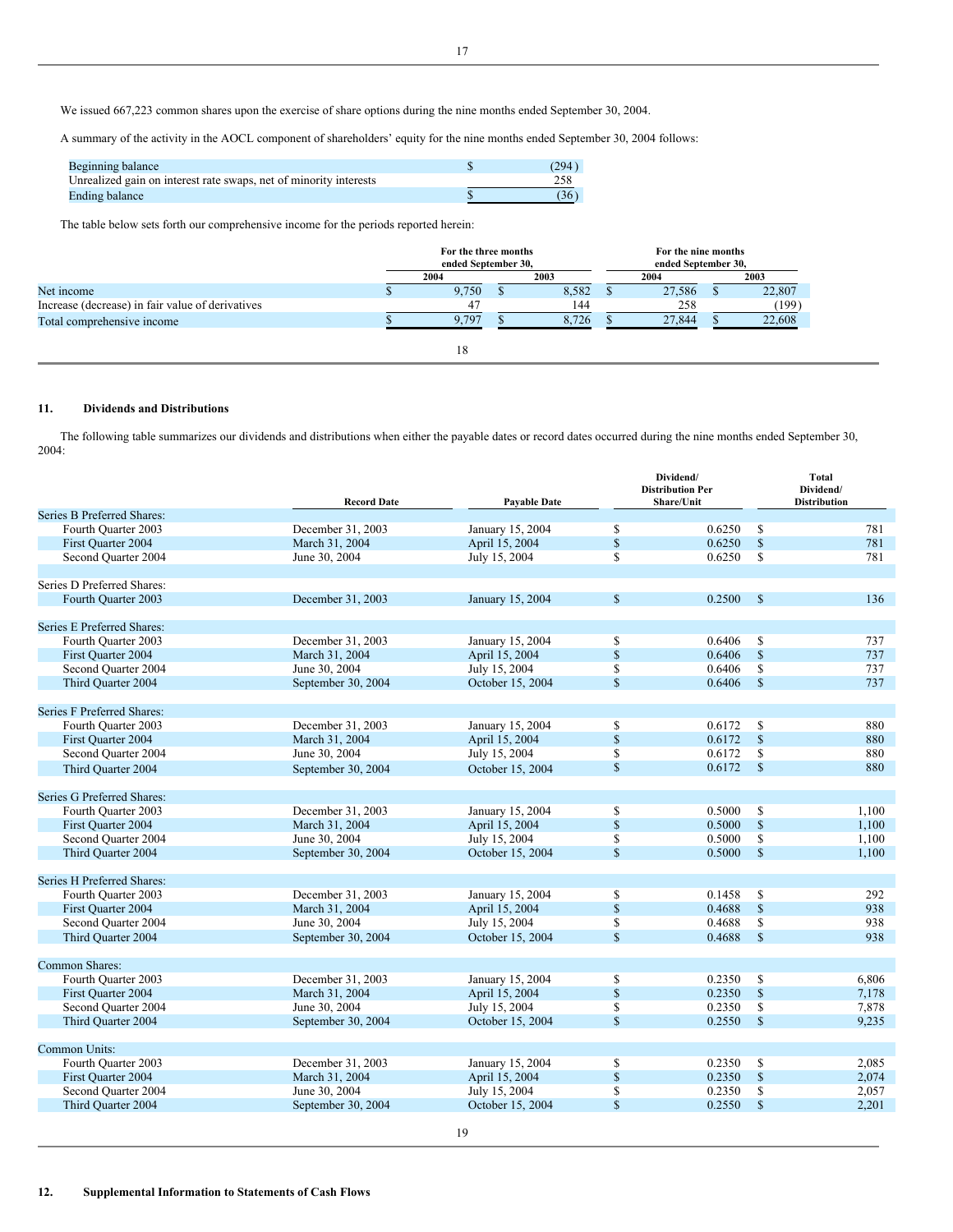We issued 667,223 common shares upon the exercise of share options during the nine months ended September 30, 2004.

A summary of the activity in the AOCL component of shareholders' equity for the nine months ended September 30, 2004 follows:

| | |
|---|---|
| Beginning balance | $ (294) |
| Unrealized gain on interest rate swaps, net of minority interests | 258 |
| Ending balance | $ (36) |

The table below sets forth our comprehensive income for the periods reported herein:

| | For the three months ended September 30, | | For the nine months ended September 30, | |
|---|---|---|---|---|
| | 2004 | 2003 | 2004 | 2003 |
| Net income | $ 9,750 | $ 8,582 | $ 27,586 | $ 22,807 |
| Increase (decrease) in fair value of derivatives | 47 | 144 | 258 | (199) |
| Total comprehensive income | $ 9,797 | $ 8,726 | $ 27,844 | $ 22,608 |

## 11. Dividends and Distributions

The following table summarizes our dividends and distributions when either the payable dates or record dates occurred during the nine months ended September 30, 2004:

| | Record Date | Payable Date | Dividend/ Distribution Per Share/Unit | Total Dividend/ Distribution |
|---|---|---|---|---|
| Series B Preferred Shares: | | | | |
| Fourth Quarter 2003 | December 31, 2003 | January 15, 2004 | $ 0.6250 | $ 781 |
| First Quarter 2004 | March 31, 2004 | April 15, 2004 | $ 0.6250 | $ 781 |
| Second Quarter 2004 | June 30, 2004 | July 15, 2004 | $ 0.6250 | $ 781 |
| | | | | |
| Series D Preferred Shares: | | | | |
| Fourth Quarter 2003 | December 31, 2003 | January 15, 2004 | $ 0.2500 | $ 136 |
| | | | | |
| Series E Preferred Shares: | | | | |
| Fourth Quarter 2003 | December 31, 2003 | January 15, 2004 | $ 0.6406 | $ 737 |
| First Quarter 2004 | March 31, 2004 | April 15, 2004 | $ 0.6406 | $ 737 |
| Second Quarter 2004 | June 30, 2004 | July 15, 2004 | $ 0.6406 | $ 737 |
| Third Quarter 2004 | September 30, 2004 | October 15, 2004 | $ 0.6406 | $ 737 |
| | | | | |
| Series F Preferred Shares: | | | | |
| Fourth Quarter 2003 | December 31, 2003 | January 15, 2004 | $ 0.6172 | $ 880 |
| First Quarter 2004 | March 31, 2004 | April 15, 2004 | $ 0.6172 | $ 880 |
| Second Quarter 2004 | June 30, 2004 | July 15, 2004 | $ 0.6172 | $ 880 |
| Third Quarter 2004 | September 30, 2004 | October 15, 2004 | $ 0.6172 | $ 880 |
| | | | | |
| Series G Preferred Shares: | | | | |
| Fourth Quarter 2003 | December 31, 2003 | January 15, 2004 | $ 0.5000 | $ 1,100 |
| First Quarter 2004 | March 31, 2004 | April 15, 2004 | $ 0.5000 | $ 1,100 |
| Second Quarter 2004 | June 30, 2004 | July 15, 2004 | $ 0.5000 | $ 1,100 |
| Third Quarter 2004 | September 30, 2004 | October 15, 2004 | $ 0.5000 | $ 1,100 |
| | | | | |
| Series H Preferred Shares: | | | | |
| Fourth Quarter 2003 | December 31, 2003 | January 15, 2004 | $ 0.1458 | $ 292 |
| First Quarter 2004 | March 31, 2004 | April 15, 2004 | $ 0.4688 | $ 938 |
| Second Quarter 2004 | June 30, 2004 | July 15, 2004 | $ 0.4688 | $ 938 |
| Third Quarter 2004 | September 30, 2004 | October 15, 2004 | $ 0.4688 | $ 938 |
| | | | | |
| Common Shares: | | | | |
| Fourth Quarter 2003 | December 31, 2003 | January 15, 2004 | $ 0.2350 | $ 6,806 |
| First Quarter 2004 | March 31, 2004 | April 15, 2004 | $ 0.2350 | $ 7,178 |
| Second Quarter 2004 | June 30, 2004 | July 15, 2004 | $ 0.2350 | $ 7,878 |
| Third Quarter 2004 | September 30, 2004 | October 15, 2004 | $ 0.2550 | $ 9,235 |
| | | | | |
| Common Units: | | | | |
| Fourth Quarter 2003 | December 31, 2003 | January 15, 2004 | $ 0.2350 | $ 2,085 |
| First Quarter 2004 | March 31, 2004 | April 15, 2004 | $ 0.2350 | $ 2,074 |
| Second Quarter 2004 | June 30, 2004 | July 15, 2004 | $ 0.2350 | $ 2,057 |
| Third Quarter 2004 | September 30, 2004 | October 15, 2004 | $ 0.2550 | $ 2,201 |

## 12. Supplemental Information to Statements of Cash Flows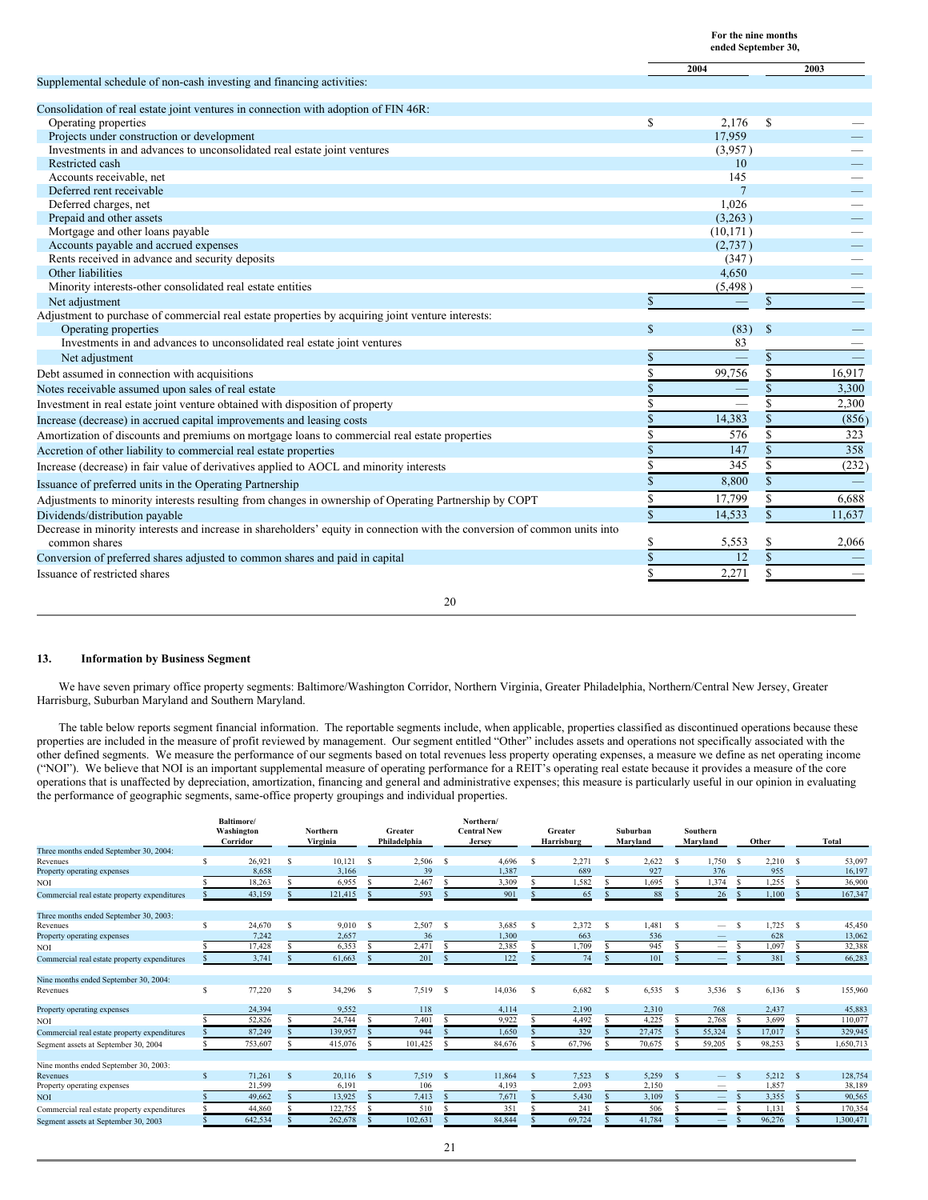| | For the nine months ended September 30, | |
|---|---|---|
| | 2004 | 2003 |
| Supplemental schedule of non-cash investing and financing activities: | | |
| Consolidation of real estate joint ventures in connection with adoption of FIN 46R: | | |
| Operating properties | $ 2,176 | $ — |
| Projects under construction or development | 17,959 | — |
| Investments in and advances to unconsolidated real estate joint ventures | (3,957) | — |
| Restricted cash | 10 | — |
| Accounts receivable, net | 145 | — |
| Deferred rent receivable | 7 | — |
| Deferred charges, net | 1,026 | — |
| Prepaid and other assets | (3,263) | — |
| Mortgage and other loans payable | (10,171) | — |
| Accounts payable and accrued expenses | (2,737) | — |
| Rents received in advance and security deposits | (347) | — |
| Other liabilities | 4,650 | — |
| Minority interests-other consolidated real estate entities | (5,498) | — |
| Net adjustment | $ — | $ — |
| Adjustment to purchase of commercial real estate properties by acquiring joint venture interests: | | |
| Operating properties | $ (83) | $ — |
| Investments in and advances to unconsolidated real estate joint ventures | 83 | — |
| Net adjustment | $ — | $ — |
| Debt assumed in connection with acquisitions | $ 99,756 | $ 16,917 |
| Notes receivable assumed upon sales of real estate | $ — | $ 3,300 |
| Investment in real estate joint venture obtained with disposition of property | $ — | $ 2,300 |
| Increase (decrease) in accrued capital improvements and leasing costs | $ 14,383 | $ (856) |
| Amortization of discounts and premiums on mortgage loans to commercial real estate properties | $ 576 | $ 323 |
| Accretion of other liability to commercial real estate properties | $ 147 | $ 358 |
| Increase (decrease) in fair value of derivatives applied to AOCL and minority interests | $ 345 | $ (232) |
| Issuance of preferred units in the Operating Partnership | $ 8,800 | $ — |
| Adjustments to minority interests resulting from changes in ownership of Operating Partnership by COPT | $ 17,799 | $ 6,688 |
| Dividends/distribution payable | $ 14,533 | $ 11,637 |
| Decrease in minority interests and increase in shareholders' equity in connection with the conversion of common units into common shares | $ 5,553 | $ 2,066 |
| Conversion of preferred shares adjusted to common shares and paid in capital | $ 12 | $ — |
| Issuance of restricted shares | $ 2,271 | $ — |

## 13. Information by Business Segment

We have seven primary office property segments: Baltimore/Washington Corridor, Northern Virginia, Greater Philadelphia, Northern/Central New Jersey, Greater Harrisburg, Suburban Maryland and Southern Maryland.

The table below reports segment financial information. The reportable segments include, when applicable, properties classified as discontinued operations because these properties are included in the measure of profit reviewed by management. Our segment entitled "Other" includes assets and operations not specifically associated with the other defined segments. We measure the performance of our segments based on total revenues less property operating expenses, a measure we define as net operating income ("NOI"). We believe that NOI is an important supplemental measure of operating performance for a REIT's operating real estate because it provides a measure of the core operations that is unaffected by depreciation, amortization, financing and general and administrative expenses; this measure is particularly useful in our opinion in evaluating the performance of geographic segments, same-office property groupings and individual properties.

| | Baltimore/ Washington Corridor | Northern Virginia | Greater Philadelphia | Northern/ Central New Jersey | Greater Harrisburg | Suburban Maryland | Southern Maryland | Other | Total |
|---|---|---|---|---|---|---|---|---|---|
| **Three months ended September 30, 2004:** | | | | | | | | | |
| Revenues | $ 26,921 | $ 10,121 | $ 2,506 | $ 4,696 | $ 2,271 | $ 2,622 | $ 1,750 | $ 2,210 | $ 53,097 |
| Property operating expenses | 8,658 | 3,166 | 39 | 1,387 | 689 | 927 | 376 | 955 | 16,197 |
| NOI | $ 18,263 | $ 6,955 | $ 2,467 | $ 3,309 | $ 1,582 | $ 1,695 | $ 1,374 | $ 1,255 | $ 36,900 |
| Commercial real estate property expenditures | $ 43,159 | $ 121,415 | $ 593 | $ 901 | $ 65 | $ 88 | $ 26 | $ 1,100 | $ 167,347 |
| **Three months ended September 30, 2003:** | | | | | | | | | |
| Revenues | $ 24,670 | $ 9,010 | $ 2,507 | $ 3,685 | $ 2,372 | $ 1,481 | $ — | $ 1,725 | $ 45,450 |
| Property operating expenses | 7,242 | 2,657 | 36 | 1,300 | 663 | 536 | — | 628 | 13,062 |
| NOI | $ 17,428 | $ 6,353 | $ 2,471 | $ 2,385 | $ 1,709 | $ 945 | $ — | $ 1,097 | $ 32,388 |
| Commercial real estate property expenditures | $ 3,741 | $ 61,663 | $ 201 | $ 122 | $ 74 | $ 101 | $ — | $ 381 | $ 66,283 |
| **Nine months ended September 30, 2004:** | | | | | | | | | |
| Revenues | $ 77,220 | $ 34,296 | $ 7,519 | $ 14,036 | $ 6,682 | $ 6,535 | $ 3,536 | $ 6,136 | $ 155,960 |
| Property operating expenses | 24,394 | 9,552 | 118 | 4,114 | 2,190 | 2,310 | 768 | 2,437 | 45,883 |
| NOI | $ 52,826 | $ 24,744 | $ 7,401 | $ 9,922 | $ 4,492 | $ 4,225 | $ 2,768 | $ 3,699 | $ 110,077 |
| Commercial real estate property expenditures | $ 87,249 | $ 139,957 | $ 944 | $ 1,650 | $ 329 | $ 27,475 | $ 55,324 | $ 17,017 | $ 329,945 |
| Segment assets at September 30, 2004 | $ 753,607 | $ 415,076 | $ 101,425 | $ 84,676 | $ 67,796 | $ 70,675 | $ 59,205 | $ 98,253 | $ 1,650,713 |
| **Nine months ended September 30, 2003:** | | | | | | | | | |
| Revenues | $ 71,261 | $ 20,116 | $ 7,519 | $ 11,864 | $ 7,523 | $ 5,259 | $ — | $ 5,212 | $ 128,754 |
| Property operating expenses | 21,599 | 6,191 | 106 | 4,193 | 2,093 | 2,150 | — | 1,857 | 38,189 |
| NOI | $ 49,662 | $ 13,925 | $ 7,413 | $ 7,671 | $ 5,430 | $ 3,109 | $ — | $ 3,355 | $ 90,565 |
| Commercial real estate property expenditures | $ 44,860 | $ 122,755 | $ 510 | $ 351 | $ 241 | $ 506 | $ — | $ 1,131 | $ 170,354 |
| Segment assets at September 30, 2003 | $ 642,534 | $ 262,678 | $ 102,631 | $ 84,844 | $ 69,724 | $ 41,784 | $ — | $ 96,276 | $ 1,300,471 |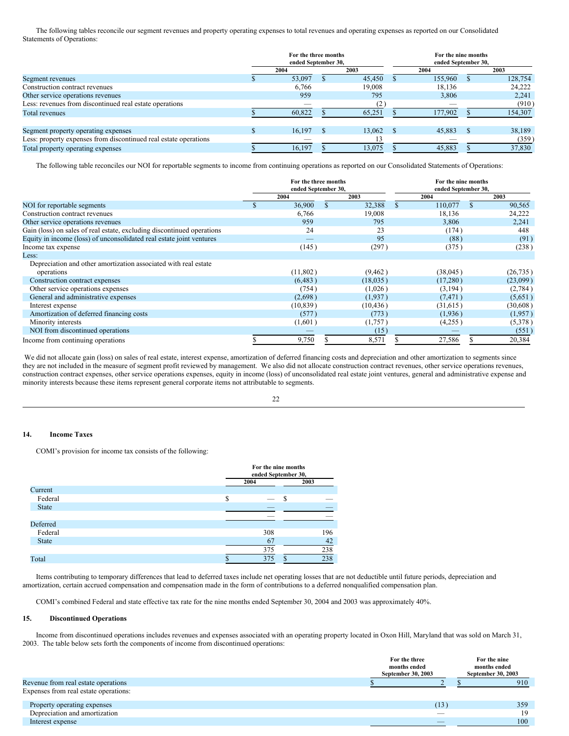The following tables reconcile our segment revenues and property operating expenses to total revenues and operating expenses as reported on our Consolidated Statements of Operations:

| | For the three months ended September 30, | | For the nine months ended September 30, | |
|---|---|---|---|---|
| | 2004 | 2003 | 2004 | 2003 |
| Segment revenues | $ 53,097 | $ 45,450 | $ 155,960 | $ 128,754 |
| Construction contract revenues | 6,766 | 19,008 | 18,136 | 24,222 |
| Other service operations revenues | 959 | 795 | 3,806 | 2,241 |
| Less: revenues from discontinued real estate operations | — | (2) | — | (910) |
| Total revenues | $ 60,822 | $ 65,251 | $ 177,902 | $ 154,307 |
| | | | | |
| Segment property operating expenses | $ 16,197 | $ 13,062 | $ 45,883 | $ 38,189 |
| Less: property expenses from discontinued real estate operations | — | 13 | — | (359) |
| Total property operating expenses | $ 16,197 | $ 13,075 | $ 45,883 | $ 37,830 |

The following table reconciles our NOI for reportable segments to income from continuing operations as reported on our Consolidated Statements of Operations:

| | For the three months ended September 30, | | For the nine months ended September 30, | |
|---|---|---|---|---|
| | 2004 | 2003 | 2004 | 2003 |
| NOI for reportable segments | $ 36,900 | $ 32,388 | $ 110,077 | $ 90,565 |
| Construction contract revenues | 6,766 | 19,008 | 18,136 | 24,222 |
| Other service operations revenues | 959 | 795 | 3,806 | 2,241 |
| Gain (loss) on sales of real estate, excluding discontinued operations | 24 | 23 | (174) | 448 |
| Equity in income (loss) of unconsolidated real estate joint ventures | — | 95 | (88) | (91) |
| Income tax expense | (145) | (297) | (375) | (238) |
| Less: | | | | |
| Depreciation and other amortization associated with real estate operations | (11,802) | (9,462) | (38,045) | (26,735) |
| Construction contract expenses | (6,483) | (18,035) | (17,280) | (23,099) |
| Other service operations expenses | (754) | (1,026) | (3,194) | (2,784) |
| General and administrative expenses | (2,698) | (1,937) | (7,471) | (5,651) |
| Interest expense | (10,839) | (10,436) | (31,615) | (30,608) |
| Amortization of deferred financing costs | (577) | (773) | (1,936) | (1,957) |
| Minority interests | (1,601) | (1,757) | (4,255) | (5,378) |
| NOI from discontinued operations | — | (15) | — | (551) |
| Income from continuing operations | $ 9,750 | $ 8,571 | $ 27,586 | $ 20,384 |

We did not allocate gain (loss) on sales of real estate, interest expense, amortization of deferred financing costs and depreciation and other amortization to segments since they are not included in the measure of segment profit reviewed by management. We also did not allocate construction contract revenues, other service operations revenues, construction contract expenses, other service operations expenses, equity in income (loss) of unconsolidated real estate joint ventures, general and administrative expense and minority interests because these items represent general corporate items not attributable to segments.

## 14. Income Taxes

COMI's provision for income tax consists of the following:

| | For the nine months ended September 30, | |
|---|---|---|
| | 2004 | 2003 |
| Current | | |
| Federal | $ — | $ — |
| State | — | — |
| | — | — |
| Deferred | | |
| Federal | 308 | 196 |
| State | 67 | 42 |
| | 375 | 238 |
| Total | $ 375 | $ 238 |

Items contributing to temporary differences that lead to deferred taxes include net operating losses that are not deductible until future periods, depreciation and amortization, certain accrued compensation and compensation made in the form of contributions to a deferred nonqualified compensation plan.

COMI's combined Federal and state effective tax rate for the nine months ended September 30, 2004 and 2003 was approximately 40%.

## 15. Discontinued Operations

Income from discontinued operations includes revenues and expenses associated with an operating property located in Oxon Hill, Maryland that was sold on March 31, 2003. The table below sets forth the components of income from discontinued operations:

| | For the three months ended September 30, 2003 | For the nine months ended September 30, 2003 |
|---|---|---|
| Revenue from real estate operations | $ 2 | $ 910 |
| Expenses from real estate operations: | | |
| Property operating expenses | (13) | 359 |
| Depreciation and amortization | — | 19 |
| Interest expense | — | 100 |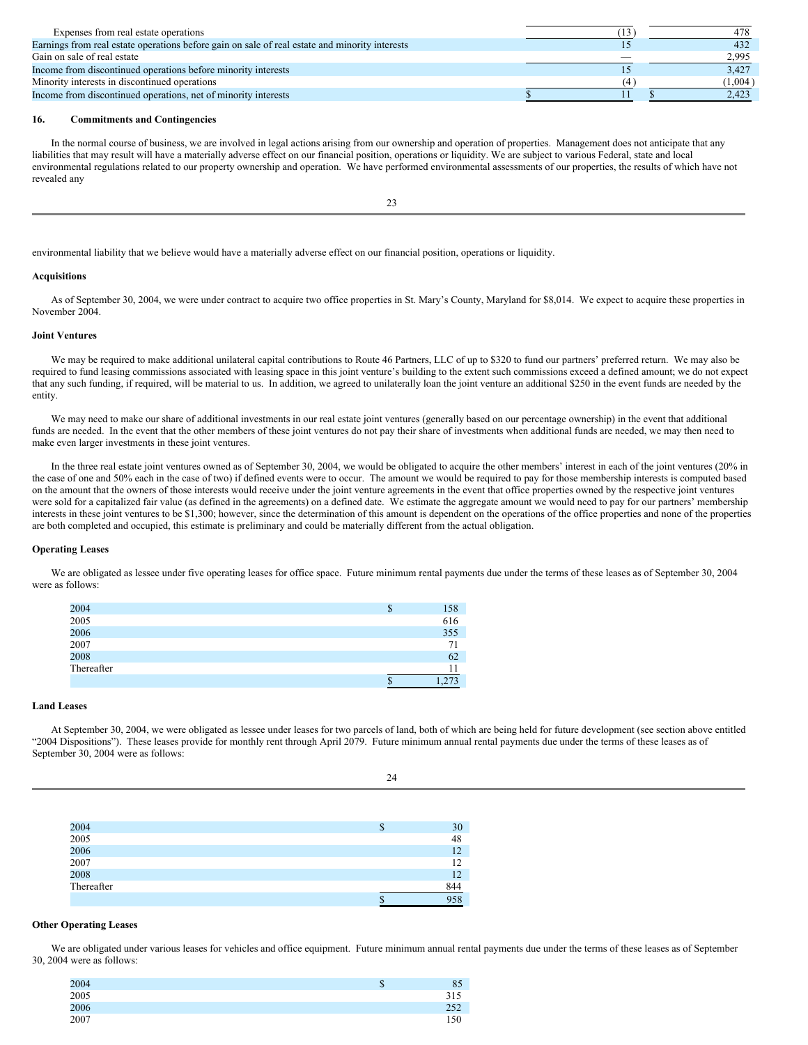| | | |
|---|---|---|
| Expenses from real estate operations | (13) | 478 |
| Earnings from real estate operations before gain on sale of real estate and minority interests | 15 | 432 |
| Gain on sale of real estate | — | 2,995 |
| Income from discontinued operations before minority interests | 15 | 3,427 |
| Minority interests in discontinued operations | (4) | (1,004) |
| Income from discontinued operations, net of minority interests | $ 11 | $ 2,423 |

## 16. Commitments and Contingencies

In the normal course of business, we are involved in legal actions arising from our ownership and operation of properties. Management does not anticipate that any liabilities that may result will have a materially adverse effect on our financial position, operations or liquidity. We are subject to various Federal, state and local environmental regulations related to our property ownership and operation. We have performed environmental assessments of our properties, the results of which have not revealed any environmental liability that we believe would have a materially adverse effect on our financial position, operations or liquidity.

### Acquisitions

As of September 30, 2004, we were under contract to acquire two office properties in St. Mary's County, Maryland for $8,014. We expect to acquire these properties in November 2004.

### Joint Ventures

We may be required to make additional unilateral capital contributions to Route 46 Partners, LLC of up to $320 to fund our partners' preferred return. We may also be required to fund leasing commissions associated with leasing space in this joint venture's building to the extent such commissions exceed a defined amount; we do not expect that any such funding, if required, will be material to us. In addition, we agreed to unilaterally loan the joint venture an additional $250 in the event funds are needed by the entity.

We may need to make our share of additional investments in our real estate joint ventures (generally based on our percentage ownership) in the event that additional funds are needed. In the event that the other members of these joint ventures do not pay their share of investments when additional funds are needed, we may then need to make even larger investments in these joint ventures.

In the three real estate joint ventures owned as of September 30, 2004, we would be obligated to acquire the other members' interest in each of the joint ventures (20% in the case of one and 50% each in the case of two) if defined events were to occur. The amount we would be required to pay for those membership interests is computed based on the amount that the owners of those interests would receive under the joint venture agreements in the event that office properties owned by the respective joint ventures were sold for a capitalized fair value (as defined in the agreements) on a defined date. We estimate the aggregate amount we would need to pay for our partners' membership interests in these joint ventures to be $1,300; however, since the determination of this amount is dependent on the operations of the office properties and none of the properties are both completed and occupied, this estimate is preliminary and could be materially different from the actual obligation.

### Operating Leases

We are obligated as lessee under five operating leases for office space. Future minimum rental payments due under the terms of these leases as of September 30, 2004 were as follows:

| | |
|---|---|
| 2004 | $ 158 |
| 2005 | 616 |
| 2006 | 355 |
| 2007 | 71 |
| 2008 | 62 |
| Thereafter | 11 |
| | $ 1,273 |

### Land Leases

At September 30, 2004, we were obligated as lessee under leases for two parcels of land, both of which are being held for future development (see section above entitled "2004 Dispositions"). These leases provide for monthly rent through April 2079. Future minimum annual rental payments due under the terms of these leases as of September 30, 2004 were as follows:

| | |
|---|---|
| 2004 | $ 30 |
| 2005 | 48 |
| 2006 | 12 |
| 2007 | 12 |
| 2008 | 12 |
| Thereafter | 844 |
| | $ 958 |

### Other Operating Leases

We are obligated under various leases for vehicles and office equipment. Future minimum annual rental payments due under the terms of these leases as of September 30, 2004 were as follows:

| | |
|---|---|
| 2004 | $ 85 |
| 2005 | 315 |
| 2006 | 252 |
| 2007 | 150 |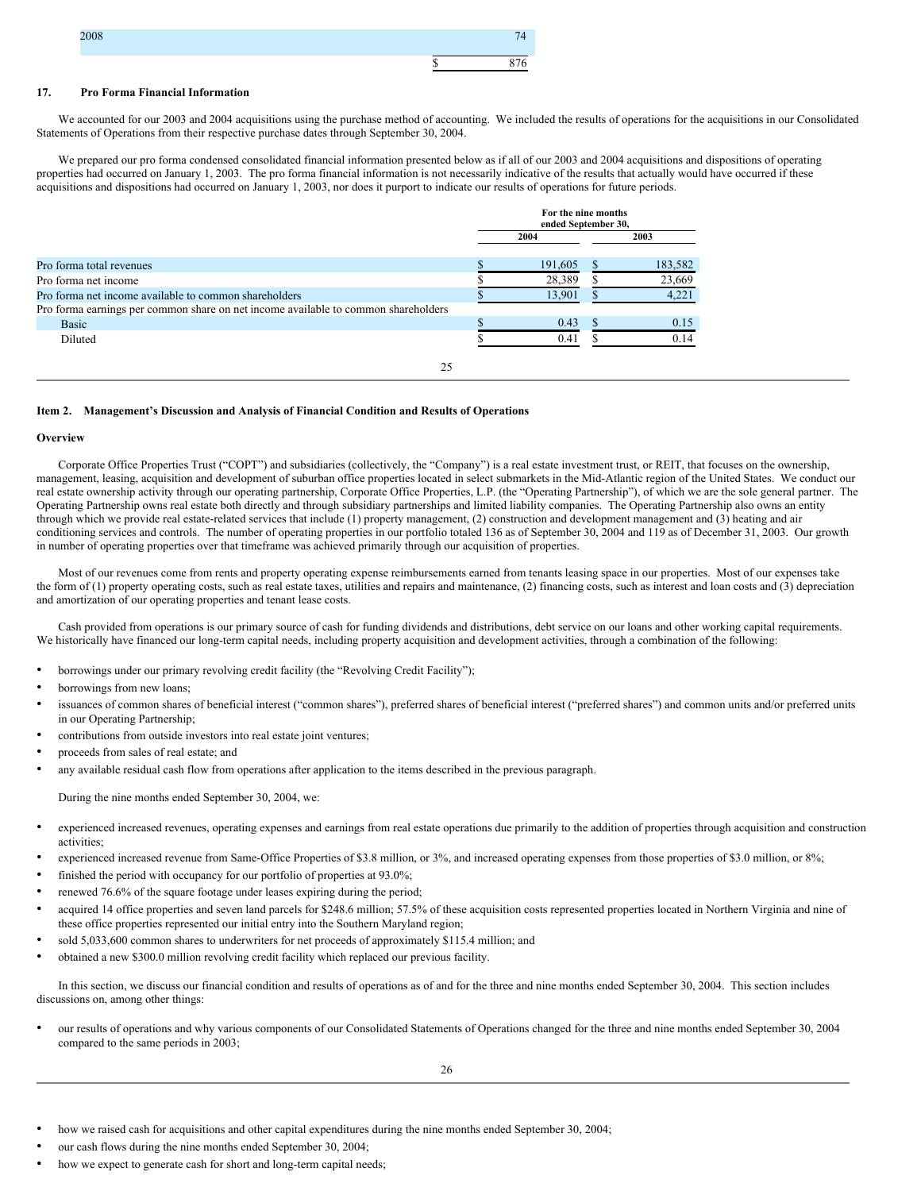| | |
|---|---|
| 2008 | 74 |
| | $ 876 |

## 17. Pro Forma Financial Information

We accounted for our 2003 and 2004 acquisitions using the purchase method of accounting. We included the results of operations for the acquisitions in our Consolidated Statements of Operations from their respective purchase dates through September 30, 2004.

We prepared our pro forma condensed consolidated financial information presented below as if all of our 2003 and 2004 acquisitions and dispositions of operating properties had occurred on January 1, 2003. The pro forma financial information is not necessarily indicative of the results that actually would have occurred if these acquisitions and dispositions had occurred on January 1, 2003, nor does it purport to indicate our results of operations for future periods.

| | For the nine months ended September 30, | |
|---|---|---|
| | 2004 | 2003 |
| Pro forma total revenues | $ 191,605 | $ 183,582 |
| Pro forma net income | $ 28,389 | $ 23,669 |
| Pro forma net income available to common shareholders | $ 13,901 | $ 4,221 |
| Pro forma earnings per common share on net income available to common shareholders | | |
| Basic | $ 0.43 | $ 0.15 |
| Diluted | $ 0.41 | $ 0.14 |

## Item 2. Management's Discussion and Analysis of Financial Condition and Results of Operations

### Overview

Corporate Office Properties Trust ("COPT") and subsidiaries (collectively, the "Company") is a real estate investment trust, or REIT, that focuses on the ownership, management, leasing, acquisition and development of suburban office properties located in select submarkets in the Mid-Atlantic region of the United States. We conduct our real estate ownership activity through our operating partnership, Corporate Office Properties, L.P. (the "Operating Partnership"), of which we are the sole general partner. The Operating Partnership owns real estate both directly and through subsidiary partnerships and limited liability companies. The Operating Partnership also owns an entity through which we provide real estate-related services that include (1) property management, (2) construction and development management and (3) heating and air conditioning services and controls. The number of operating properties in our portfolio totaled 136 as of September 30, 2004 and 119 as of December 31, 2003. Our growth in number of operating properties over that timeframe was achieved primarily through our acquisition of properties.

Most of our revenues come from rents and property operating expense reimbursements earned from tenants leasing space in our properties. Most of our expenses take the form of (1) property operating costs, such as real estate taxes, utilities and repairs and maintenance, (2) financing costs, such as interest and loan costs and (3) depreciation and amortization of our operating properties and tenant lease costs.

Cash provided from operations is our primary source of cash for funding dividends and distributions, debt service on our loans and other working capital requirements. We historically have financed our long-term capital needs, including property acquisition and development activities, through a combination of the following:

- borrowings under our primary revolving credit facility (the "Revolving Credit Facility");
- borrowings from new loans;
- issuances of common shares of beneficial interest ("common shares"), preferred shares of beneficial interest ("preferred shares") and common units and/or preferred units in our Operating Partnership;
- contributions from outside investors into real estate joint ventures;
- proceeds from sales of real estate; and
- any available residual cash flow from operations after application to the items described in the previous paragraph.

During the nine months ended September 30, 2004, we:

- experienced increased revenues, operating expenses and earnings from real estate operations due primarily to the addition of properties through acquisition and construction activities;
- experienced increased revenue from Same-Office Properties of $3.8 million, or 3%, and increased operating expenses from those properties of $3.0 million, or 8%;
- finished the period with occupancy for our portfolio of properties at 93.0%;
- renewed 76.6% of the square footage under leases expiring during the period;
- acquired 14 office properties and seven land parcels for $248.6 million; 57.5% of these acquisition costs represented properties located in Northern Virginia and nine of these office properties represented our initial entry into the Southern Maryland region;
- sold 5,033,600 common shares to underwriters for net proceeds of approximately $115.4 million; and
- obtained a new $300.0 million revolving credit facility which replaced our previous facility.

In this section, we discuss our financial condition and results of operations as of and for the three and nine months ended September 30, 2004. This section includes discussions on, among other things:

- our results of operations and why various components of our Consolidated Statements of Operations changed for the three and nine months ended September 30, 2004 compared to the same periods in 2003;
- how we raised cash for acquisitions and other capital expenditures during the nine months ended September 30, 2004;
- our cash flows during the nine months ended September 30, 2004;
- how we expect to generate cash for short and long-term capital needs;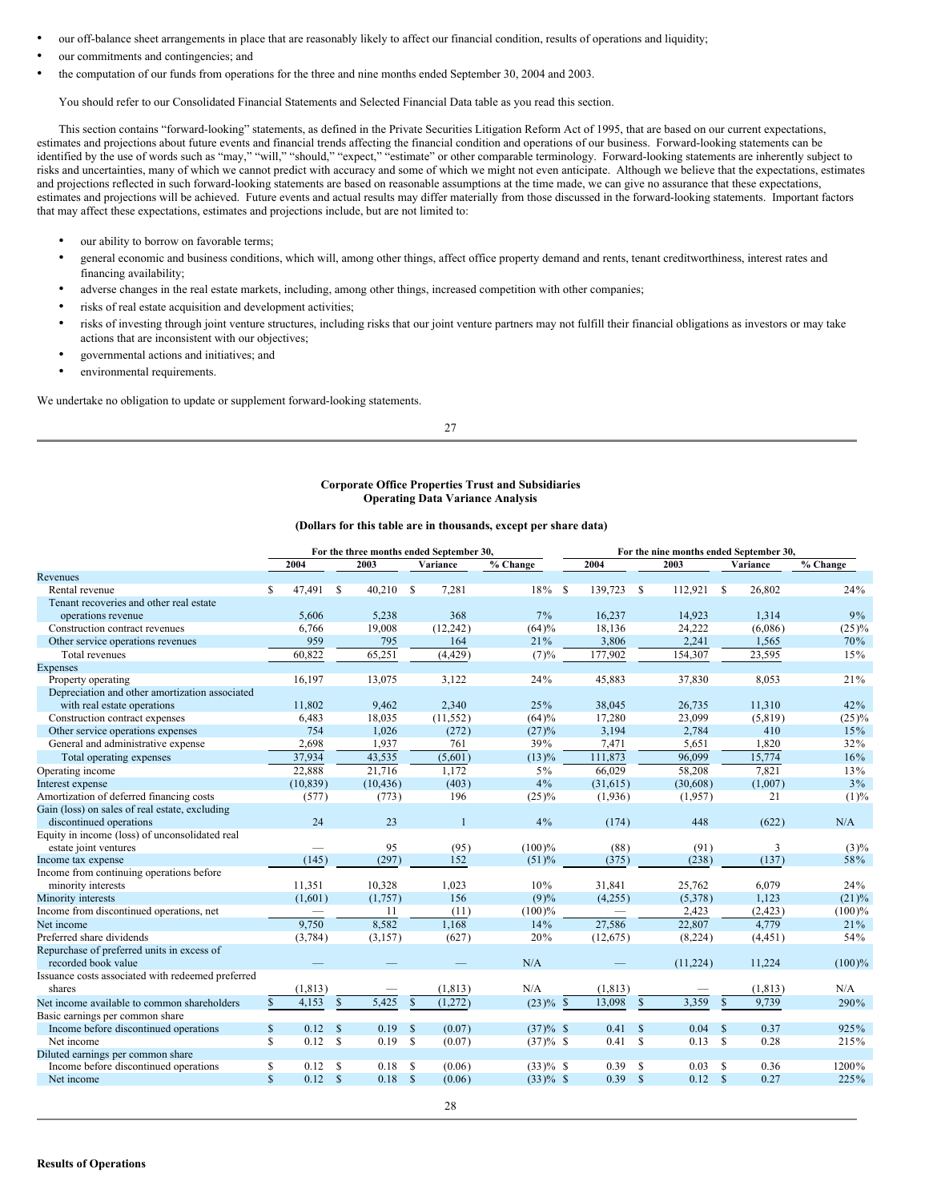- our off-balance sheet arrangements in place that are reasonably likely to affect our financial condition, results of operations and liquidity;
- our commitments and contingencies; and
- the computation of our funds from operations for the three and nine months ended September 30, 2004 and 2003.

You should refer to our Consolidated Financial Statements and Selected Financial Data table as you read this section.

This section contains "forward-looking" statements, as defined in the Private Securities Litigation Reform Act of 1995, that are based on our current expectations, estimates and projections about future events and financial trends affecting the financial condition and operations of our business. Forward-looking statements can be identified by the use of words such as "may," "will," "should," "expect," "estimate" or other comparable terminology. Forward-looking statements are inherently subject to risks and uncertainties, many of which we cannot predict with accuracy and some of which we might not even anticipate. Although we believe that the expectations, estimates and projections reflected in such forward-looking statements are based on reasonable assumptions at the time made, we can give no assurance that these expectations, estimates and projections will be achieved. Future events and actual results may differ materially from those discussed in the forward-looking statements. Important factors that may affect these expectations, estimates and projections include, but are not limited to:

- our ability to borrow on favorable terms;
- general economic and business conditions, which will, among other things, affect office property demand and rents, tenant creditworthiness, interest rates and financing availability;
- adverse changes in the real estate markets, including, among other things, increased competition with other companies;
- risks of real estate acquisition and development activities;
- risks of investing through joint venture structures, including risks that our joint venture partners may not fulfill their financial obligations as investors or may take actions that are inconsistent with our objectives;
- governmental actions and initiatives; and
- environmental requirements.

We undertake no obligation to update or supplement forward-looking statements.

**Corporate Office Properties Trust and Subsidiaries**
**Operating Data Variance Analysis**

**(Dollars for this table are in thousands, except per share data)**

| | For the three months ended September 30, | | | | For the nine months ended September 30, | | | |
|---|---|---|---|---|---|---|---|---|
| | 2004 | 2003 | Variance | % Change | 2004 | 2003 | Variance | % Change |
| **Revenues** | | | | | | | | |
| Rental revenue | $ 47,491 | $ 40,210 | $ 7,281 | 18% | $ 139,723 | $ 112,921 | $ 26,802 | 24% |
| Tenant recoveries and other real estate operations revenue | 5,606 | 5,238 | 368 | 7% | 16,237 | 14,923 | 1,314 | 9% |
| Construction contract revenues | 6,766 | 19,008 | (12,242) | (64)% | 18,136 | 24,222 | (6,086) | (25)% |
| Other service operations revenues | 959 | 795 | 164 | 21% | 3,806 | 2,241 | 1,565 | 70% |
| Total revenues | 60,822 | 65,251 | (4,429) | (7)% | 177,902 | 154,307 | 23,595 | 15% |
| **Expenses** | | | | | | | | |
| Property operating | 16,197 | 13,075 | 3,122 | 24% | 45,883 | 37,830 | 8,053 | 21% |
| Depreciation and other amortization associated with real estate operations | 11,802 | 9,462 | 2,340 | 25% | 38,045 | 26,735 | 11,310 | 42% |
| Construction contract expenses | 6,483 | 18,035 | (11,552) | (64)% | 17,280 | 23,099 | (5,819) | (25)% |
| Other service operations expenses | 754 | 1,026 | (272) | (27)% | 3,194 | 2,784 | 410 | 15% |
| General and administrative expense | 2,698 | 1,937 | 761 | 39% | 7,471 | 5,651 | 1,820 | 32% |
| Total operating expenses | 37,934 | 43,535 | (5,601) | (13)% | 111,873 | 96,099 | 15,774 | 16% |
| Operating income | 22,888 | 21,716 | 1,172 | 5% | 66,029 | 58,208 | 7,821 | 13% |
| Interest expense | (10,839) | (10,436) | (403) | 4% | (31,615) | (30,608) | (1,007) | 3% |
| Amortization of deferred financing costs | (577) | (773) | 196 | (25)% | (1,936) | (1,957) | 21 | (1)% |
| Gain (loss) on sales of real estate, excluding discontinued operations | 24 | 23 | 1 | 4% | (174) | 448 | (622) | N/A |
| Equity in income (loss) of unconsolidated real estate joint ventures | — | 95 | (95) | (100)% | (88) | (91) | 3 | (3)% |
| Income tax expense | (145) | (297) | 152 | (51)% | (375) | (238) | (137) | 58% |
| Income from continuing operations before minority interests | 11,351 | 10,328 | 1,023 | 10% | 31,841 | 25,762 | 6,079 | 24% |
| Minority interests | (1,601) | (1,757) | 156 | (9)% | (4,255) | (5,378) | 1,123 | (21)% |
| Income from discontinued operations, net | — | 11 | (11) | (100)% | — | 2,423 | (2,423) | (100)% |
| Net income | 9,750 | 8,582 | 1,168 | 14% | 27,586 | 22,807 | 4,779 | 21% |
| Preferred share dividends | (3,784) | (3,157) | (627) | 20% | (12,675) | (8,224) | (4,451) | 54% |
| Repurchase of preferred units in excess of recorded book value | — | — | — | N/A | — | (11,224) | 11,224 | (100)% |
| Issuance costs associated with redeemed preferred shares | (1,813) | — | (1,813) | N/A | (1,813) | — | (1,813) | N/A |
| Net income available to common shareholders | $ 4,153 | $ 5,425 | $ (1,272) | (23)% | $ 13,098 | $ 3,359 | $ 9,739 | 290% |
| Basic earnings per common share | | | | | | | | |
| Income before discontinued operations | $ 0.12 | $ 0.19 | $ (0.07) | (37)% | $ 0.41 | $ 0.04 | $ 0.37 | 925% |
| Net income | $ 0.12 | $ 0.19 | $ (0.07) | (37)% | $ 0.41 | $ 0.13 | $ 0.28 | 215% |
| Diluted earnings per common share | | | | | | | | |
| Income before discontinued operations | $ 0.12 | $ 0.18 | $ (0.06) | (33)% | $ 0.39 | $ 0.03 | $ 0.36 | 1200% |
| Net income | $ 0.12 | $ 0.18 | $ (0.06) | (33)% | $ 0.39 | $ 0.12 | $ 0.27 | 225% |

**Results of Operations**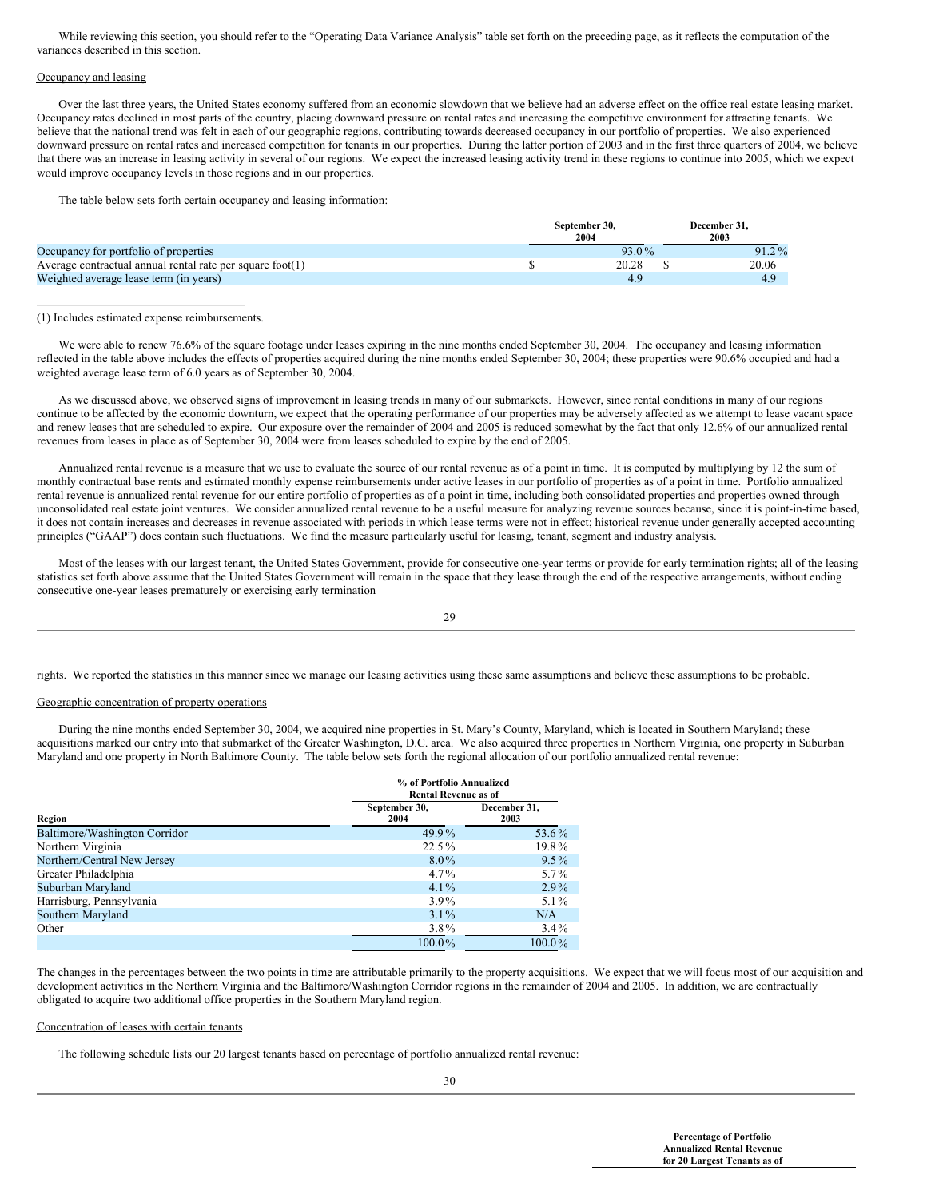While reviewing this section, you should refer to the "Operating Data Variance Analysis" table set forth on the preceding page, as it reflects the computation of the variances described in this section.

Occupancy and leasing

Over the last three years, the United States economy suffered from an economic slowdown that we believe had an adverse effect on the office real estate leasing market. Occupancy rates declined in most parts of the country, placing downward pressure on rental rates and increasing the competitive environment for attracting tenants. We believe that the national trend was felt in each of our geographic regions, contributing towards decreased occupancy in our portfolio of properties. We also experienced downward pressure on rental rates and increased competition for tenants in our properties. During the latter portion of 2003 and in the first three quarters of 2004, we believe that there was an increase in leasing activity in several of our regions. We expect the increased leasing activity trend in these regions to continue into 2005, which we expect would improve occupancy levels in those regions and in our properties.

The table below sets forth certain occupancy and leasing information:

| | September 30, 2004 | December 31, 2003 |
|---|---|---|
| Occupancy for portfolio of properties | 93.0% | 91.2% |
| Average contractual annual rental rate per square foot(1) | $ 20.28 | $ 20.06 |
| Weighted average lease term (in years) | 4.9 | 4.9 |

(1) Includes estimated expense reimbursements.

We were able to renew 76.6% of the square footage under leases expiring in the nine months ended September 30, 2004. The occupancy and leasing information reflected in the table above includes the effects of properties acquired during the nine months ended September 30, 2004; these properties were 90.6% occupied and had a weighted average lease term of 6.0 years as of September 30, 2004.

As we discussed above, we observed signs of improvement in leasing trends in many of our submarkets. However, since rental conditions in many of our regions continue to be affected by the economic downturn, we expect that the operating performance of our properties may be adversely affected as we attempt to lease vacant space and renew leases that are scheduled to expire. Our exposure over the remainder of 2004 and 2005 is reduced somewhat by the fact that only 12.6% of our annualized rental revenues from leases in place as of September 30, 2004 were from leases scheduled to expire by the end of 2005.

Annualized rental revenue is a measure that we use to evaluate the source of our rental revenue as of a point in time. It is computed by multiplying by 12 the sum of monthly contractual base rents and estimated monthly expense reimbursements under active leases in our portfolio of properties as of a point in time. Portfolio annualized rental revenue is annualized rental revenue for our entire portfolio of properties as of a point in time, including both consolidated properties and properties owned through unconsolidated real estate joint ventures. We consider annualized rental revenue to be a useful measure for analyzing revenue sources because, since it is point-in-time based, it does not contain increases and decreases in revenue associated with periods in which lease terms were not in effect; historical revenue under generally accepted accounting principles ("GAAP") does contain such fluctuations. We find the measure particularly useful for leasing, tenant, segment and industry analysis.

Most of the leases with our largest tenant, the United States Government, provide for consecutive one-year terms or provide for early termination rights; all of the leasing statistics set forth above assume that the United States Government will remain in the space that they lease through the end of the respective arrangements, without ending consecutive one-year leases prematurely or exercising early termination rights. We reported the statistics in this manner since we manage our leasing activities using these same assumptions and believe these assumptions to be probable.

Geographic concentration of property operations

During the nine months ended September 30, 2004, we acquired nine properties in St. Mary's County, Maryland, which is located in Southern Maryland; these acquisitions marked our entry into that submarket of the Greater Washington, D.C. area. We also acquired three properties in Northern Virginia, one property in Suburban Maryland and one property in North Baltimore County. The table below sets forth the regional allocation of our portfolio annualized rental revenue:

| | % of Portfolio Annualized Rental Revenue as of | |
|---|---|---|
| Region | September 30, 2004 | December 31, 2003 |
| Baltimore/Washington Corridor | 49.9% | 53.6% |
| Northern Virginia | 22.5% | 19.8% |
| Northern/Central New Jersey | 8.0% | 9.5% |
| Greater Philadelphia | 4.7% | 5.7% |
| Suburban Maryland | 4.1% | 2.9% |
| Harrisburg, Pennsylvania | 3.9% | 5.1% |
| Southern Maryland | 3.1% | N/A |
| Other | 3.8% | 3.4% |
| | 100.0% | 100.0% |

The changes in the percentages between the two points in time are attributable primarily to the property acquisitions. We expect that we will focus most of our acquisition and development activities in the Northern Virginia and the Baltimore/Washington Corridor regions in the remainder of 2004 and 2005. In addition, we are contractually obligated to acquire two additional office properties in the Southern Maryland region.

Concentration of leases with certain tenants

The following schedule lists our 20 largest tenants based on percentage of portfolio annualized rental revenue:

**Percentage of Portfolio Annualized Rental Revenue for 20 Largest Tenants as of**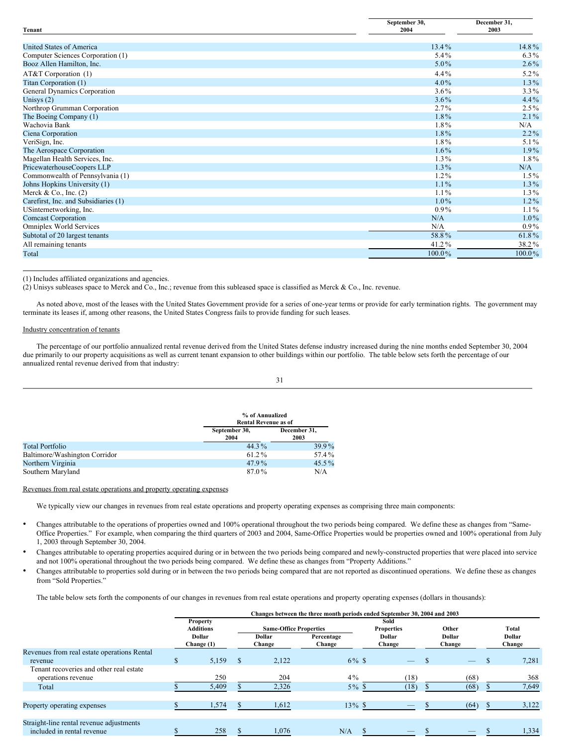| Tenant | September 30, 2004 | December 31, 2003 |
|---|---|---|
| United States of America | 13.4% | 14.8% |
| Computer Sciences Corporation (1) | 5.4% | 6.3% |
| Booz Allen Hamilton, Inc. | 5.0% | 2.6% |
| AT&T Corporation (1) | 4.4% | 5.2% |
| Titan Corporation (1) | 4.0% | 1.3% |
| General Dynamics Corporation | 3.6% | 3.3% |
| Unisys (2) | 3.6% | 4.4% |
| Northrop Grumman Corporation | 2.7% | 2.5% |
| The Boeing Company (1) | 1.8% | 2.1% |
| Wachovia Bank | 1.8% | N/A |
| Ciena Corporation | 1.8% | 2.2% |
| VeriSign, Inc. | 1.8% | 5.1% |
| The Aerospace Corporation | 1.6% | 1.9% |
| Magellan Health Services, Inc. | 1.3% | 1.8% |
| PricewaterhouseCoopers LLP | 1.3% | N/A |
| Commonwealth of Pennsylvania (1) | 1.2% | 1.5% |
| Johns Hopkins University (1) | 1.1% | 1.3% |
| Merck & Co., Inc. (2) | 1.1% | 1.3% |
| Carefirst, Inc. and Subsidiaries (1) | 1.0% | 1.2% |
| USinternetworking, Inc. | 0.9% | 1.1% |
| Comcast Corporation | N/A | 1.0% |
| Omniplex World Services | N/A | 0.9% |
| Subtotal of 20 largest tenants | 58.8% | 61.8% |
| All remaining tenants | 41.2% | 38.2% |
| Total | 100.0% | 100.0% |

(1) Includes affiliated organizations and agencies.
(2) Unisys subleases space to Merck and Co., Inc.; revenue from this subleased space is classified as Merck & Co., Inc. revenue.

As noted above, most of the leases with the United States Government provide for a series of one-year terms or provide for early termination rights. The government may terminate its leases if, among other reasons, the United States Congress fails to provide funding for such leases.

Industry concentration of tenants

The percentage of our portfolio annualized rental revenue derived from the United States defense industry increased during the nine months ended September 30, 2004 due primarily to our property acquisitions as well as current tenant expansion to other buildings within our portfolio. The table below sets forth the percentage of our annualized rental revenue derived from that industry:

| | % of Annualized Rental Revenue as of | |
|---|---|---|
| | September 30, 2004 | December 31, 2003 |
| Total Portfolio | 44.3% | 39.9% |
| Baltimore/Washington Corridor | 61.2% | 57.4% |
| Northern Virginia | 47.9% | 45.5% |
| Southern Maryland | 87.0% | N/A |

Revenues from real estate operations and property operating expenses

We typically view our changes in revenues from real estate operations and property operating expenses as comprising three main components:

- Changes attributable to the operations of properties owned and 100% operational throughout the two periods being compared. We define these as changes from "Same-Office Properties." For example, when comparing the third quarters of 2003 and 2004, Same-Office Properties would be properties owned and 100% operational from July 1, 2003 through September 30, 2004.
- Changes attributable to operating properties acquired during or in between the two periods being compared and newly-constructed properties that were placed into service and not 100% operational throughout the two periods being compared. We define these as changes from "Property Additions."
- Changes attributable to properties sold during or in between the two periods being compared that are not reported as discontinued operations. We define these as changes from "Sold Properties."

The table below sets forth the components of our changes in revenues from real estate operations and property operating expenses (dollars in thousands):

| | Changes between the three month periods ended September 30, 2004 and 2003 | | | | | |
|---|---|---|---|---|---|---|
| | Property Additions | Same-Office Properties | | Sold Properties | Other | Total |
| | Dollar Change (1) | Dollar Change | Percentage Change | Dollar Change | Dollar Change | Dollar Change |
| Revenues from real estate operations Rental revenue | $ 5,159 | $ 2,122 | 6% | $ — | $ — | $ 7,281 |
| Tenant recoveries and other real estate operations revenue | 250 | 204 | 4% | (18) | (68) | 368 |
| Total | $ 5,409 | $ 2,326 | 5% | $ (18) | $ (68) | $ 7,649 |
| Property operating expenses | $ 1,574 | $ 1,612 | 13% | $ — | $ (64) | $ 3,122 |
| Straight-line rental revenue adjustments included in rental revenue | $ 258 | $ 1,076 | N/A | $ — | $ — | $ 1,334 |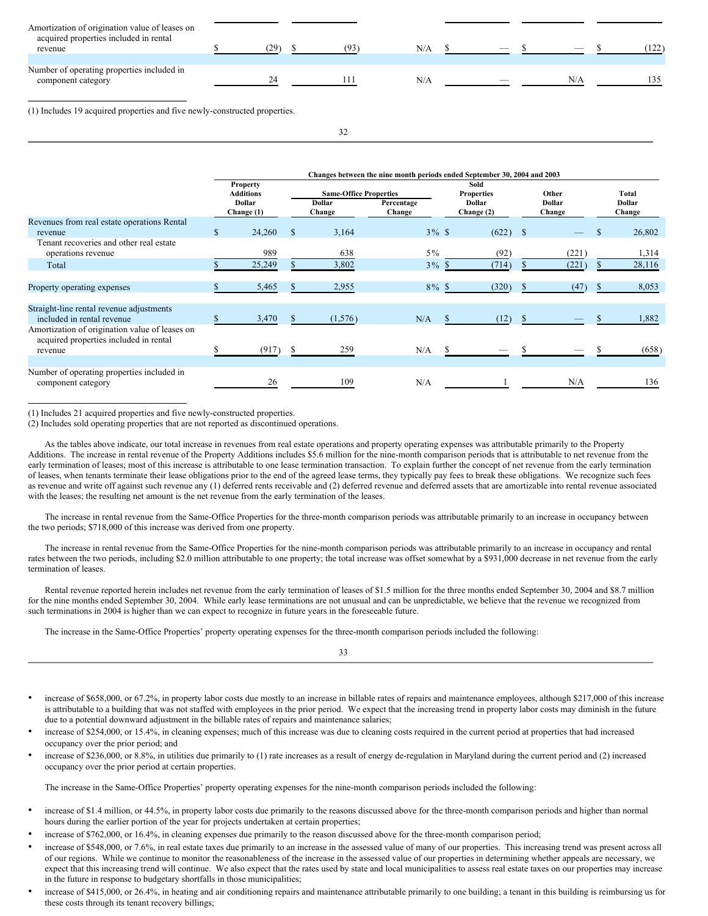| | | | | | | |
|---|---|---|---|---|---|---|
| Amortization of origination value of leases on acquired properties included in rental revenue | $ (29) | $ (93) | N/A | $ — | $ — | $ (122) |
| Number of operating properties included in component category | 24 | 111 | N/A | — | N/A | 135 |

(1) Includes 19 acquired properties and five newly-constructed properties.

| | Changes between the nine month periods ended September 30, 2004 and 2003 | | | | | |
|---|---|---|---|---|---|---|
| | Property Additions Dollar Change (1) | Same-Office Properties | | Sold Properties Dollar Change (2) | Other Dollar Change | Total Dollar Change |
| | | Dollar Change | Percentage Change | | | |
| Revenues from real estate operations Rental revenue | $ 24,260 | $ 3,164 | 3% | $ (622) | $ — | $ 26,802 |
| Tenant recoveries and other real estate operations revenue | 989 | 638 | 5% | (92) | (221) | 1,314 |
| Total | $ 25,249 | $ 3,802 | 3% | $ (714) | $ (221) | $ 28,116 |
| Property operating expenses | $ 5,465 | $ 2,955 | 8% | $ (320) | $ (47) | $ 8,053 |
| Straight-line rental revenue adjustments included in rental revenue | $ 3,470 | $ (1,576) | N/A | $ (12) | $ — | $ 1,882 |
| Amortization of origination value of leases on acquired properties included in rental revenue | $ (917) | $ 259 | N/A | $ — | $ — | $ (658) |
| Number of operating properties included in component category | 26 | 109 | N/A | 1 | N/A | 136 |

(1) Includes 21 acquired properties and five newly-constructed properties.
(2) Includes sold operating properties that are not reported as discontinued operations.

As the tables above indicate, our total increase in revenues from real estate operations and property operating expenses was attributable primarily to the Property Additions. The increase in rental revenue of the Property Additions includes $5.6 million for the nine-month comparison periods that is attributable to net revenue from the early termination of leases; most of this increase is attributable to one lease termination transaction. To explain further the concept of net revenue from the early termination of leases, when tenants terminate their lease obligations prior to the end of the agreed lease terms, they typically pay fees to break these obligations. We recognize such fees as revenue and write off against such revenue any (1) deferred rents receivable and (2) deferred revenue and deferred assets that are amortizable into rental revenue associated with the leases; the resulting net amount is the net revenue from the early termination of the leases.

The increase in rental revenue from the Same-Office Properties for the three-month comparison periods was attributable primarily to an increase in occupancy between the two periods; $718,000 of this increase was derived from one property.

The increase in rental revenue from the Same-Office Properties for the nine-month comparison periods was attributable primarily to an increase in occupancy and rental rates between the two periods, including $2.0 million attributable to one property; the total increase was offset somewhat by a $931,000 decrease in net revenue from the early termination of leases.

Rental revenue reported herein includes net revenue from the early termination of leases of $1.5 million for the three months ended September 30, 2004 and $8.7 million for the nine months ended September 30, 2004. While early lease terminations are not unusual and can be unpredictable, we believe that the revenue we recognized from such terminations in 2004 is higher than we can expect to recognize in future years in the foreseeable future.

The increase in the Same-Office Properties' property operating expenses for the three-month comparison periods included the following:

- increase of $658,000, or 67.2%, in property labor costs due mostly to an increase in billable rates of repairs and maintenance employees, although $217,000 of this increase is attributable to a building that was not staffed with employees in the prior period. We expect that the increasing trend in property labor costs may diminish in the future due to a potential downward adjustment in the billable rates of repairs and maintenance salaries;
- increase of $254,000, or 15.4%, in cleaning expenses; much of this increase was due to cleaning costs required in the current period at properties that had increased occupancy over the prior period; and
- increase of $236,000, or 8.8%, in utilities due primarily to (1) rate increases as a result of energy de-regulation in Maryland during the current period and (2) increased occupancy over the prior period at certain properties.

The increase in the Same-Office Properties' property operating expenses for the nine-month comparison periods included the following:

- increase of $1.4 million, or 44.5%, in property labor costs due primarily to the reasons discussed above for the three-month comparison periods and higher than normal hours during the earlier portion of the year for projects undertaken at certain properties;
- increase of $762,000, or 16.4%, in cleaning expenses due primarily to the reason discussed above for the three-month comparison period;
- increase of $548,000, or 7.6%, in real estate taxes due primarily to an increase in the assessed value of many of our properties. This increasing trend was present across all of our regions. While we continue to monitor the reasonableness of the increase in the assessed value of our properties in determining whether appeals are necessary, we expect that this increasing trend will continue. We also expect that the rates used by state and local municipalities to assess real estate taxes on our properties may increase in the future in response to budgetary shortfalls in those municipalities;
- increase of $415,000, or 26.4%, in heating and air conditioning repairs and maintenance attributable primarily to one building; a tenant in this building is reimbursing us for these costs through its tenant recovery billings;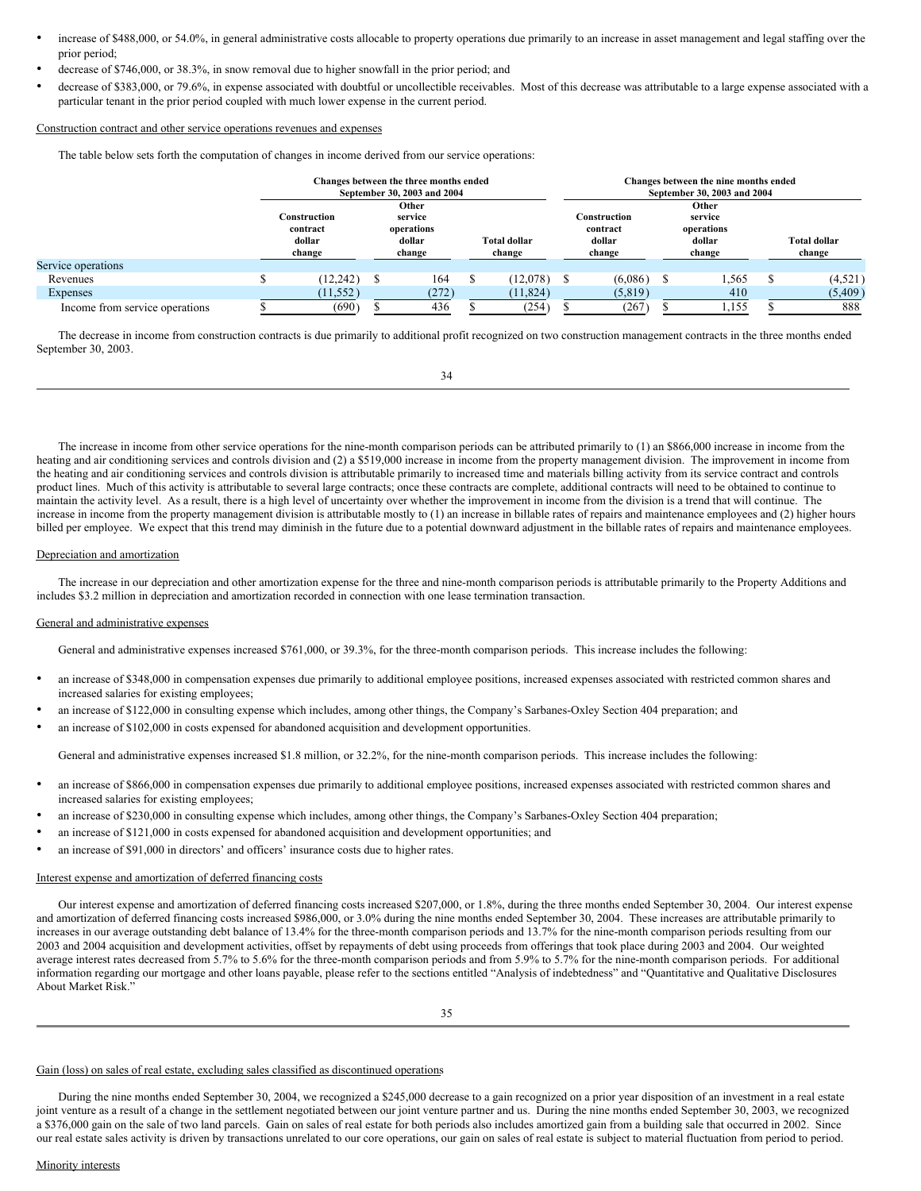- increase of $488,000, or 54.0%, in general administrative costs allocable to property operations due primarily to an increase in asset management and legal staffing over the prior period;
- decrease of $746,000, or 38.3%, in snow removal due to higher snowfall in the prior period; and
- decrease of $383,000, or 79.6%, in expense associated with doubtful or uncollectible receivables. Most of this decrease was attributable to a large expense associated with a particular tenant in the prior period coupled with much lower expense in the current period.

Construction contract and other service operations revenues and expenses

The table below sets forth the computation of changes in income derived from our service operations:

| | Changes between the three months ended September 30, 2003 and 2004 | | | Changes between the nine months ended September 30, 2003 and 2004 | | |
|---|---|---|---|---|---|---|
| | Construction contract dollar change | Other service operations dollar change | Total dollar change | Construction contract dollar change | Other service operations dollar change | Total dollar change |
| Service operations | | | | | | |
| Revenues | $ (12,242) | $ 164 | $ (12,078) | $ (6,086) | $ 1,565 | $ (4,521) |
| Expenses | (11,552) | (272) | (11,824) | (5,819) | 410 | (5,409) |
| Income from service operations | $ (690) | $ 436 | $ (254) | $ (267) | $ 1,155 | $ 888 |

The decrease in income from construction contracts is due primarily to additional profit recognized on two construction management contracts in the three months ended September 30, 2003.

The increase in income from other service operations for the nine-month comparison periods can be attributed primarily to (1) an $866,000 increase in income from the heating and air conditioning services and controls division and (2) a $519,000 increase in income from the property management division. The improvement in income from the heating and air conditioning services and controls division is attributable primarily to increased time and materials billing activity from its service contract and controls product lines. Much of this activity is attributable to several large contracts; once these contracts are complete, additional contracts will need to be obtained to continue to maintain the activity level. As a result, there is a high level of uncertainty over whether the improvement in income from the division is a trend that will continue. The increase in income from the property management division is attributable mostly to (1) an increase in billable rates of repairs and maintenance employees and (2) higher hours billed per employee. We expect that this trend may diminish in the future due to a potential downward adjustment in the billable rates of repairs and maintenance employees.

Depreciation and amortization

The increase in our depreciation and other amortization expense for the three and nine-month comparison periods is attributable primarily to the Property Additions and includes $3.2 million in depreciation and amortization recorded in connection with one lease termination transaction.

General and administrative expenses

General and administrative expenses increased $761,000, or 39.3%, for the three-month comparison periods. This increase includes the following:

- an increase of $348,000 in compensation expenses due primarily to additional employee positions, increased expenses associated with restricted common shares and increased salaries for existing employees;
- an increase of $122,000 in consulting expense which includes, among other things, the Company's Sarbanes-Oxley Section 404 preparation; and
- an increase of $102,000 in costs expensed for abandoned acquisition and development opportunities.

General and administrative expenses increased $1.8 million, or 32.2%, for the nine-month comparison periods. This increase includes the following:

- an increase of $866,000 in compensation expenses due primarily to additional employee positions, increased expenses associated with restricted common shares and increased salaries for existing employees;
- an increase of $230,000 in consulting expense which includes, among other things, the Company's Sarbanes-Oxley Section 404 preparation;
- an increase of $121,000 in costs expensed for abandoned acquisition and development opportunities; and
- an increase of $91,000 in directors' and officers' insurance costs due to higher rates.

Interest expense and amortization of deferred financing costs

Our interest expense and amortization of deferred financing costs increased $207,000, or 1.8%, during the three months ended September 30, 2004. Our interest expense and amortization of deferred financing costs increased $986,000, or 3.0% during the nine months ended September 30, 2004. These increases are attributable primarily to increases in our average outstanding debt balance of 13.4% for the three-month comparison periods and 13.7% for the nine-month comparison periods resulting from our 2003 and 2004 acquisition and development activities, offset by repayments of debt using proceeds from offerings that took place during 2003 and 2004. Our weighted average interest rates decreased from 5.7% to 5.6% for the three-month comparison periods and from 5.9% to 5.7% for the nine-month comparison periods. For additional information regarding our mortgage and other loans payable, please refer to the sections entitled "Analysis of indebtedness" and "Quantitative and Qualitative Disclosures About Market Risk."

Gain (loss) on sales of real estate, excluding sales classified as discontinued operations

During the nine months ended September 30, 2004, we recognized a $245,000 decrease to a gain recognized on a prior year disposition of an investment in a real estate joint venture as a result of a change in the settlement negotiated between our joint venture partner and us. During the nine months ended September 30, 2003, we recognized a $376,000 gain on the sale of two land parcels. Gain on sales of real estate for both periods also includes amortized gain from a building sale that occurred in 2002. Since our real estate sales activity is driven by transactions unrelated to our core operations, our gain on sales of real estate is subject to material fluctuation from period to period.

Minority interests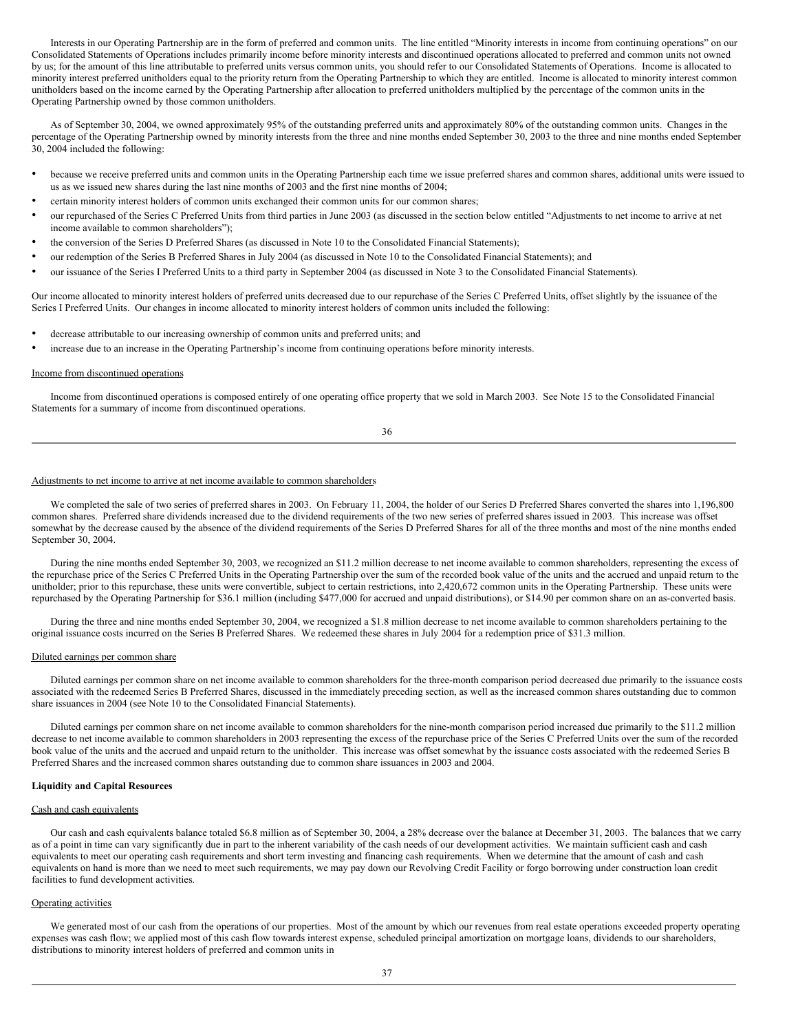Interests in our Operating Partnership are in the form of preferred and common units. The line entitled "Minority interests in income from continuing operations" on our Consolidated Statements of Operations includes primarily income before minority interests and discontinued operations allocated to preferred and common units not owned by us; for the amount of this line attributable to preferred units versus common units, you should refer to our Consolidated Statements of Operations. Income is allocated to minority interest preferred unitholders equal to the priority return from the Operating Partnership to which they are entitled. Income is allocated to minority interest common unitholders based on the income earned by the Operating Partnership after allocation to preferred unitholders multiplied by the percentage of the common units in the Operating Partnership owned by those common unitholders.

As of September 30, 2004, we owned approximately 95% of the outstanding preferred units and approximately 80% of the outstanding common units. Changes in the percentage of the Operating Partnership owned by minority interests from the three and nine months ended September 30, 2003 to the three and nine months ended September 30, 2004 included the following:

- because we receive preferred units and common units in the Operating Partnership each time we issue preferred shares and common shares, additional units were issued to us as we issued new shares during the last nine months of 2003 and the first nine months of 2004;
- certain minority interest holders of common units exchanged their common units for our common shares;
- our repurchased of the Series C Preferred Units from third parties in June 2003 (as discussed in the section below entitled "Adjustments to net income to arrive at net income available to common shareholders");
- the conversion of the Series D Preferred Shares (as discussed in Note 10 to the Consolidated Financial Statements);
- our redemption of the Series B Preferred Shares in July 2004 (as discussed in Note 10 to the Consolidated Financial Statements); and
- our issuance of the Series I Preferred Units to a third party in September 2004 (as discussed in Note 3 to the Consolidated Financial Statements).

Our income allocated to minority interest holders of preferred units decreased due to our repurchase of the Series C Preferred Units, offset slightly by the issuance of the Series I Preferred Units. Our changes in income allocated to minority interest holders of common units included the following:

- decrease attributable to our increasing ownership of common units and preferred units; and
- increase due to an increase in the Operating Partnership's income from continuing operations before minority interests.

Income from discontinued operations

Income from discontinued operations is composed entirely of one operating office property that we sold in March 2003. See Note 15 to the Consolidated Financial Statements for a summary of income from discontinued operations.

Adjustments to net income to arrive at net income available to common shareholders

We completed the sale of two series of preferred shares in 2003. On February 11, 2004, the holder of our Series D Preferred Shares converted the shares into 1,196,800 common shares. Preferred share dividends increased due to the dividend requirements of the two new series of preferred shares issued in 2003. This increase was offset somewhat by the decrease caused by the absence of the dividend requirements of the Series D Preferred Shares for all of the three months and most of the nine months ended September 30, 2004.

During the nine months ended September 30, 2003, we recognized an $11.2 million decrease to net income available to common shareholders, representing the excess of the repurchase price of the Series C Preferred Units in the Operating Partnership over the sum of the recorded book value of the units and the accrued and unpaid return to the unitholder; prior to this repurchase, these units were convertible, subject to certain restrictions, into 2,420,672 common units in the Operating Partnership. These units were repurchased by the Operating Partnership for $36.1 million (including $477,000 for accrued and unpaid distributions), or $14.90 per common share on an as-converted basis.

During the three and nine months ended September 30, 2004, we recognized a $1.8 million decrease to net income available to common shareholders pertaining to the original issuance costs incurred on the Series B Preferred Shares. We redeemed these shares in July 2004 for a redemption price of $31.3 million.

Diluted earnings per common share

Diluted earnings per common share on net income available to common shareholders for the three-month comparison period decreased due primarily to the issuance costs associated with the redeemed Series B Preferred Shares, discussed in the immediately preceding section, as well as the increased common shares outstanding due to common share issuances in 2004 (see Note 10 to the Consolidated Financial Statements).

Diluted earnings per common share on net income available to common shareholders for the nine-month comparison period increased due primarily to the $11.2 million decrease to net income available to common shareholders in 2003 representing the excess of the repurchase price of the Series C Preferred Units over the sum of the recorded book value of the units and the accrued and unpaid return to the unitholder. This increase was offset somewhat by the issuance costs associated with the redeemed Series B Preferred Shares and the increased common shares outstanding due to common share issuances in 2003 and 2004.

**Liquidity and Capital Resources**

Cash and cash equivalents

Our cash and cash equivalents balance totaled $6.8 million as of September 30, 2004, a 28% decrease over the balance at December 31, 2003. The balances that we carry as of a point in time can vary significantly due in part to the inherent variability of the cash needs of our development activities. We maintain sufficient cash and cash equivalents to meet our operating cash requirements and short term investing and financing cash requirements. When we determine that the amount of cash and cash equivalents on hand is more than we need to meet such requirements, we may pay down our Revolving Credit Facility or forgo borrowing under construction loan credit facilities to fund development activities.

Operating activities

We generated most of our cash from the operations of our properties. Most of the amount by which our revenues from real estate operations exceeded property operating expenses was cash flow; we applied most of this cash flow towards interest expense, scheduled principal amortization on mortgage loans, dividends to our shareholders, distributions to minority interest holders of preferred and common units in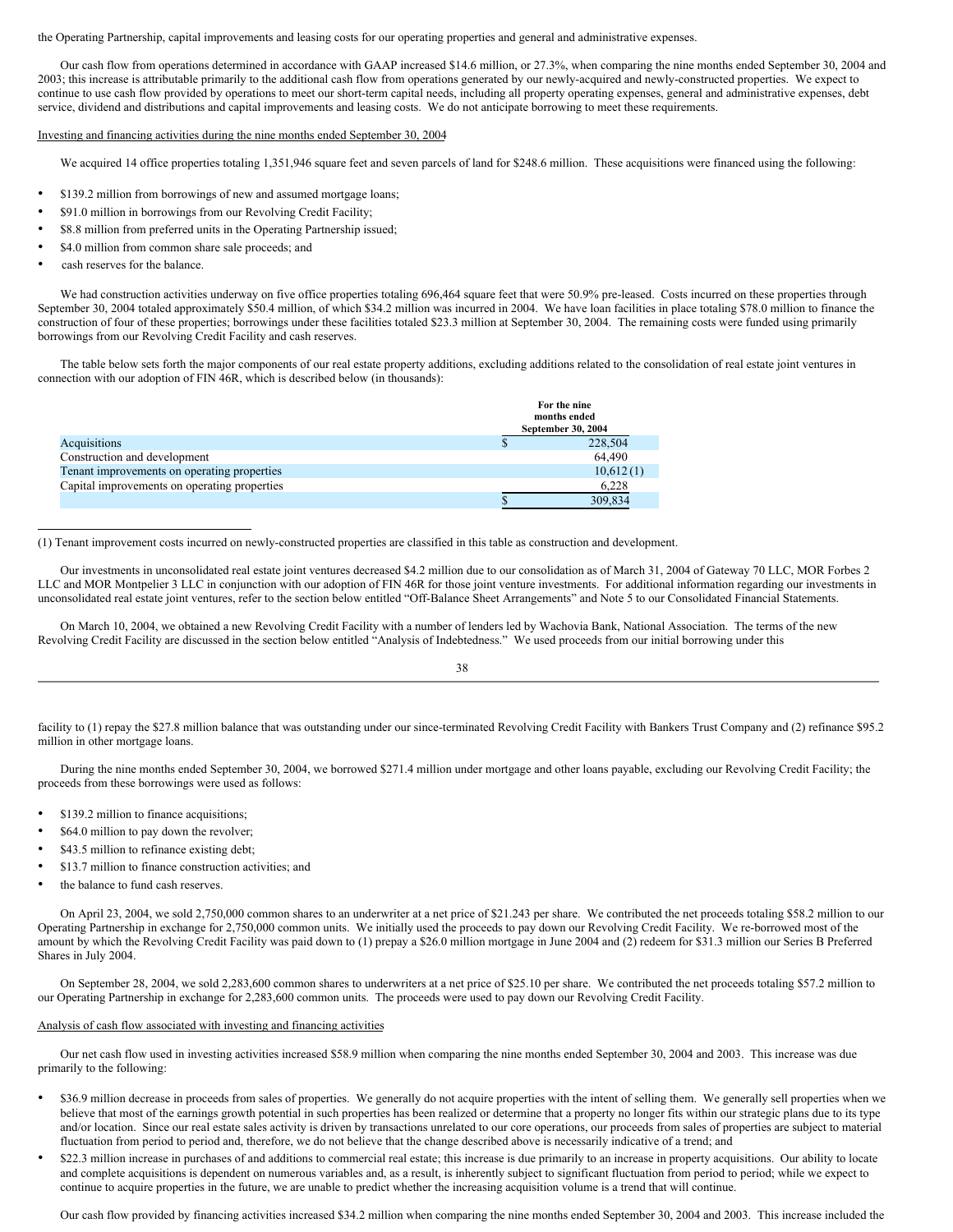the Operating Partnership, capital improvements and leasing costs for our operating properties and general and administrative expenses.

Our cash flow from operations determined in accordance with GAAP increased $14.6 million, or 27.3%, when comparing the nine months ended September 30, 2004 and 2003; this increase is attributable primarily to the additional cash flow from operations generated by our newly-acquired and newly-constructed properties. We expect to continue to use cash flow provided by operations to meet our short-term capital needs, including all property operating expenses, general and administrative expenses, debt service, dividend and distributions and capital improvements and leasing costs. We do not anticipate borrowing to meet these requirements.

Investing and financing activities during the nine months ended September 30, 2004

We acquired 14 office properties totaling 1,351,946 square feet and seven parcels of land for $248.6 million. These acquisitions were financed using the following:

- $139.2 million from borrowings of new and assumed mortgage loans;
- $91.0 million in borrowings from our Revolving Credit Facility;
- $8.8 million from preferred units in the Operating Partnership issued;
- $4.0 million from common share sale proceeds; and
- cash reserves for the balance.

We had construction activities underway on five office properties totaling 696,464 square feet that were 50.9% pre-leased. Costs incurred on these properties through September 30, 2004 totaled approximately $50.4 million, of which $34.2 million was incurred in 2004. We have loan facilities in place totaling $78.0 million to finance the construction of four of these properties; borrowings under these facilities totaled $23.3 million at September 30, 2004. The remaining costs were funded using primarily borrowings from our Revolving Credit Facility and cash reserves.

The table below sets forth the major components of our real estate property additions, excluding additions related to the consolidation of real estate joint ventures in connection with our adoption of FIN 46R, which is described below (in thousands):

| | For the nine months ended September 30, 2004 |
|---|---|
| Acquisitions | $ 228,504 |
| Construction and development | 64,490 |
| Tenant improvements on operating properties | 10,612 (1) |
| Capital improvements on operating properties | 6,228 |
| | $ 309,834 |

(1) Tenant improvement costs incurred on newly-constructed properties are classified in this table as construction and development.

Our investments in unconsolidated real estate joint ventures decreased $4.2 million due to our consolidation as of March 31, 2004 of Gateway 70 LLC, MOR Forbes 2 LLC and MOR Montpelier 3 LLC in conjunction with our adoption of FIN 46R for those joint venture investments. For additional information regarding our investments in unconsolidated real estate joint ventures, refer to the section below entitled "Off-Balance Sheet Arrangements" and Note 5 to our Consolidated Financial Statements.

On March 10, 2004, we obtained a new Revolving Credit Facility with a number of lenders led by Wachovia Bank, National Association. The terms of the new Revolving Credit Facility are discussed in the section below entitled "Analysis of Indebtedness." We used proceeds from our initial borrowing under this facility to (1) repay the $27.8 million balance that was outstanding under our since-terminated Revolving Credit Facility with Bankers Trust Company and (2) refinance $95.2 million in other mortgage loans.

During the nine months ended September 30, 2004, we borrowed $271.4 million under mortgage and other loans payable, excluding our Revolving Credit Facility; the proceeds from these borrowings were used as follows:

- $139.2 million to finance acquisitions;
- $64.0 million to pay down the revolver;
- $43.5 million to refinance existing debt;
- $13.7 million to finance construction activities; and
- the balance to fund cash reserves.

On April 23, 2004, we sold 2,750,000 common shares to an underwriter at a net price of $21.243 per share. We contributed the net proceeds totaling $58.2 million to our Operating Partnership in exchange for 2,750,000 common units. We initially used the proceeds to pay down our Revolving Credit Facility. We re-borrowed most of the amount by which the Revolving Credit Facility was paid down to (1) prepay a $26.0 million mortgage in June 2004 and (2) redeem for $31.3 million our Series B Preferred Shares in July 2004.

On September 28, 2004, we sold 2,283,600 common shares to underwriters at a net price of $25.10 per share. We contributed the net proceeds totaling $57.2 million to our Operating Partnership in exchange for 2,283,600 common units. The proceeds were used to pay down our Revolving Credit Facility.

Analysis of cash flow associated with investing and financing activities

Our net cash flow used in investing activities increased $58.9 million when comparing the nine months ended September 30, 2004 and 2003. This increase was due primarily to the following:

- $36.9 million decrease in proceeds from sales of properties. We generally do not acquire properties with the intent of selling them. We generally sell properties when we believe that most of the earnings growth potential in such properties has been realized or determine that a property no longer fits within our strategic plans due to its type and/or location. Since our real estate sales activity is driven by transactions unrelated to our core operations, our proceeds from sales of properties are subject to material fluctuation from period to period and, therefore, we do not believe that the change described above is necessarily indicative of a trend; and
- $22.3 million increase in purchases of and additions to commercial real estate; this increase is due primarily to an increase in property acquisitions. Our ability to locate and complete acquisitions is dependent on numerous variables and, as a result, is inherently subject to significant fluctuation from period to period; while we expect to continue to acquire properties in the future, we are unable to predict whether the increasing acquisition volume is a trend that will continue.

Our cash flow provided by financing activities increased $34.2 million when comparing the nine months ended September 30, 2004 and 2003. This increase included the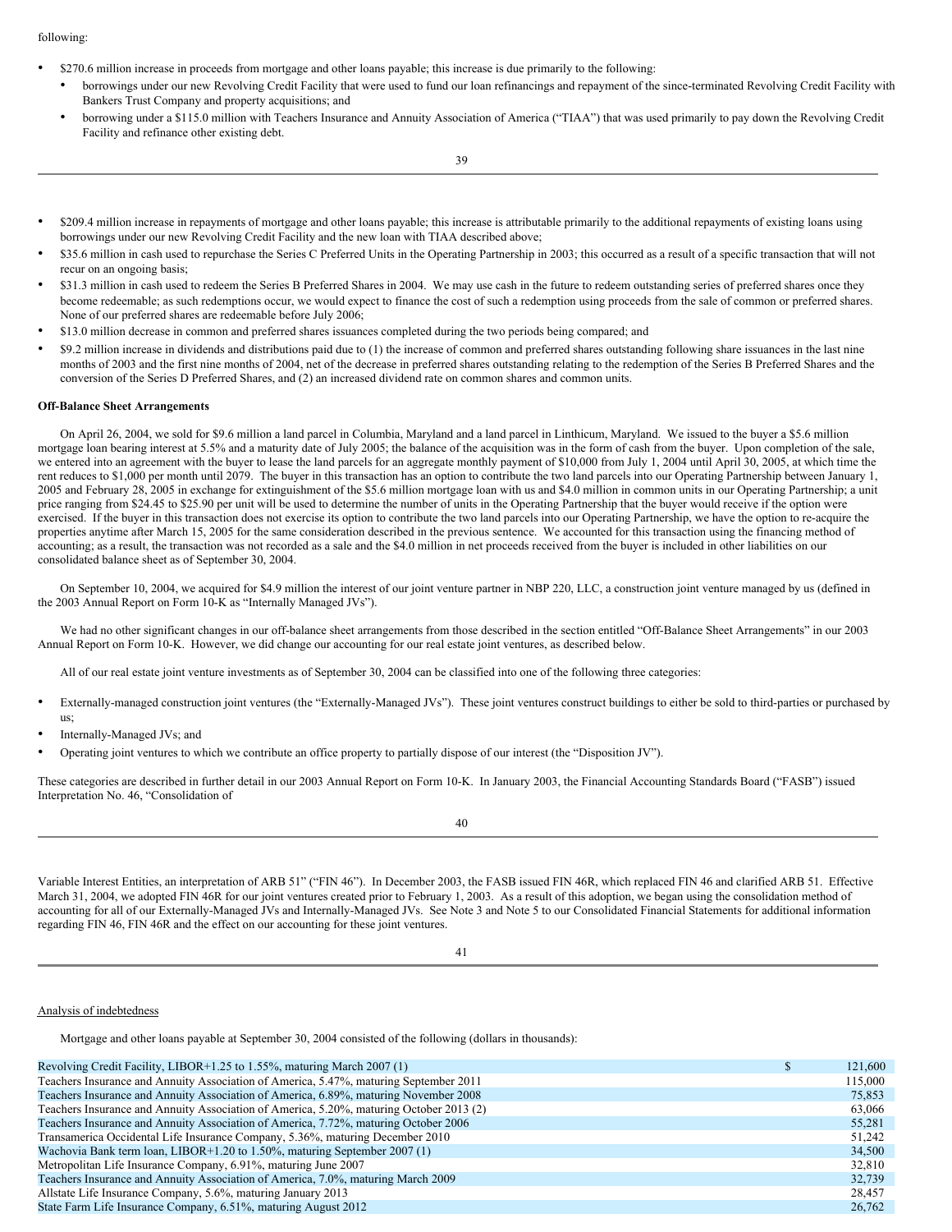following:

- $270.6 million increase in proceeds from mortgage and other loans payable; this increase is due primarily to the following:
  - borrowings under our new Revolving Credit Facility that were used to fund our loan refinancings and repayment of the since-terminated Revolving Credit Facility with Bankers Trust Company and property acquisitions; and
  - borrowing under a $115.0 million with Teachers Insurance and Annuity Association of America ("TIAA") that was used primarily to pay down the Revolving Credit Facility and refinance other existing debt.

- $209.4 million increase in repayments of mortgage and other loans payable; this increase is attributable primarily to the additional repayments of existing loans using borrowings under our new Revolving Credit Facility and the new loan with TIAA described above;
- $35.6 million in cash used to repurchase the Series C Preferred Units in the Operating Partnership in 2003; this occurred as a result of a specific transaction that will not recur on an ongoing basis;
- $31.3 million in cash used to redeem the Series B Preferred Shares in 2004. We may use cash in the future to redeem outstanding series of preferred shares once they become redeemable; as such redemptions occur, we would expect to finance the cost of such a redemption using proceeds from the sale of common or preferred shares. None of our preferred shares are redeemable before July 2006;
- $13.0 million decrease in common and preferred shares issuances completed during the two periods being compared; and
- $9.2 million increase in dividends and distributions paid due to (1) the increase of common and preferred shares outstanding following share issuances in the last nine months of 2003 and the first nine months of 2004, net of the decrease in preferred shares outstanding relating to the redemption of the Series B Preferred Shares and the conversion of the Series D Preferred Shares, and (2) an increased dividend rate on common shares and common units.

**Off-Balance Sheet Arrangements**

On April 26, 2004, we sold for $9.6 million a land parcel in Columbia, Maryland and a land parcel in Linthicum, Maryland. We issued to the buyer a $5.6 million mortgage loan bearing interest at 5.5% and a maturity date of July 2005; the balance of the acquisition was in the form of cash from the buyer. Upon completion of the sale, we entered into an agreement with the buyer to lease the land parcels for an aggregate monthly payment of $10,000 from July 1, 2004 until April 30, 2005, at which time the rent reduces to $1,000 per month until 2079. The buyer in this transaction has an option to contribute the two land parcels into our Operating Partnership between January 1, 2005 and February 28, 2005 in exchange for extinguishment of the $5.6 million mortgage loan with us and $4.0 million in common units in our Operating Partnership; a unit price ranging from $24.45 to $25.90 per unit will be used to determine the number of units in the Operating Partnership that the buyer would receive if the option were exercised. If the buyer in this transaction does not exercise its option to contribute the two land parcels into our Operating Partnership, we have the option to re-acquire the properties anytime after March 15, 2005 for the same consideration described in the previous sentence. We accounted for this transaction using the financing method of accounting; as a result, the transaction was not recorded as a sale and the $4.0 million in net proceeds received from the buyer is included in other liabilities on our consolidated balance sheet as of September 30, 2004.

On September 10, 2004, we acquired for $4.9 million the interest of our joint venture partner in NBP 220, LLC, a construction joint venture managed by us (defined in the 2003 Annual Report on Form 10-K as "Internally Managed JVs").

We had no other significant changes in our off-balance sheet arrangements from those described in the section entitled "Off-Balance Sheet Arrangements" in our 2003 Annual Report on Form 10-K. However, we did change our accounting for our real estate joint ventures, as described below.

All of our real estate joint venture investments as of September 30, 2004 can be classified into one of the following three categories:

- Externally-managed construction joint ventures (the "Externally-Managed JVs"). These joint ventures construct buildings to either be sold to third-parties or purchased by us;
- Internally-Managed JVs; and
- Operating joint ventures to which we contribute an office property to partially dispose of our interest (the "Disposition JV").

These categories are described in further detail in our 2003 Annual Report on Form 10-K. In January 2003, the Financial Accounting Standards Board ("FASB") issued Interpretation No. 46, "Consolidation of Variable Interest Entities, an interpretation of ARB 51" ("FIN 46"). In December 2003, the FASB issued FIN 46R, which replaced FIN 46 and clarified ARB 51. Effective March 31, 2004, we adopted FIN 46R for our joint ventures created prior to February 1, 2003. As a result of this adoption, we began using the consolidation method of accounting for all of our Externally-Managed JVs and Internally-Managed JVs. See Note 3 and Note 5 to our Consolidated Financial Statements for additional information regarding FIN 46, FIN 46R and the effect on our accounting for these joint ventures.

Analysis of indebtedness

Mortgage and other loans payable at September 30, 2004 consisted of the following (dollars in thousands):

| | |
|---|---|
| Revolving Credit Facility, LIBOR+1.25 to 1.55%, maturing March 2007 (1) | $ 121,600 |
| Teachers Insurance and Annuity Association of America, 5.47%, maturing September 2011 | 115,000 |
| Teachers Insurance and Annuity Association of America, 6.89%, maturing November 2008 | 75,853 |
| Teachers Insurance and Annuity Association of America, 5.20%, maturing October 2013 (2) | 63,066 |
| Teachers Insurance and Annuity Association of America, 7.72%, maturing October 2006 | 55,281 |
| Transamerica Occidental Life Insurance Company, 5.36%, maturing December 2010 | 51,242 |
| Wachovia Bank term loan, LIBOR+1.20 to 1.50%, maturing September 2007 (1) | 34,500 |
| Metropolitan Life Insurance Company, 6.91%, maturing June 2007 | 32,810 |
| Teachers Insurance and Annuity Association of America, 7.0%, maturing March 2009 | 32,739 |
| Allstate Life Insurance Company, 5.6%, maturing January 2013 | 28,457 |
| State Farm Life Insurance Company, 6.51%, maturing August 2012 | 26,762 |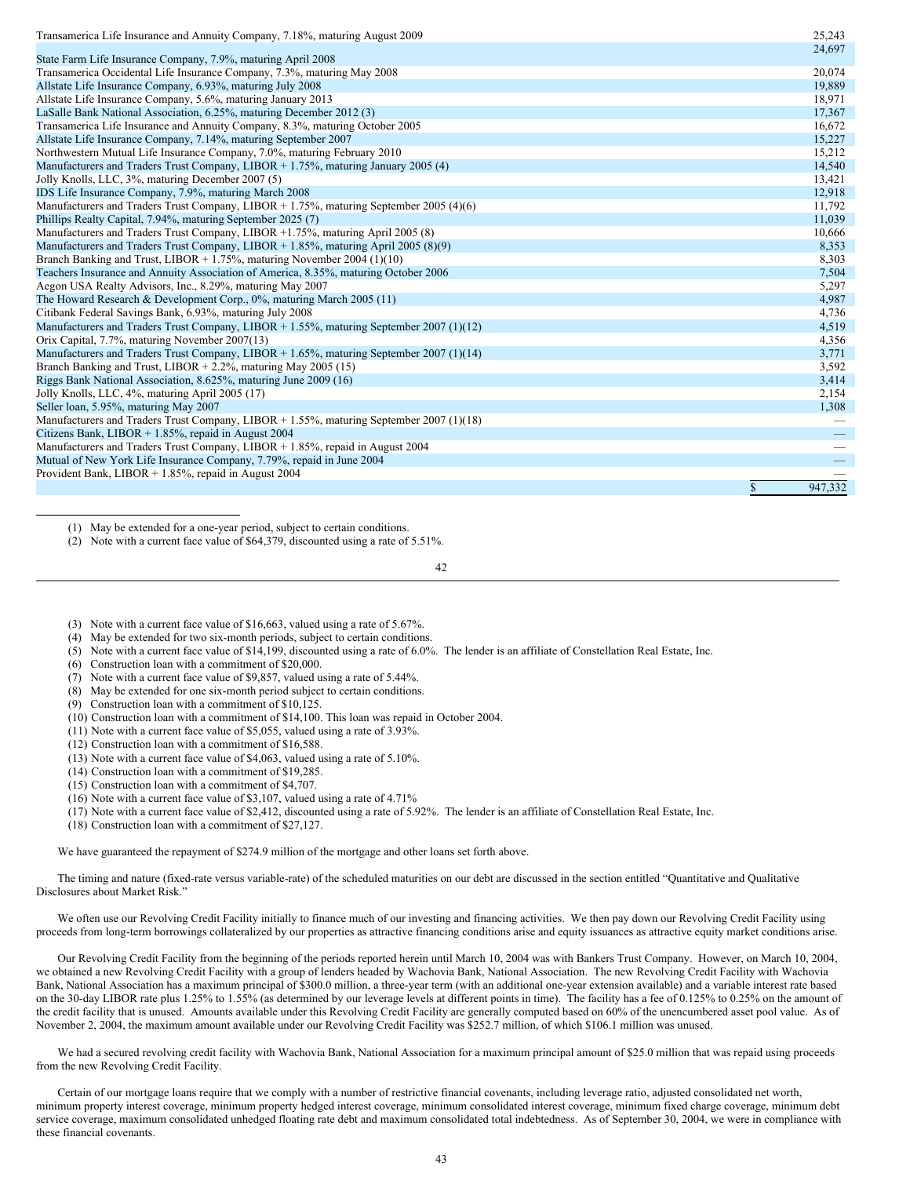| | |
|---|---|
| Transamerica Life Insurance and Annuity Company, 7.18%, maturing August 2009 | 25,243 |
| State Farm Life Insurance Company, 7.9%, maturing April 2008 | 24,697 |
| Transamerica Occidental Life Insurance Company, 7.3%, maturing May 2008 | 20,074 |
| Allstate Life Insurance Company, 6.93%, maturing July 2008 | 19,889 |
| Allstate Life Insurance Company, 5.6%, maturing January 2013 | 18,971 |
| LaSalle Bank National Association, 6.25%, maturing December 2012 (3) | 17,367 |
| Transamerica Life Insurance and Annuity Company, 8.3%, maturing October 2005 | 16,672 |
| Allstate Life Insurance Company, 7.14%, maturing September 2007 | 15,227 |
| Northwestern Mutual Life Insurance Company, 7.0%, maturing February 2010 | 15,212 |
| Manufacturers and Traders Trust Company, LIBOR + 1.75%, maturing January 2005 (4) | 14,540 |
| Jolly Knolls, LLC, 3%, maturing December 2007 (5) | 13,421 |
| IDS Life Insurance Company, 7.9%, maturing March 2008 | 12,918 |
| Manufacturers and Traders Trust Company, LIBOR + 1.75%, maturing September 2005 (4)(6) | 11,792 |
| Phillips Realty Capital, 7.94%, maturing September 2025 (7) | 11,039 |
| Manufacturers and Traders Trust Company, LIBOR +1.75%, maturing April 2005 (8) | 10,666 |
| Manufacturers and Traders Trust Company, LIBOR + 1.85%, maturing April 2005 (8)(9) | 8,353 |
| Branch Banking and Trust, LIBOR + 1.75%, maturing November 2004 (1)(10) | 8,303 |
| Teachers Insurance and Annuity Association of America, 8.35%, maturing October 2006 | 7,504 |
| Aegon USA Realty Advisors, Inc., 8.29%, maturing May 2007 | 5,297 |
| The Howard Research & Development Corp., 0%, maturing March 2005 (11) | 4,987 |
| Citibank Federal Savings Bank, 6.93%, maturing July 2008 | 4,736 |
| Manufacturers and Traders Trust Company, LIBOR + 1.55%, maturing September 2007 (1)(12) | 4,519 |
| Orix Capital, 7.7%, maturing November 2007(13) | 4,356 |
| Manufacturers and Traders Trust Company, LIBOR + 1.65%, maturing September 2007 (1)(14) | 3,771 |
| Branch Banking and Trust, LIBOR + 2.2%, maturing May 2005 (15) | 3,592 |
| Riggs Bank National Association, 8.625%, maturing June 2009 (16) | 3,414 |
| Jolly Knolls, LLC, 4%, maturing April 2005 (17) | 2,154 |
| Seller loan, 5.95%, maturing May 2007 | 1,308 |
| Manufacturers and Traders Trust Company, LIBOR + 1.55%, maturing September 2007 (1)(18) | — |
| Citizens Bank, LIBOR + 1.85%, repaid in August 2004 | — |
| Manufacturers and Traders Trust Company, LIBOR + 1.85%, repaid in August 2004 | — |
| Mutual of New York Life Insurance Company, 7.79%, repaid in June 2004 | — |
| Provident Bank, LIBOR + 1.85%, repaid in August 2004 | — |
| | $ 947,332 |

(1) May be extended for a one-year period, subject to certain conditions.

(2) Note with a current face value of $64,379, discounted using a rate of 5.51%.

(3) Note with a current face value of $16,663, valued using a rate of 5.67%.

(4) May be extended for two six-month periods, subject to certain conditions.

(5) Note with a current face value of $14,199, discounted using a rate of 6.0%. The lender is an affiliate of Constellation Real Estate, Inc.

(6) Construction loan with a commitment of $20,000.

(7) Note with a current face value of $9,857, valued using a rate of 5.44%.

(8) May be extended for one six-month period subject to certain conditions.

(9) Construction loan with a commitment of $10,125.

(10) Construction loan with a commitment of $14,100. This loan was repaid in October 2004.

(11) Note with a current face value of $5,055, valued using a rate of 3.93%.

(12) Construction loan with a commitment of $16,588.

(13) Note with a current face value of $4,063, valued using a rate of 5.10%.

(14) Construction loan with a commitment of $19,285.

(15) Construction loan with a commitment of $4,707.

(16) Note with a current face value of $3,107, valued using a rate of 4.71%

(17) Note with a current face value of $2,412, discounted using a rate of 5.92%. The lender is an affiliate of Constellation Real Estate, Inc.

(18) Construction loan with a commitment of $27,127.

We have guaranteed the repayment of $274.9 million of the mortgage and other loans set forth above.

The timing and nature (fixed-rate versus variable-rate) of the scheduled maturities on our debt are discussed in the section entitled "Quantitative and Qualitative Disclosures about Market Risk."

We often use our Revolving Credit Facility initially to finance much of our investing and financing activities. We then pay down our Revolving Credit Facility using proceeds from long-term borrowings collateralized by our properties as attractive financing conditions arise and equity issuances as attractive equity market conditions arise.

Our Revolving Credit Facility from the beginning of the periods reported herein until March 10, 2004 was with Bankers Trust Company. However, on March 10, 2004, we obtained a new Revolving Credit Facility with a group of lenders headed by Wachovia Bank, National Association. The new Revolving Credit Facility with Wachovia Bank, National Association has a maximum principal of $300.0 million, a three-year term (with an additional one-year extension available) and a variable interest rate based on the 30-day LIBOR rate plus 1.25% to 1.55% (as determined by our leverage levels at different points in time). The facility has a fee of 0.125% to 0.25% on the amount of the credit facility that is unused. Amounts available under this Revolving Credit Facility are generally computed based on 60% of the unencumbered asset pool value. As of November 2, 2004, the maximum amount available under our Revolving Credit Facility was $252.7 million, of which $106.1 million was unused.

We had a secured revolving credit facility with Wachovia Bank, National Association for a maximum principal amount of $25.0 million that was repaid using proceeds from the new Revolving Credit Facility.

Certain of our mortgage loans require that we comply with a number of restrictive financial covenants, including leverage ratio, adjusted consolidated net worth, minimum property interest coverage, minimum property hedged interest coverage, minimum consolidated interest coverage, minimum fixed charge coverage, minimum debt service coverage, maximum consolidated unhedged floating rate debt and maximum consolidated total indebtedness. As of September 30, 2004, we were in compliance with these financial covenants.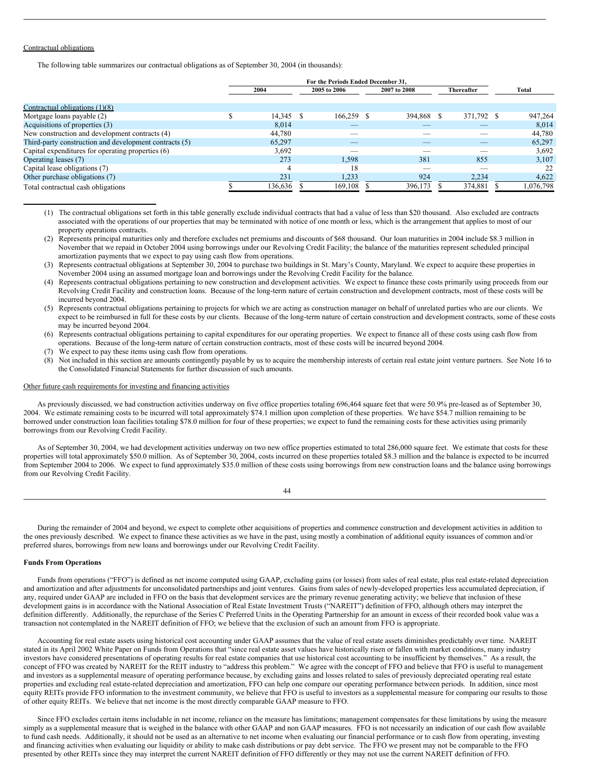Contractual obligations

The following table summarizes our contractual obligations as of September 30, 2004 (in thousands):

| | For the Periods Ended December 31, | | | | |
|---|---|---|---|---|---|
| | 2004 | 2005 to 2006 | 2007 to 2008 | Thereafter | Total |
| Contractual obligations (1)(8) | | | | | |
| Mortgage loans payable (2) | $ 14,345 | $ 166,259 | $ 394,868 | $ 371,792 | $ 947,264 |
| Acquisitions of properties (3) | 8,014 | — | — | — | 8,014 |
| New construction and development contracts (4) | 44,780 | — | — | — | 44,780 |
| Third-party construction and development contracts (5) | 65,297 | — | — | — | 65,297 |
| Capital expenditures for operating properties (6) | 3,692 | — | — | — | 3,692 |
| Operating leases (7) | 273 | 1,598 | 381 | 855 | 3,107 |
| Capital lease obligations (7) | 4 | 18 | — | — | 22 |
| Other purchase obligations (7) | 231 | 1,233 | 924 | 2,234 | 4,622 |
| Total contractual cash obligations | $ 136,636 | $ 169,108 | $ 396,173 | $ 374,881 | $ 1,076,798 |

(1) The contractual obligations set forth in this table generally exclude individual contracts that had a value of less than $20 thousand. Also excluded are contracts associated with the operations of our properties that may be terminated with notice of one month or less, which is the arrangement that applies to most of our property operations contracts.

(2) Represents principal maturities only and therefore excludes net premiums and discounts of $68 thousand. Our loan maturities in 2004 include $8.3 million in November that we repaid in October 2004 using borrowings under our Revolving Credit Facility; the balance of the maturities represent scheduled principal amortization payments that we expect to pay using cash flow from operations.

(3) Represents contractual obligations at September 30, 2004 to purchase two buildings in St. Mary's County, Maryland. We expect to acquire these properties in November 2004 using an assumed mortgage loan and borrowings under the Revolving Credit Facility for the balance.

(4) Represents contractual obligations pertaining to new construction and development activities. We expect to finance these costs primarily using proceeds from our Revolving Credit Facility and construction loans. Because of the long-term nature of certain construction and development contracts, most of these costs will be incurred beyond 2004.

(5) Represents contractual obligations pertaining to projects for which we are acting as construction manager on behalf of unrelated parties who are our clients. We expect to be reimbursed in full for these costs by our clients. Because of the long-term nature of certain construction and development contracts, some of these costs may be incurred beyond 2004.

(6) Represents contractual obligations pertaining to capital expenditures for our operating properties. We expect to finance all of these costs using cash flow from operations. Because of the long-term nature of certain construction contracts, most of these costs will be incurred beyond 2004.

(7) We expect to pay these items using cash flow from operations.

(8) Not included in this section are amounts contingently payable by us to acquire the membership interests of certain real estate joint venture partners. See Note 16 to the Consolidated Financial Statements for further discussion of such amounts.

Other future cash requirements for investing and financing activities

As previously discussed, we had construction activities underway on five office properties totaling 696,464 square feet that were 50.9% pre-leased as of September 30, 2004. We estimate remaining costs to be incurred will total approximately $74.1 million upon completion of these properties. We have $54.7 million remaining to be borrowed under construction loan facilities totaling $78.0 million for four of these properties; we expect to fund the remaining costs for these activities using primarily borrowings from our Revolving Credit Facility.

As of September 30, 2004, we had development activities underway on two new office properties estimated to total 286,000 square feet. We estimate that costs for these properties will total approximately $50.0 million. As of September 30, 2004, costs incurred on these properties totaled $8.3 million and the balance is expected to be incurred from September 2004 to 2006. We expect to fund approximately $35.0 million of these costs using borrowings from new construction loans and the balance using borrowings from our Revolving Credit Facility.

During the remainder of 2004 and beyond, we expect to complete other acquisitions of properties and commence construction and development activities in addition to the ones previously described. We expect to finance these activities as we have in the past, using mostly a combination of additional equity issuances of common and/or preferred shares, borrowings from new loans and borrowings under our Revolving Credit Facility.

**Funds From Operations**

Funds from operations ("FFO") is defined as net income computed using GAAP, excluding gains (or losses) from sales of real estate, plus real estate-related depreciation and amortization and after adjustments for unconsolidated partnerships and joint ventures. Gains from sales of newly-developed properties less accumulated depreciation, if any, required under GAAP are included in FFO on the basis that development services are the primary revenue generating activity; we believe that inclusion of these development gains is in accordance with the National Association of Real Estate Investment Trusts ("NAREIT") definition of FFO, although others may interpret the definition differently. Additionally, the repurchase of the Series C Preferred Units in the Operating Partnership for an amount in excess of their recorded book value was a transaction not contemplated in the NAREIT definition of FFO; we believe that the exclusion of such an amount from FFO is appropriate.

Accounting for real estate assets using historical cost accounting under GAAP assumes that the value of real estate assets diminishes predictably over time. NAREIT stated in its April 2002 White Paper on Funds from Operations that "since real estate asset values have historically risen or fallen with market conditions, many industry investors have considered presentations of operating results for real estate companies that use historical cost accounting to be insufficient by themselves." As a result, the concept of FFO was created by NAREIT for the REIT industry to "address this problem." We agree with the concept of FFO and believe that FFO is useful to management and investors as a supplemental measure of operating performance because, by excluding gains and losses related to sales of previously depreciated operating real estate properties and excluding real estate-related depreciation and amortization, FFO can help one compare our operating performance between periods. In addition, since most equity REITs provide FFO information to the investment community, we believe that FFO is useful to investors as a supplemental measure for comparing our results to those of other equity REITs. We believe that net income is the most directly comparable GAAP measure to FFO.

Since FFO excludes certain items includable in net income, reliance on the measure has limitations; management compensates for these limitations by using the measure simply as a supplemental measure that is weighed in the balance with other GAAP and non GAAP measures. FFO is not necessarily an indication of our cash flow available to fund cash needs. Additionally, it should not be used as an alternative to net income when evaluating our financial performance or to cash flow from operating, investing and financing activities when evaluating our liquidity or ability to make cash distributions or pay debt service. The FFO we present may not be comparable to the FFO presented by other REITs since they may interpret the current NAREIT definition of FFO differently or they may not use the current NAREIT definition of FFO.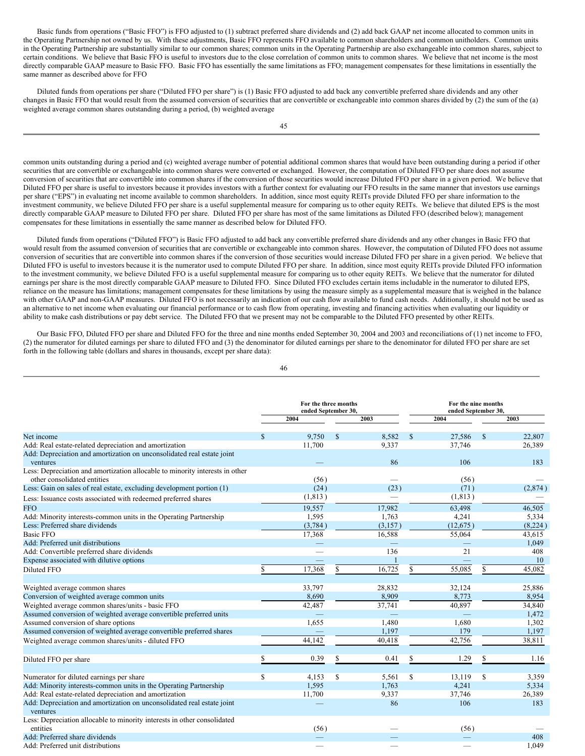Basic funds from operations ("Basic FFO") is FFO adjusted to (1) subtract preferred share dividends and (2) add back GAAP net income allocated to common units in the Operating Partnership not owned by us. With these adjustments, Basic FFO represents FFO available to common shareholders and common unitholders. Common units in the Operating Partnership are substantially similar to our common shares; common units in the Operating Partnership are also exchangeable into common shares, subject to certain conditions. We believe that Basic FFO is useful to investors due to the close correlation of common units to common shares. We believe that net income is the most directly comparable GAAP measure to Basic FFO. Basic FFO has essentially the same limitations as FFO; management compensates for these limitations in essentially the same manner as described above for FFO

Diluted funds from operations per share ("Diluted FFO per share") is (1) Basic FFO adjusted to add back any convertible preferred share dividends and any other changes in Basic FFO that would result from the assumed conversion of securities that are convertible or exchangeable into common shares divided by (2) the sum of the (a) weighted average common shares outstanding during a period, (b) weighted average common units outstanding during a period and (c) weighted average number of potential additional common shares that would have been outstanding during a period if other securities that are convertible or exchangeable into common shares were converted or exchanged. However, the computation of Diluted FFO per share does not assume conversion of securities that are convertible into common shares if the conversion of those securities would increase Diluted FFO per share in a given period. We believe that Diluted FFO per share is useful to investors because it provides investors with a further context for evaluating our FFO results in the same manner that investors use earnings per share ("EPS") in evaluating net income available to common shareholders. In addition, since most equity REITs provide Diluted FFO per share information to the investment community, we believe Diluted FFO per share is a useful supplemental measure for comparing us to other equity REITs. We believe that diluted EPS is the most directly comparable GAAP measure to Diluted FFO per share. Diluted FFO per share has most of the same limitations as Diluted FFO (described below); management compensates for these limitations in essentially the same manner as described below for Diluted FFO.

Diluted funds from operations ("Diluted FFO") is Basic FFO adjusted to add back any convertible preferred share dividends and any other changes in Basic FFO that would result from the assumed conversion of securities that are convertible or exchangeable into common shares. However, the computation of Diluted FFO does not assume conversion of securities that are convertible into common shares if the conversion of those securities would increase Diluted FFO per share in a given period. We believe that Diluted FFO is useful to investors because it is the numerator used to compute Diluted FFO per share. In addition, since most equity REITs provide Diluted FFO information to the investment community, we believe Diluted FFO is a useful supplemental measure for comparing us to other equity REITs. We believe that the numerator for diluted earnings per share is the most directly comparable GAAP measure to Diluted FFO. Since Diluted FFO excludes certain items includable in the numerator to diluted EPS, reliance on the measure has limitations; management compensates for these limitations by using the measure simply as a supplemental measure that is weighed in the balance with other GAAP and non-GAAP measures. Diluted FFO is not necessarily an indication of our cash flow available to fund cash needs. Additionally, it should not be used as an alternative to net income when evaluating our financial performance or to cash flow from operating, investing and financing activities when evaluating our liquidity or ability to make cash distributions or pay debt service. The Diluted FFO that we present may not be comparable to the Diluted FFO presented by other REITs.

Our Basic FFO, Diluted FFO per share and Diluted FFO for the three and nine months ended September 30, 2004 and 2003 and reconciliations of (1) net income to FFO, (2) the numerator for diluted earnings per share to diluted FFO and (3) the denominator for diluted earnings per share to the denominator for diluted FFO per share are set forth in the following table (dollars and shares in thousands, except per share data):

| | For the three months ended September 30, | | For the nine months ended September 30, | |
|---|---|---|---|---|
| | 2004 | 2003 | 2004 | 2003 |
| Net income | $ 9,750 | $ 8,582 | $ 27,586 | $ 22,807 |
| Add: Real estate-related depreciation and amortization | 11,700 | 9,337 | 37,746 | 26,389 |
| Add: Depreciation and amortization on unconsolidated real estate joint ventures | — | 86 | 106 | 183 |
| Less: Depreciation and amortization allocable to minority interests in other consolidated entities | (56) | — | (56) | — |
| Less: Gain on sales of real estate, excluding development portion (1) | (24) | (23) | (71) | (2,874) |
| Less: Issuance costs associated with redeemed preferred shares | (1,813) | — | (1,813) | — |
| FFO | 19,557 | 17,982 | 63,498 | 46,505 |
| Add: Minority interests-common units in the Operating Partnership | 1,595 | 1,763 | 4,241 | 5,334 |
| Less: Preferred share dividends | (3,784) | (3,157) | (12,675) | (8,224) |
| Basic FFO | 17,368 | 16,588 | 55,064 | 43,615 |
| Add: Preferred unit distributions | — | — | — | 1,049 |
| Add: Convertible preferred share dividends | — | 136 | 21 | 408 |
| Expense associated with dilutive options | — | 1 | — | 10 |
| Diluted FFO | $ 17,368 | $ 16,725 | $ 55,085 | $ 45,082 |
| | | | | |
| Weighted average common shares | 33,797 | 28,832 | 32,124 | 25,886 |
| Conversion of weighted average common units | 8,690 | 8,909 | 8,773 | 8,954 |
| Weighted average common shares/units - basic FFO | 42,487 | 37,741 | 40,897 | 34,840 |
| Assumed conversion of weighted average convertible preferred units | — | — | — | 1,472 |
| Assumed conversion of share options | 1,655 | 1,480 | 1,680 | 1,302 |
| Assumed conversion of weighted average convertible preferred shares | — | 1,197 | 179 | 1,197 |
| Weighted average common shares/units - diluted FFO | 44,142 | 40,418 | 42,756 | 38,811 |
| | | | | |
| Diluted FFO per share | $ 0.39 | $ 0.41 | $ 1.29 | $ 1.16 |
| | | | | |
| Numerator for diluted earnings per share | $ 4,153 | $ 5,561 | $ 13,119 | $ 3,359 |
| Add: Minority interests-common units in the Operating Partnership | 1,595 | 1,763 | 4,241 | 5,334 |
| Add: Real estate-related depreciation and amortization | 11,700 | 9,337 | 37,746 | 26,389 |
| Add: Depreciation and amortization on unconsolidated real estate joint ventures | — | 86 | 106 | 183 |
| Less: Depreciation allocable to minority interests in other consolidated entities | (56) | — | (56) | — |
| Add: Preferred share dividends | — | — | — | 408 |
| Add: Preferred unit distributions | — | — | — | 1,049 |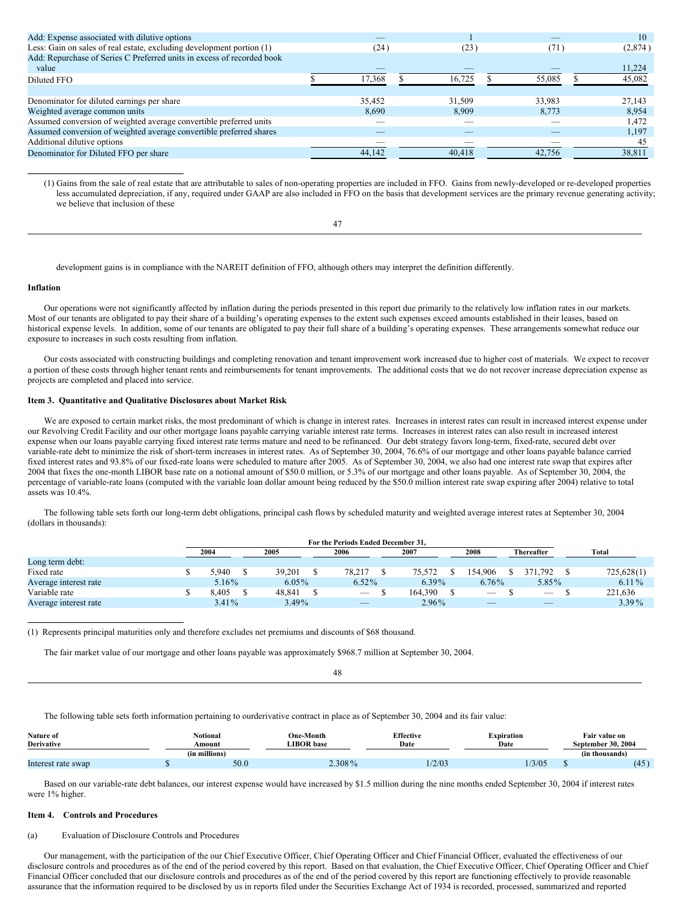| | | | | |
|---|---|---|---|---|
| Add: Expense associated with dilutive options | — | 1 | — | 10 |
| Less: Gain on sales of real estate, excluding development portion (1) | (24) | (23) | (71) | (2,874) |
| Add: Repurchase of Series C Preferred units in excess of recorded book value | — | — | — | 11,224 |
| Diluted FFO | $ 17,368 | $ 16,725 | $ 55,085 | $ 45,082 |
| | | | | |
| Denominator for diluted earnings per share | 35,452 | 31,509 | 33,983 | 27,143 |
| Weighted average common units | 8,690 | 8,909 | 8,773 | 8,954 |
| Assumed conversion of weighted average convertible preferred units | — | — | — | 1,472 |
| Assumed conversion of weighted average convertible preferred shares | — | — | — | 1,197 |
| Additional dilutive options | — | — | — | 45 |
| Denominator for Diluted FFO per share | 44,142 | 40,418 | 42,756 | 38,811 |

(1) Gains from the sale of real estate that are attributable to sales of non-operating properties are included in FFO. Gains from newly-developed or re-developed properties less accumulated depreciation, if any, required under GAAP are also included in FFO on the basis that development services are the primary revenue generating activity; we believe that inclusion of these development gains is in compliance with the NAREIT definition of FFO, although others may interpret the definition differently.

**Inflation**

Our operations were not significantly affected by inflation during the periods presented in this report due primarily to the relatively low inflation rates in our markets. Most of our tenants are obligated to pay their share of a building's operating expenses to the extent such expenses exceed amounts established in their leases, based on historical expense levels. In addition, some of our tenants are obligated to pay their full share of a building's operating expenses. These arrangements somewhat reduce our exposure to increases in such costs resulting from inflation.

Our costs associated with constructing buildings and completing renovation and tenant improvement work increased due to higher cost of materials. We expect to recover a portion of these costs through higher tenant rents and reimbursements for tenant improvements. The additional costs that we do not recover increase depreciation expense as projects are completed and placed into service.

**Item 3. Quantitative and Qualitative Disclosures about Market Risk**

We are exposed to certain market risks, the most predominant of which is change in interest rates. Increases in interest rates can result in increased interest expense under our Revolving Credit Facility and our other mortgage loans payable carrying variable interest rate terms. Increases in interest rates can also result in increased interest expense when our loans payable carrying fixed interest rate terms mature and need to be refinanced. Our debt strategy favors long-term, fixed-rate, secured debt over variable-rate debt to minimize the risk of short-term increases in interest rates. As of September 30, 2004, 76.6% of our mortgage and other loans payable balance carried fixed interest rates and 93.8% of our fixed-rate loans were scheduled to mature after 2005. As of September 30, 2004, we also had one interest rate swap that expires after 2004 that fixes the one-month LIBOR base rate on a notional amount of $50.0 million, or 5.3% of our mortgage and other loans payable. As of September 30, 2004, the percentage of variable-rate loans (computed with the variable loan dollar amount being reduced by the $50.0 million interest rate swap expiring after 2004) relative to total assets was 10.4%.

The following table sets forth our long-term debt obligations, principal cash flows by scheduled maturity and weighted average interest rates at September 30, 2004 (dollars in thousands):

| | For the Periods Ended December 31, | | | | | | |
|---|---|---|---|---|---|---|---|
| | 2004 | 2005 | 2006 | 2007 | 2008 | Thereafter | Total |
| Long term debt: | | | | | | | |
| Fixed rate | $ 5,940 | $ 39,201 | $ 78,217 | $ 75,572 | $ 154,906 | $ 371,792 | $ 725,628(1) |
| Average interest rate | 5.16% | 6.05% | 6.52% | 6.39% | 6.76% | 5.85% | 6.11% |
| Variable rate | $ 8,405 | $ 48,841 | $ — | $ 164,390 | $ — | $ — | $ 221,636 |
| Average interest rate | 3.41% | 3.49% | — | 2.96% | — | — | 3.39% |

(1) Represents principal maturities only and therefore excludes net premiums and discounts of $68 thousand.

The fair market value of our mortgage and other loans payable was approximately $968.7 million at September 30, 2004.

The following table sets forth information pertaining to ourderivative contract in place as of September 30, 2004 and its fair value:

| Nature of Derivative | Notional Amount (in millions) | One-Month LIBOR base | Effective Date | Expiration Date | Fair value on September 30, 2004 (in thousands) |
|---|---|---|---|---|---|
| Interest rate swap | $ 50.0 | 2.308% | 1/2/03 | 1/3/05 | $ (45) |

Based on our variable-rate debt balances, our interest expense would have increased by $1.5 million during the nine months ended September 30, 2004 if interest rates were 1% higher.

**Item 4. Controls and Procedures**

(a) Evaluation of Disclosure Controls and Procedures

Our management, with the participation of the our Chief Executive Officer, Chief Operating Officer and Chief Financial Officer, evaluated the effectiveness of our disclosure controls and procedures as of the end of the period covered by this report. Based on that evaluation, the Chief Executive Officer, Chief Operating Officer and Chief Financial Officer concluded that our disclosure controls and procedures as of the end of the period covered by this report are functioning effectively to provide reasonable assurance that the information required to be disclosed by us in reports filed under the Securities Exchange Act of 1934 is recorded, processed, summarized and reported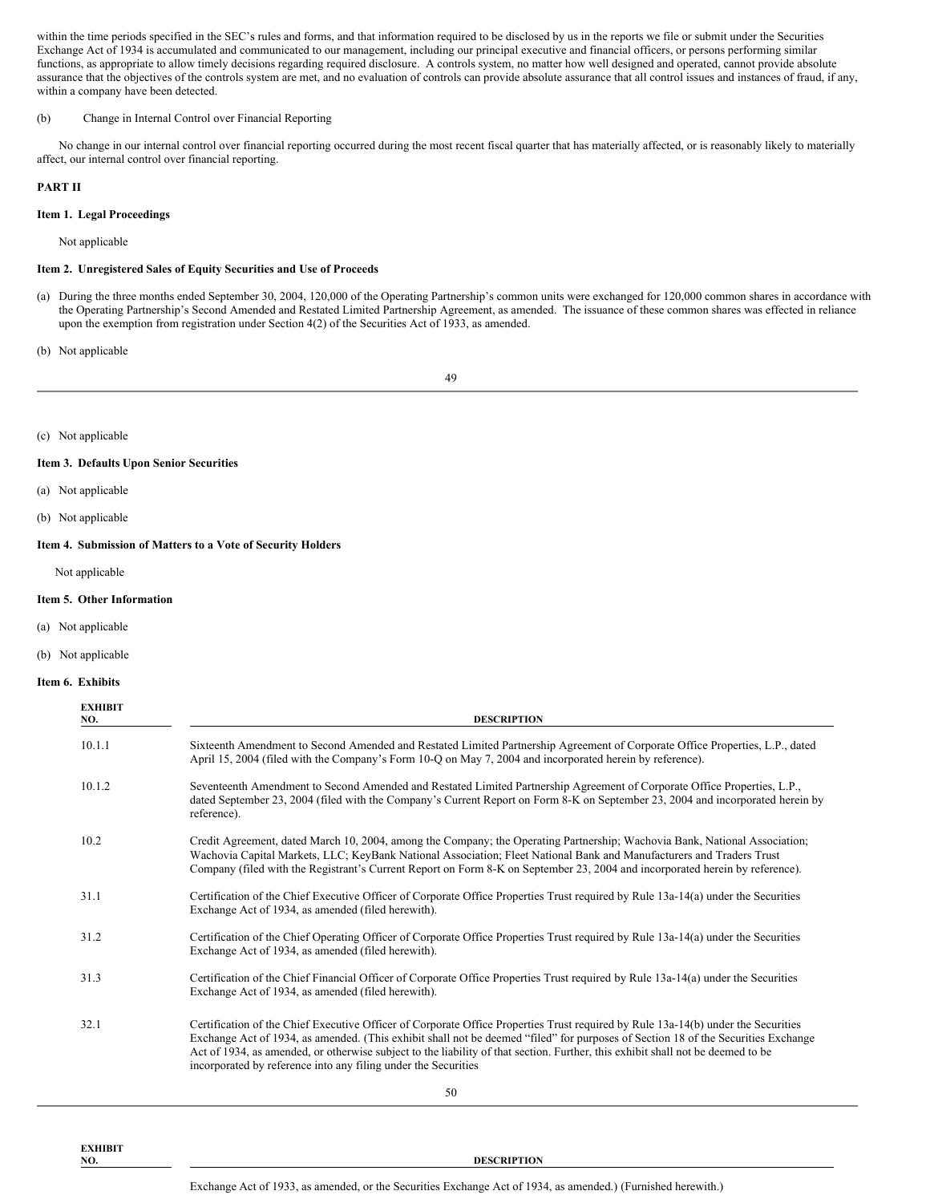within the time periods specified in the SEC's rules and forms, and that information required to be disclosed by us in the reports we file or submit under the Securities Exchange Act of 1934 is accumulated and communicated to our management, including our principal executive and financial officers, or persons performing similar functions, as appropriate to allow timely decisions regarding required disclosure. A controls system, no matter how well designed and operated, cannot provide absolute assurance that the objectives of the controls system are met, and no evaluation of controls can provide absolute assurance that all control issues and instances of fraud, if any, within a company have been detected.

(b) Change in Internal Control over Financial Reporting

No change in our internal control over financial reporting occurred during the most recent fiscal quarter that has materially affected, or is reasonably likely to materially affect, our internal control over financial reporting.

**PART II**

**Item 1. Legal Proceedings**

Not applicable

**Item 2. Unregistered Sales of Equity Securities and Use of Proceeds**

(a) During the three months ended September 30, 2004, 120,000 of the Operating Partnership's common units were exchanged for 120,000 common shares in accordance with the Operating Partnership's Second Amended and Restated Limited Partnership Agreement, as amended. The issuance of these common shares was effected in reliance upon the exemption from registration under Section 4(2) of the Securities Act of 1933, as amended.

(b) Not applicable

(c) Not applicable

**Item 3. Defaults Upon Senior Securities**

(a) Not applicable

(b) Not applicable

**Item 4. Submission of Matters to a Vote of Security Holders**

Not applicable

**Item 5. Other Information**

(a) Not applicable

(b) Not applicable

**Item 6. Exhibits**

| EXHIBIT NO. | DESCRIPTION |
|---|---|
| 10.1.1 | Sixteenth Amendment to Second Amended and Restated Limited Partnership Agreement of Corporate Office Properties, L.P., dated April 15, 2004 (filed with the Company's Form 10-Q on May 7, 2004 and incorporated herein by reference). |
| 10.1.2 | Seventeenth Amendment to Second Amended and Restated Limited Partnership Agreement of Corporate Office Properties, L.P., dated September 23, 2004 (filed with the Company's Current Report on Form 8-K on September 23, 2004 and incorporated herein by reference). |
| 10.2 | Credit Agreement, dated March 10, 2004, among the Company; the Operating Partnership; Wachovia Bank, National Association; Wachovia Capital Markets, LLC; KeyBank National Association; Fleet National Bank and Manufacturers and Traders Trust Company (filed with the Registrant's Current Report on Form 8-K on September 23, 2004 and incorporated herein by reference). |
| 31.1 | Certification of the Chief Executive Officer of Corporate Office Properties Trust required by Rule 13a-14(a) under the Securities Exchange Act of 1934, as amended (filed herewith). |
| 31.2 | Certification of the Chief Operating Officer of Corporate Office Properties Trust required by Rule 13a-14(a) under the Securities Exchange Act of 1934, as amended (filed herewith). |
| 31.3 | Certification of the Chief Financial Officer of Corporate Office Properties Trust required by Rule 13a-14(a) under the Securities Exchange Act of 1934, as amended (filed herewith). |
| 32.1 | Certification of the Chief Executive Officer of Corporate Office Properties Trust required by Rule 13a-14(b) under the Securities Exchange Act of 1934, as amended. (This exhibit shall not be deemed "filed" for purposes of Section 18 of the Securities Exchange Act of 1934, as amended, or otherwise subject to the liability of that section. Further, this exhibit shall not be deemed to be incorporated by reference into any filing under the Securities Exchange Act of 1933, as amended, or the Securities Exchange Act of 1934, as amended.) (Furnished herewith.) |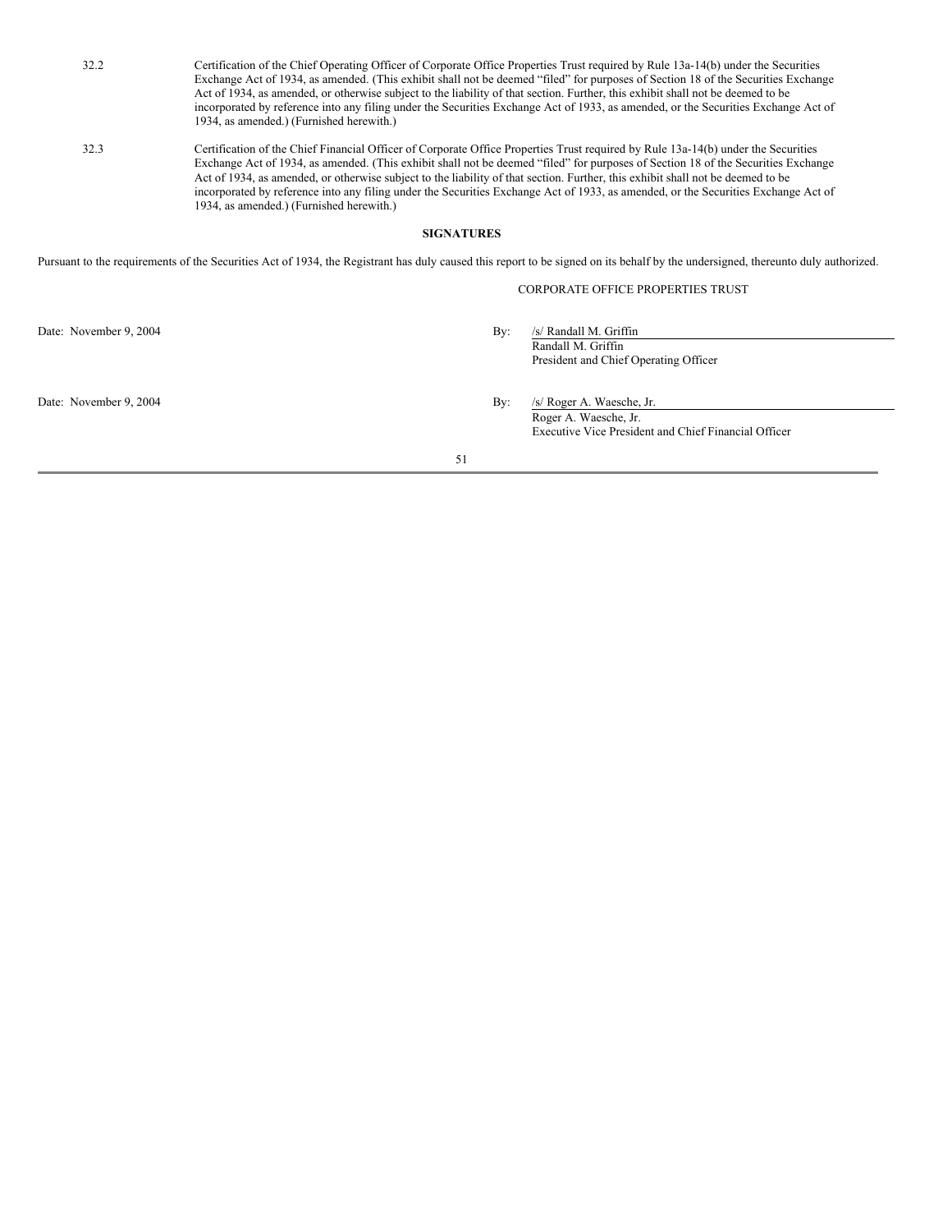| | |
|---|---|
| 32.2 | Certification of the Chief Operating Officer of Corporate Office Properties Trust required by Rule 13a-14(b) under the Securities Exchange Act of 1934, as amended. (This exhibit shall not be deemed “filed” for purposes of Section 18 of the Securities Exchange Act of 1934, as amended, or otherwise subject to the liability of that section. Further, this exhibit shall not be deemed to be incorporated by reference into any filing under the Securities Exchange Act of 1933, as amended, or the Securities Exchange Act of 1934, as amended.) (Furnished herewith.) |
| 32.3 | Certification of the Chief Financial Officer of Corporate Office Properties Trust required by Rule 13a-14(b) under the Securities Exchange Act of 1934, as amended. (This exhibit shall not be deemed “filed” for purposes of Section 18 of the Securities Exchange Act of 1934, as amended, or otherwise subject to the liability of that section. Further, this exhibit shall not be deemed to be incorporated by reference into any filing under the Securities Exchange Act of 1933, as amended, or the Securities Exchange Act of 1934, as amended.) (Furnished herewith.) |

**SIGNATURES**

Pursuant to the requirements of the Securities Act of 1934, the Registrant has duly caused this report to be signed on its behalf by the undersigned, thereunto duly authorized.

CORPORATE OFFICE PROPERTIES TRUST

Date: November 9, 2004

By: /s/ Randall M. Griffin
Randall M. Griffin
President and Chief Operating Officer

Date: November 9, 2004

By: /s/ Roger A. Waesche, Jr.
Roger A. Waesche, Jr.
Executive Vice President and Chief Financial Officer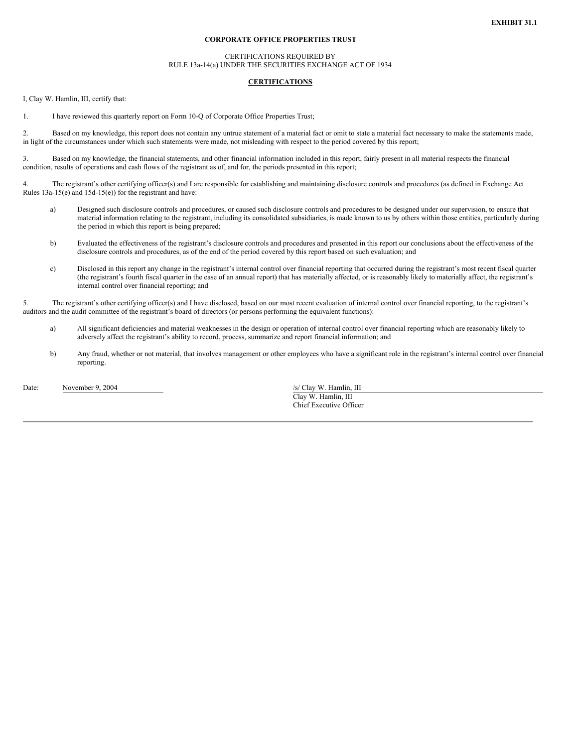**EXHIBIT 31.1**

**CORPORATE OFFICE PROPERTIES TRUST**

CERTIFICATIONS REQUIRED BY
RULE 13a-14(a) UNDER THE SECURITIES EXCHANGE ACT OF 1934

**CERTIFICATIONS**

I, Clay W. Hamlin, III, certify that:

1. I have reviewed this quarterly report on Form 10-Q of Corporate Office Properties Trust;

2. Based on my knowledge, this report does not contain any untrue statement of a material fact or omit to state a material fact necessary to make the statements made, in light of the circumstances under which such statements were made, not misleading with respect to the period covered by this report;

3. Based on my knowledge, the financial statements, and other financial information included in this report, fairly present in all material respects the financial condition, results of operations and cash flows of the registrant as of, and for, the periods presented in this report;

4. The registrant's other certifying officer(s) and I are responsible for establishing and maintaining disclosure controls and procedures (as defined in Exchange Act Rules 13a-15(e) and 15d-15(e)) for the registrant and have:

   a) Designed such disclosure controls and procedures, or caused such disclosure controls and procedures to be designed under our supervision, to ensure that material information relating to the registrant, including its consolidated subsidiaries, is made known to us by others within those entities, particularly during the period in which this report is being prepared;

   b) Evaluated the effectiveness of the registrant's disclosure controls and procedures and presented in this report our conclusions about the effectiveness of the disclosure controls and procedures, as of the end of the period covered by this report based on such evaluation; and

   c) Disclosed in this report any change in the registrant's internal control over financial reporting that occurred during the registrant's most recent fiscal quarter (the registrant's fourth fiscal quarter in the case of an annual report) that has materially affected, or is reasonably likely to materially affect, the registrant's internal control over financial reporting; and

5. The registrant's other certifying officer(s) and I have disclosed, based on our most recent evaluation of internal control over financial reporting, to the registrant's auditors and the audit committee of the registrant's board of directors (or persons performing the equivalent functions):

   a) All significant deficiencies and material weaknesses in the design or operation of internal control over financial reporting which are reasonably likely to adversely affect the registrant's ability to record, process, summarize and report financial information; and

   b) Any fraud, whether or not material, that involves management or other employees who have a significant role in the registrant's internal control over financial reporting.

Date: November 9, 2004

/s/ Clay W. Hamlin, III
Clay W. Hamlin, III
Chief Executive Officer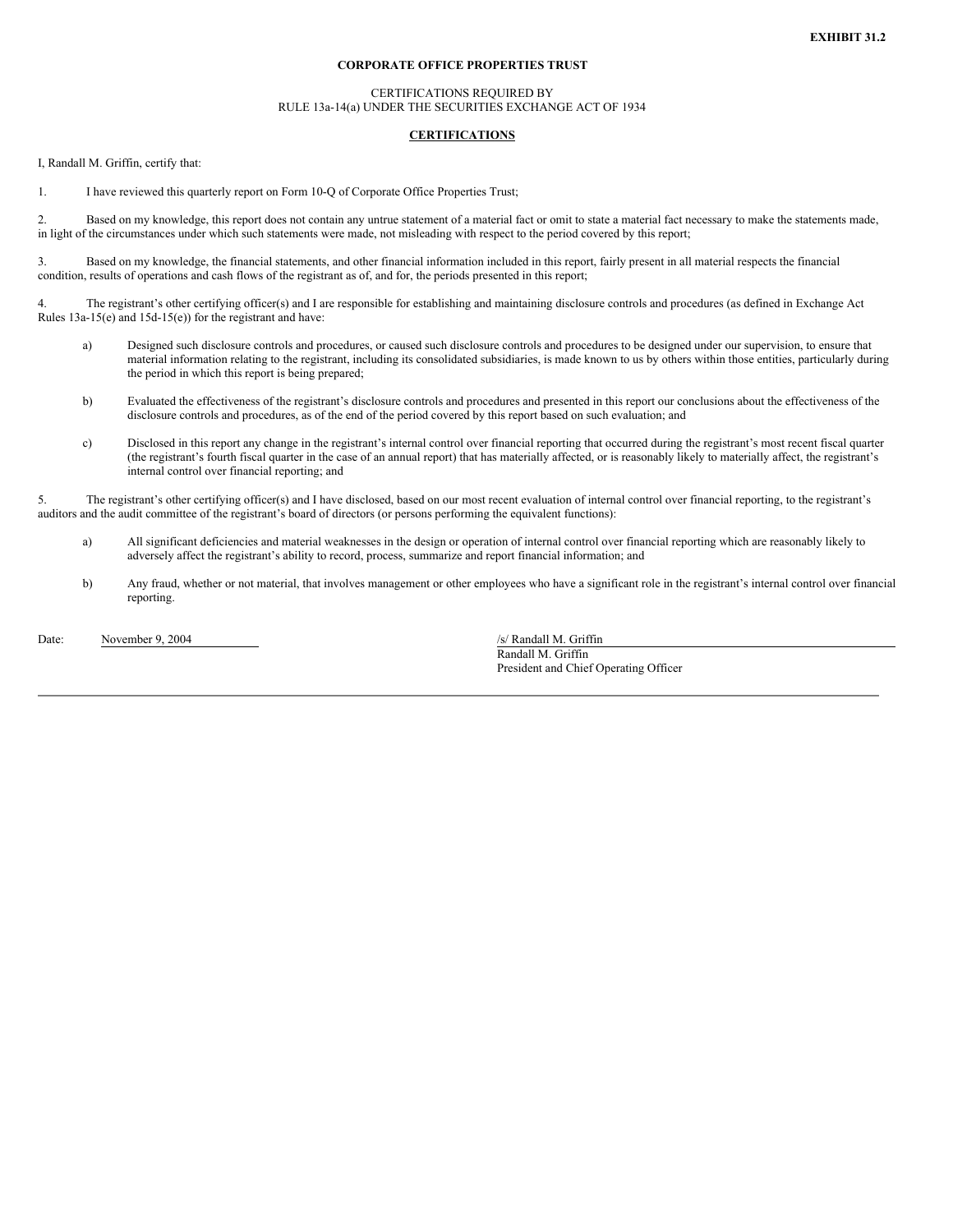**EXHIBIT 31.2**

**CORPORATE OFFICE PROPERTIES TRUST**

CERTIFICATIONS REQUIRED BY
RULE 13a-14(a) UNDER THE SECURITIES EXCHANGE ACT OF 1934

**CERTIFICATIONS**

I, Randall M. Griffin, certify that:

1. I have reviewed this quarterly report on Form 10-Q of Corporate Office Properties Trust;

2. Based on my knowledge, this report does not contain any untrue statement of a material fact or omit to state a material fact necessary to make the statements made, in light of the circumstances under which such statements were made, not misleading with respect to the period covered by this report;

3. Based on my knowledge, the financial statements, and other financial information included in this report, fairly present in all material respects the financial condition, results of operations and cash flows of the registrant as of, and for, the periods presented in this report;

4. The registrant's other certifying officer(s) and I are responsible for establishing and maintaining disclosure controls and procedures (as defined in Exchange Act Rules 13a-15(e) and 15d-15(e)) for the registrant and have:

   a) Designed such disclosure controls and procedures, or caused such disclosure controls and procedures to be designed under our supervision, to ensure that material information relating to the registrant, including its consolidated subsidiaries, is made known to us by others within those entities, particularly during the period in which this report is being prepared;

   b) Evaluated the effectiveness of the registrant's disclosure controls and procedures and presented in this report our conclusions about the effectiveness of the disclosure controls and procedures, as of the end of the period covered by this report based on such evaluation; and

   c) Disclosed in this report any change in the registrant's internal control over financial reporting that occurred during the registrant's most recent fiscal quarter (the registrant's fourth fiscal quarter in the case of an annual report) that has materially affected, or is reasonably likely to materially affect, the registrant's internal control over financial reporting; and

5. The registrant's other certifying officer(s) and I have disclosed, based on our most recent evaluation of internal control over financial reporting, to the registrant's auditors and the audit committee of the registrant's board of directors (or persons performing the equivalent functions):

   a) All significant deficiencies and material weaknesses in the design or operation of internal control over financial reporting which are reasonably likely to adversely affect the registrant's ability to record, process, summarize and report financial information; and

   b) Any fraud, whether or not material, that involves management or other employees who have a significant role in the registrant's internal control over financial reporting.

Date: November 9, 2004

/s/ Randall M. Griffin
Randall M. Griffin
President and Chief Operating Officer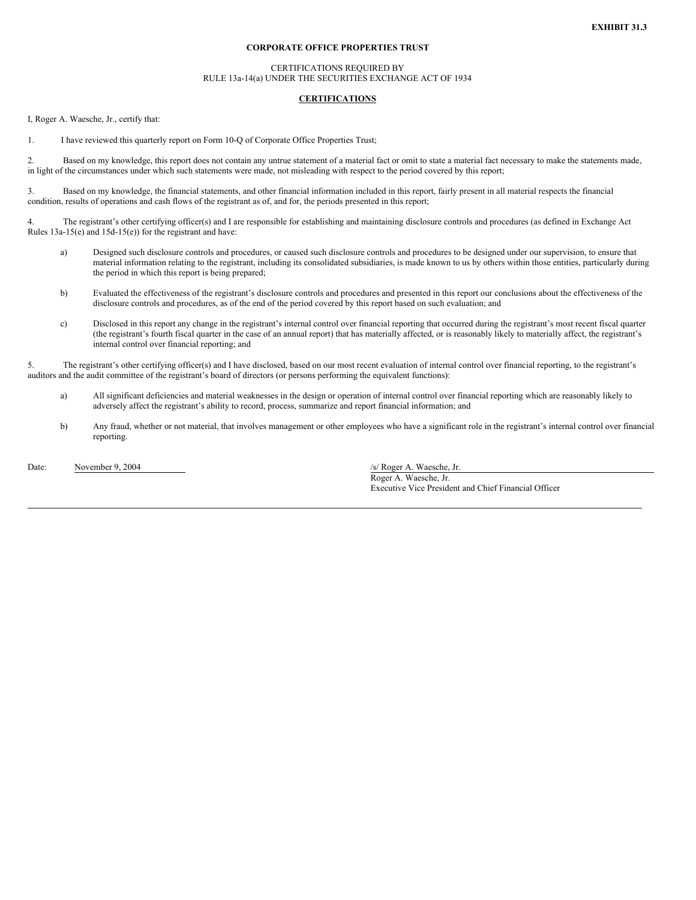**EXHIBIT 31.3**

**CORPORATE OFFICE PROPERTIES TRUST**

CERTIFICATIONS REQUIRED BY
RULE 13a-14(a) UNDER THE SECURITIES EXCHANGE ACT OF 1934

**CERTIFICATIONS**

I, Roger A. Waesche, Jr., certify that:

1. I have reviewed this quarterly report on Form 10-Q of Corporate Office Properties Trust;

2. Based on my knowledge, this report does not contain any untrue statement of a material fact or omit to state a material fact necessary to make the statements made, in light of the circumstances under which such statements were made, not misleading with respect to the period covered by this report;

3. Based on my knowledge, the financial statements, and other financial information included in this report, fairly present in all material respects the financial condition, results of operations and cash flows of the registrant as of, and for, the periods presented in this report;

4. The registrant's other certifying officer(s) and I are responsible for establishing and maintaining disclosure controls and procedures (as defined in Exchange Act Rules 13a-15(e) and 15d-15(e)) for the registrant and have:

   a) Designed such disclosure controls and procedures, or caused such disclosure controls and procedures to be designed under our supervision, to ensure that material information relating to the registrant, including its consolidated subsidiaries, is made known to us by others within those entities, particularly during the period in which this report is being prepared;

   b) Evaluated the effectiveness of the registrant's disclosure controls and procedures and presented in this report our conclusions about the effectiveness of the disclosure controls and procedures, as of the end of the period covered by this report based on such evaluation; and

   c) Disclosed in this report any change in the registrant's internal control over financial reporting that occurred during the registrant's most recent fiscal quarter (the registrant's fourth fiscal quarter in the case of an annual report) that has materially affected, or is reasonably likely to materially affect, the registrant's internal control over financial reporting; and

5. The registrant's other certifying officer(s) and I have disclosed, based on our most recent evaluation of internal control over financial reporting, to the registrant's auditors and the audit committee of the registrant's board of directors (or persons performing the equivalent functions):

   a) All significant deficiencies and material weaknesses in the design or operation of internal control over financial reporting which are reasonably likely to adversely affect the registrant's ability to record, process, summarize and report financial information; and

   b) Any fraud, whether or not material, that involves management or other employees who have a significant role in the registrant's internal control over financial reporting.

Date: November 9, 2004

/s/ Roger A. Waesche, Jr.
Roger A. Waesche, Jr.
Executive Vice President and Chief Financial Officer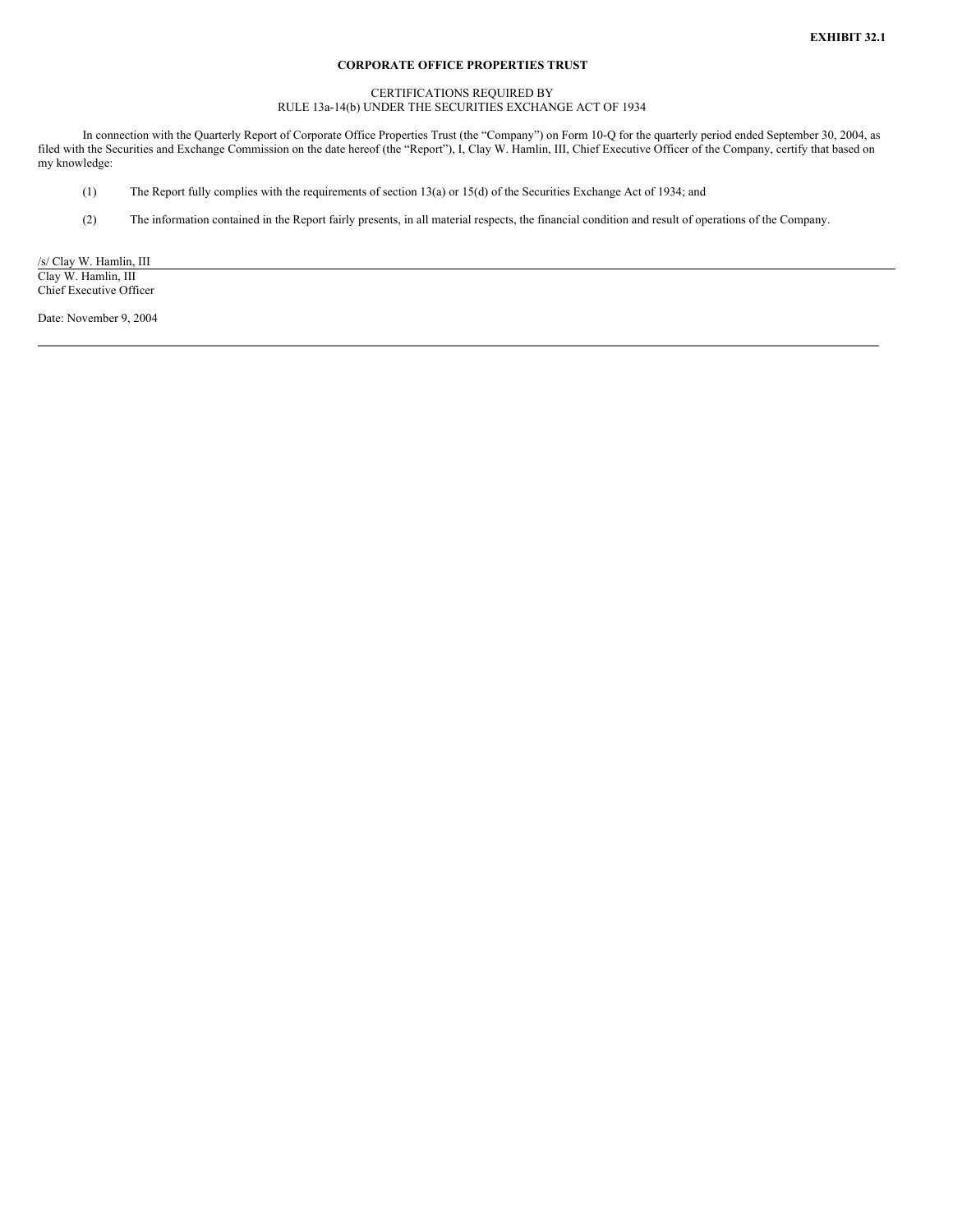**EXHIBIT 32.1**

**CORPORATE OFFICE PROPERTIES TRUST**

CERTIFICATIONS REQUIRED BY
RULE 13a-14(b) UNDER THE SECURITIES EXCHANGE ACT OF 1934

In connection with the Quarterly Report of Corporate Office Properties Trust (the "Company") on Form 10-Q for the quarterly period ended September 30, 2004, as filed with the Securities and Exchange Commission on the date hereof (the "Report"), I, Clay W. Hamlin, III, Chief Executive Officer of the Company, certify that based on my knowledge:

(1) The Report fully complies with the requirements of section 13(a) or 15(d) of the Securities Exchange Act of 1934; and

(2) The information contained in the Report fairly presents, in all material respects, the financial condition and result of operations of the Company.

/s/ Clay W. Hamlin, III
Clay W. Hamlin, III
Chief Executive Officer

Date: November 9, 2004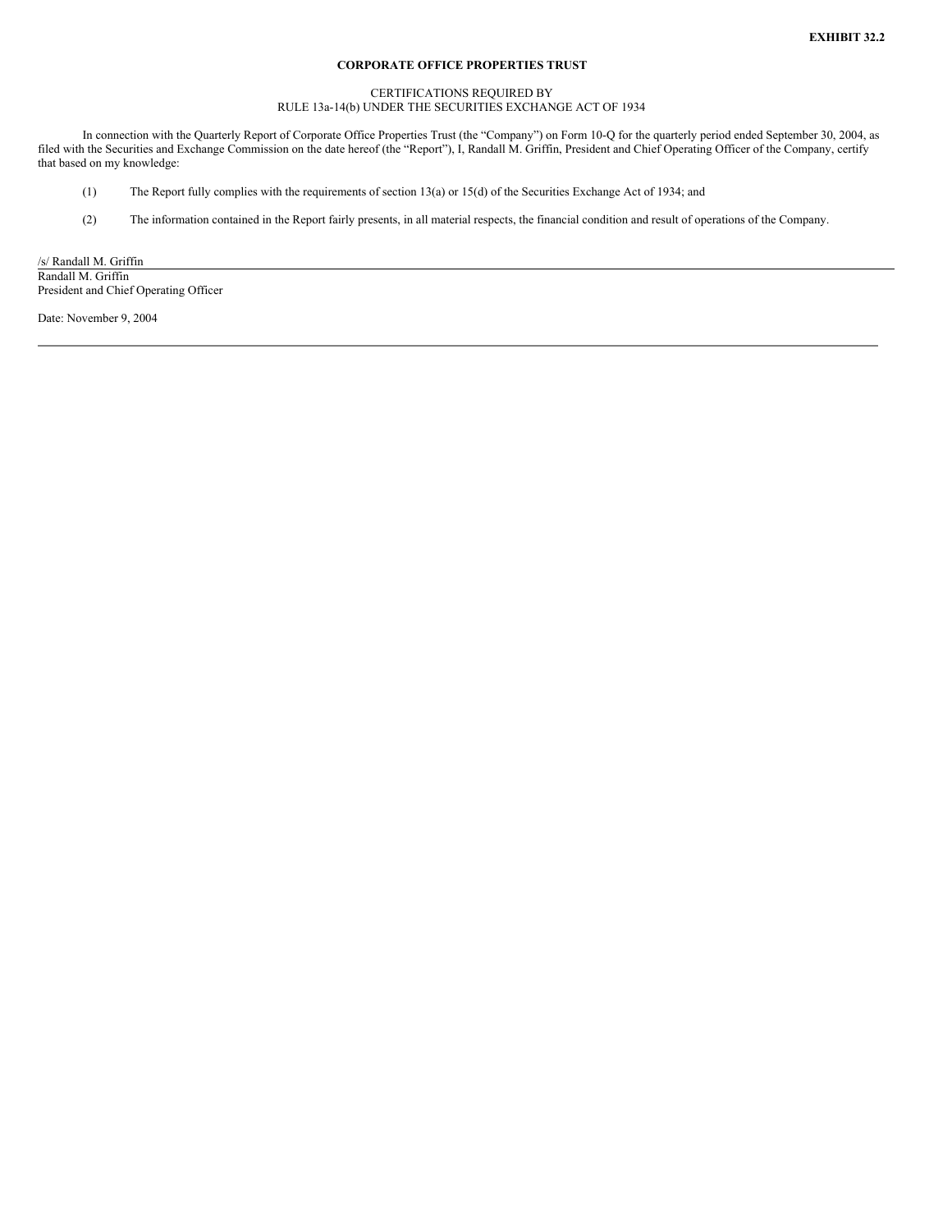**EXHIBIT 32.2**

**CORPORATE OFFICE PROPERTIES TRUST**

CERTIFICATIONS REQUIRED BY
RULE 13a-14(b) UNDER THE SECURITIES EXCHANGE ACT OF 1934

In connection with the Quarterly Report of Corporate Office Properties Trust (the "Company") on Form 10-Q for the quarterly period ended September 30, 2004, as filed with the Securities and Exchange Commission on the date hereof (the "Report"), I, Randall M. Griffin, President and Chief Operating Officer of the Company, certify that based on my knowledge:

(1) The Report fully complies with the requirements of section 13(a) or 15(d) of the Securities Exchange Act of 1934; and

(2) The information contained in the Report fairly presents, in all material respects, the financial condition and result of operations of the Company.

/s/ Randall M. Griffin
Randall M. Griffin
President and Chief Operating Officer

Date: November 9, 2004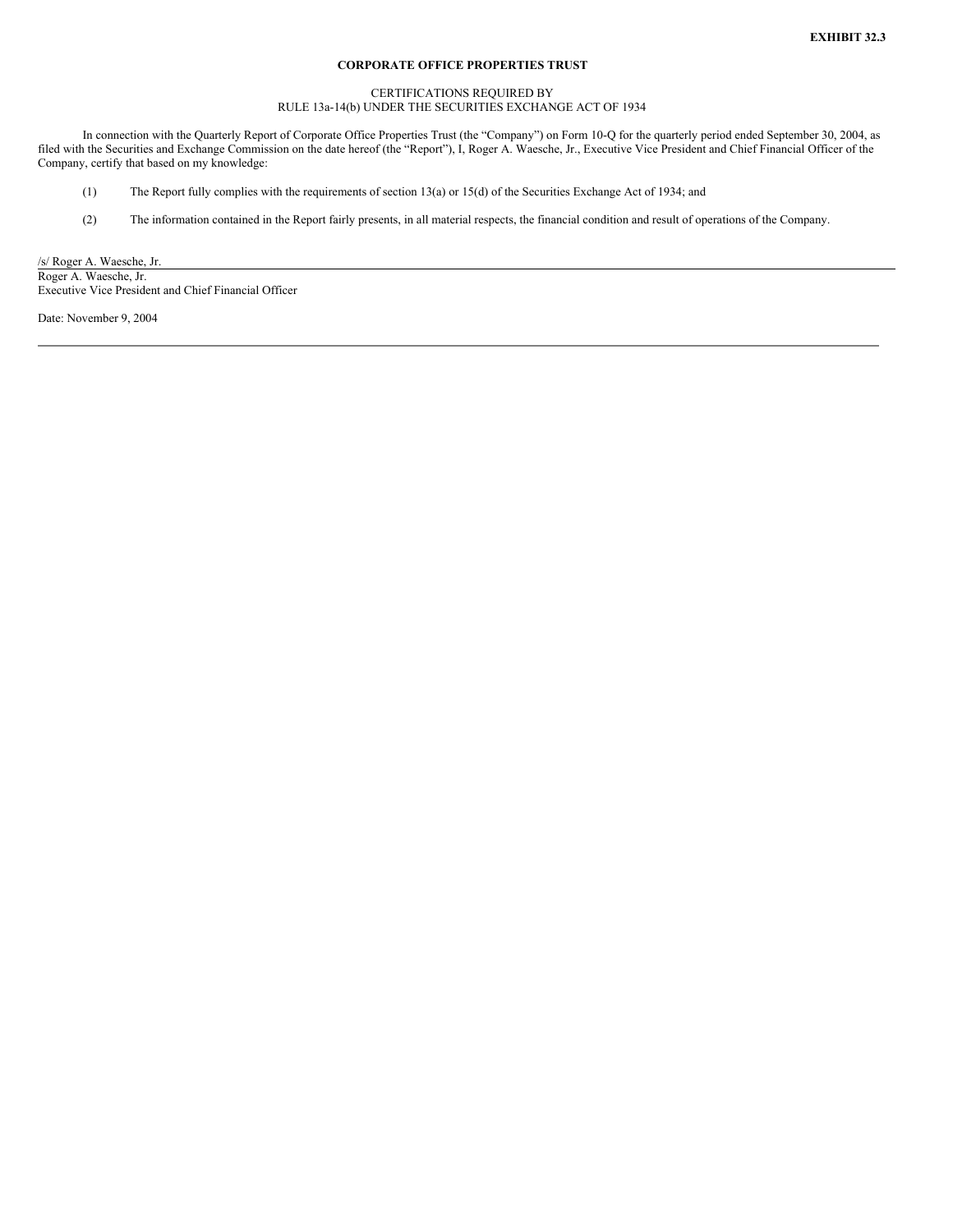**EXHIBIT 32.3**

**CORPORATE OFFICE PROPERTIES TRUST**

CERTIFICATIONS REQUIRED BY
RULE 13a-14(b) UNDER THE SECURITIES EXCHANGE ACT OF 1934

In connection with the Quarterly Report of Corporate Office Properties Trust (the "Company") on Form 10-Q for the quarterly period ended September 30, 2004, as filed with the Securities and Exchange Commission on the date hereof (the "Report"), I, Roger A. Waesche, Jr., Executive Vice President and Chief Financial Officer of the Company, certify that based on my knowledge:

(1) The Report fully complies with the requirements of section 13(a) or 15(d) of the Securities Exchange Act of 1934; and

(2) The information contained in the Report fairly presents, in all material respects, the financial condition and result of operations of the Company.

/s/ Roger A. Waesche, Jr.
Roger A. Waesche, Jr.
Executive Vice President and Chief Financial Officer

Date: November 9, 2004